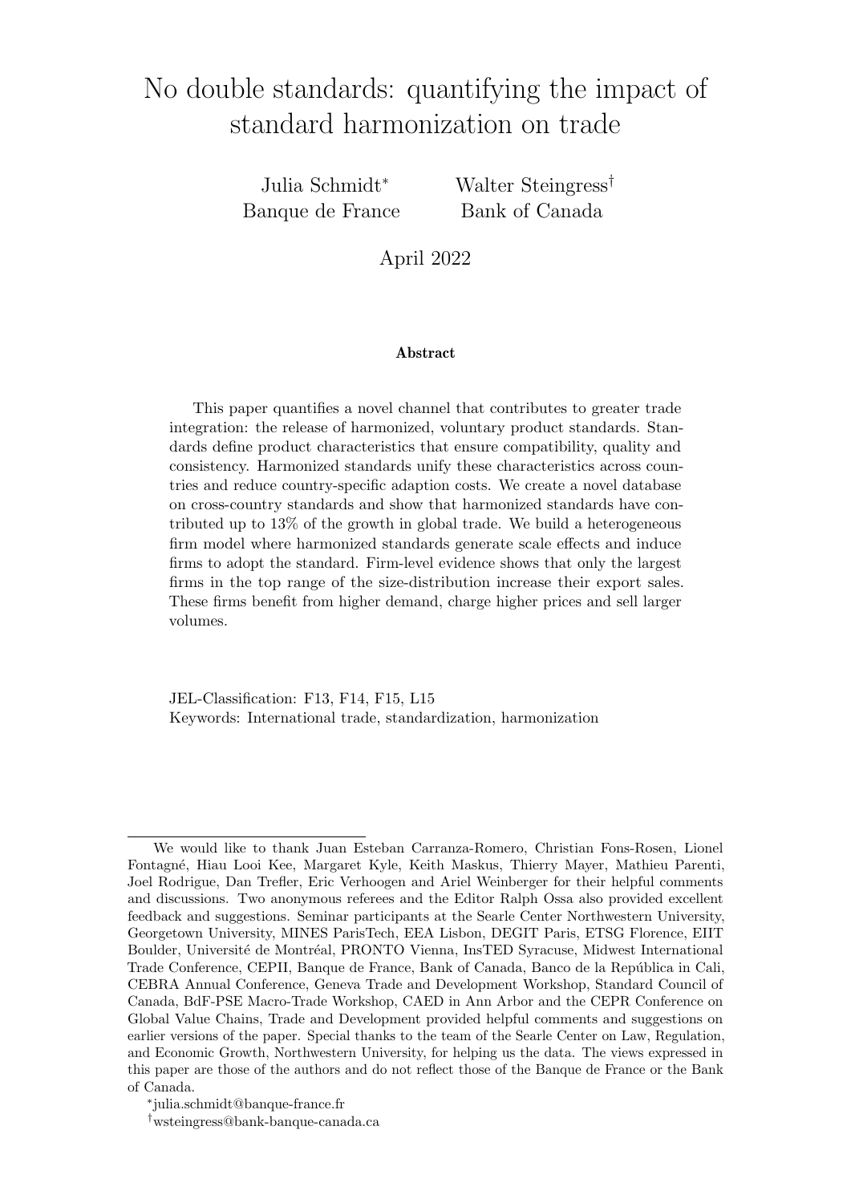# No double standards: quantifying the impact of standard harmonization on trade

Julia Schmidt[*] — Banque de France

Walter Steingress[†] — Bank of Canada

April 2022

**Abstract**

This paper quantifies a novel channel that contributes to greater trade integration: the release of harmonized, voluntary product standards. Standards define product characteristics that ensure compatibility, quality and consistency. Harmonized standards unify these characteristics across countries and reduce country-specific adaption costs. We create a novel database on cross-country standards and show that harmonized standards have contributed up to 13% of the growth in global trade. We build a heterogeneous firm model where harmonized standards generate scale effects and induce firms to adopt the standard. Firm-level evidence shows that only the largest firms in the top range of the size-distribution increase their export sales. These firms benefit from higher demand, charge higher prices and sell larger volumes.

JEL-Classification: F13, F14, F15, L15

Keywords: International trade, standardization, harmonization

---

We would like to thank Juan Esteban Carranza-Romero, Christian Fons-Rosen, Lionel Fontagné, Hiau Looi Kee, Margaret Kyle, Keith Maskus, Thierry Mayer, Mathieu Parenti, Joel Rodrigue, Dan Trefler, Eric Verhoogen and Ariel Weinberger for their helpful comments and discussions. Two anonymous referees and the Editor Ralph Ossa also provided excellent feedback and suggestions. Seminar participants at the Searle Center Northwestern University, Georgetown University, MINES ParisTech, EEA Lisbon, DEGIT Paris, ETSG Florence, EIIT Boulder, Université de Montréal, PRONTO Vienna, InsTED Syracuse, Midwest International Trade Conference, CEPII, Banque de France, Bank of Canada, Banco de la República in Cali, CEBRA Annual Conference, Geneva Trade and Development Workshop, Standard Council of Canada, BdF-PSE Macro-Trade Workshop, CAED in Ann Arbor and the CEPR Conference on Global Value Chains, Trade and Development provided helpful comments and suggestions on earlier versions of the paper. Special thanks to the team of the Searle Center on Law, Regulation, and Economic Growth, Northwestern University, for helping us the data. The views expressed in this paper are those of the authors and do not reflect those of the Banque de France or the Bank of Canada.

[*] julia.schmidt@banque-france.fr

[†] wsteingress@bank-banque-canada.ca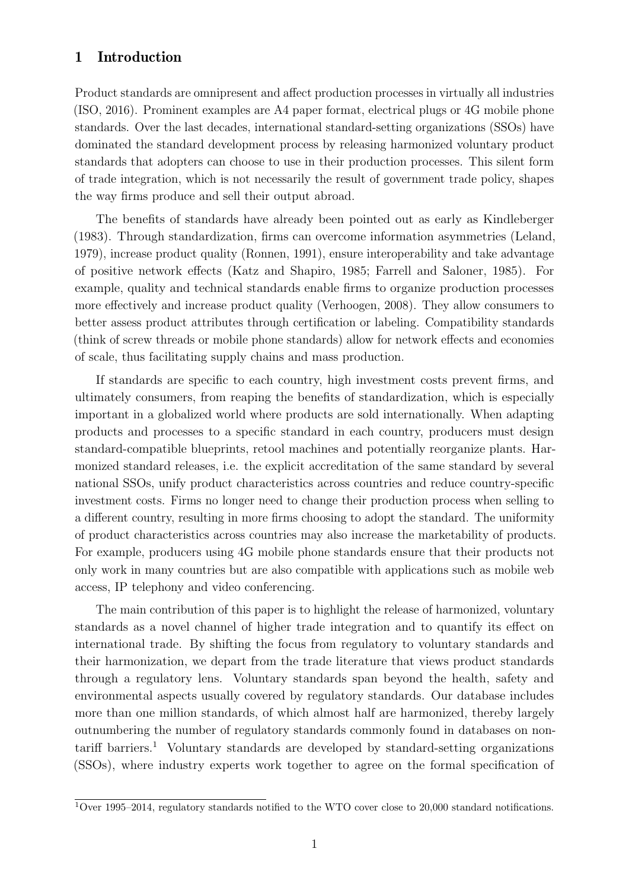# 1 Introduction

Product standards are omnipresent and affect production processes in virtually all industries (ISO, 2016). Prominent examples are A4 paper format, electrical plugs or 4G mobile phone standards. Over the last decades, international standard-setting organizations (SSOs) have dominated the standard development process by releasing harmonized voluntary product standards that adopters can choose to use in their production processes. This silent form of trade integration, which is not necessarily the result of government trade policy, shapes the way firms produce and sell their output abroad.

The benefits of standards have already been pointed out as early as Kindleberger (1983). Through standardization, firms can overcome information asymmetries (Leland, 1979), increase product quality (Ronnen, 1991), ensure interoperability and take advantage of positive network effects (Katz and Shapiro, 1985; Farrell and Saloner, 1985). For example, quality and technical standards enable firms to organize production processes more effectively and increase product quality (Verhoogen, 2008). They allow consumers to better assess product attributes through certification or labeling. Compatibility standards (think of screw threads or mobile phone standards) allow for network effects and economies of scale, thus facilitating supply chains and mass production.

If standards are specific to each country, high investment costs prevent firms, and ultimately consumers, from reaping the benefits of standardization, which is especially important in a globalized world where products are sold internationally. When adapting products and processes to a specific standard in each country, producers must design standard-compatible blueprints, retool machines and potentially reorganize plants. Harmonized standard releases, i.e. the explicit accreditation of the same standard by several national SSOs, unify product characteristics across countries and reduce country-specific investment costs. Firms no longer need to change their production process when selling to a different country, resulting in more firms choosing to adopt the standard. The uniformity of product characteristics across countries may also increase the marketability of products. For example, producers using 4G mobile phone standards ensure that their products not only work in many countries but are also compatible with applications such as mobile web access, IP telephony and video conferencing.

The main contribution of this paper is to highlight the release of harmonized, voluntary standards as a novel channel of higher trade integration and to quantify its effect on international trade. By shifting the focus from regulatory to voluntary standards and their harmonization, we depart from the trade literature that views product standards through a regulatory lens. Voluntary standards span beyond the health, safety and environmental aspects usually covered by regulatory standards. Our database includes more than one million standards, of which almost half are harmonized, thereby largely outnumbering the number of regulatory standards commonly found in databases on non-tariff barriers.[1] Voluntary standards are developed by standard-setting organizations (SSOs), where industry experts work together to agree on the formal specification of

[1] Over 1995–2014, regulatory standards notified to the WTO cover close to 20,000 standard notifications.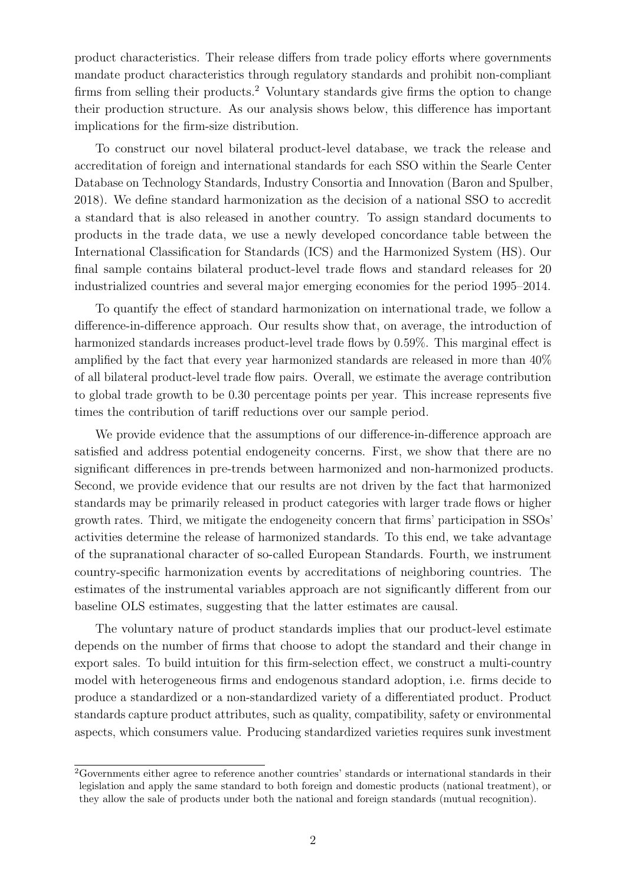product characteristics. Their release differs from trade policy efforts where governments mandate product characteristics through regulatory standards and prohibit non-compliant firms from selling their products.[2] Voluntary standards give firms the option to change their production structure. As our analysis shows below, this difference has important implications for the firm-size distribution.

To construct our novel bilateral product-level database, we track the release and accreditation of foreign and international standards for each SSO within the Searle Center Database on Technology Standards, Industry Consortia and Innovation (Baron and Spulber, 2018). We define standard harmonization as the decision of a national SSO to accredit a standard that is also released in another country. To assign standard documents to products in the trade data, we use a newly developed concordance table between the International Classification for Standards (ICS) and the Harmonized System (HS). Our final sample contains bilateral product-level trade flows and standard releases for 20 industrialized countries and several major emerging economies for the period 1995–2014.

To quantify the effect of standard harmonization on international trade, we follow a difference-in-difference approach. Our results show that, on average, the introduction of harmonized standards increases product-level trade flows by 0.59%. This marginal effect is amplified by the fact that every year harmonized standards are released in more than 40% of all bilateral product-level trade flow pairs. Overall, we estimate the average contribution to global trade growth to be 0.30 percentage points per year. This increase represents five times the contribution of tariff reductions over our sample period.

We provide evidence that the assumptions of our difference-in-difference approach are satisfied and address potential endogeneity concerns. First, we show that there are no significant differences in pre-trends between harmonized and non-harmonized products. Second, we provide evidence that our results are not driven by the fact that harmonized standards may be primarily released in product categories with larger trade flows or higher growth rates. Third, we mitigate the endogeneity concern that firms' participation in SSOs' activities determine the release of harmonized standards. To this end, we take advantage of the supranational character of so-called European Standards. Fourth, we instrument country-specific harmonization events by accreditations of neighboring countries. The estimates of the instrumental variables approach are not significantly different from our baseline OLS estimates, suggesting that the latter estimates are causal.

The voluntary nature of product standards implies that our product-level estimate depends on the number of firms that choose to adopt the standard and their change in export sales. To build intuition for this firm-selection effect, we construct a multi-country model with heterogeneous firms and endogenous standard adoption, i.e. firms decide to produce a standardized or a non-standardized variety of a differentiated product. Product standards capture product attributes, such as quality, compatibility, safety or environmental aspects, which consumers value. Producing standardized varieties requires sunk investment

[2] Governments either agree to reference another countries' standards or international standards in their legislation and apply the same standard to both foreign and domestic products (national treatment), or they allow the sale of products under both the national and foreign standards (mutual recognition).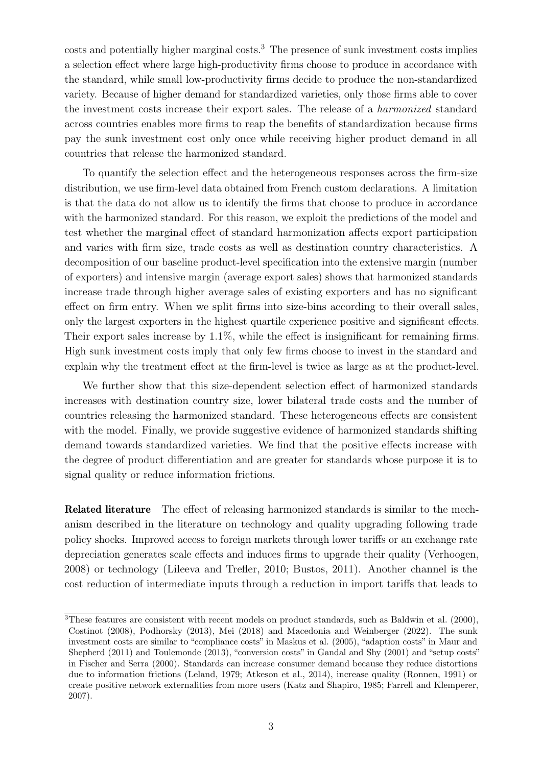costs and potentially higher marginal costs.[3] The presence of sunk investment costs implies a selection effect where large high-productivity firms choose to produce in accordance with the standard, while small low-productivity firms decide to produce the non-standardized variety. Because of higher demand for standardized varieties, only those firms able to cover the investment costs increase their export sales. The release of a *harmonized* standard across countries enables more firms to reap the benefits of standardization because firms pay the sunk investment cost only once while receiving higher product demand in all countries that release the harmonized standard.

To quantify the selection effect and the heterogeneous responses across the firm-size distribution, we use firm-level data obtained from French custom declarations. A limitation is that the data do not allow us to identify the firms that choose to produce in accordance with the harmonized standard. For this reason, we exploit the predictions of the model and test whether the marginal effect of standard harmonization affects export participation and varies with firm size, trade costs as well as destination country characteristics. A decomposition of our baseline product-level specification into the extensive margin (number of exporters) and intensive margin (average export sales) shows that harmonized standards increase trade through higher average sales of existing exporters and has no significant effect on firm entry. When we split firms into size-bins according to their overall sales, only the largest exporters in the highest quartile experience positive and significant effects. Their export sales increase by 1.1%, while the effect is insignificant for remaining firms. High sunk investment costs imply that only few firms choose to invest in the standard and explain why the treatment effect at the firm-level is twice as large as at the product-level.

We further show that this size-dependent selection effect of harmonized standards increases with destination country size, lower bilateral trade costs and the number of countries releasing the harmonized standard. These heterogeneous effects are consistent with the model. Finally, we provide suggestive evidence of harmonized standards shifting demand towards standardized varieties. We find that the positive effects increase with the degree of product differentiation and are greater for standards whose purpose it is to signal quality or reduce information frictions.

**Related literature** The effect of releasing harmonized standards is similar to the mechanism described in the literature on technology and quality upgrading following trade policy shocks. Improved access to foreign markets through lower tariffs or an exchange rate depreciation generates scale effects and induces firms to upgrade their quality (Verhoogen, 2008) or technology (Lileeva and Trefler, 2010; Bustos, 2011). Another channel is the cost reduction of intermediate inputs through a reduction in import tariffs that leads to

[3] These features are consistent with recent models on product standards, such as Baldwin et al. (2000), Costinot (2008), Podhorsky (2013), Mei (2018) and Macedonia and Weinberger (2022). The sunk investment costs are similar to "compliance costs" in Maskus et al. (2005), "adaption costs" in Maur and Shepherd (2011) and Toulemonde (2013), "conversion costs" in Gandal and Shy (2001) and "setup costs" in Fischer and Serra (2000). Standards can increase consumer demand because they reduce distortions due to information frictions (Leland, 1979; Atkeson et al., 2014), increase quality (Ronnen, 1991) or create positive network externalities from more users (Katz and Shapiro, 1985; Farrell and Klemperer, 2007).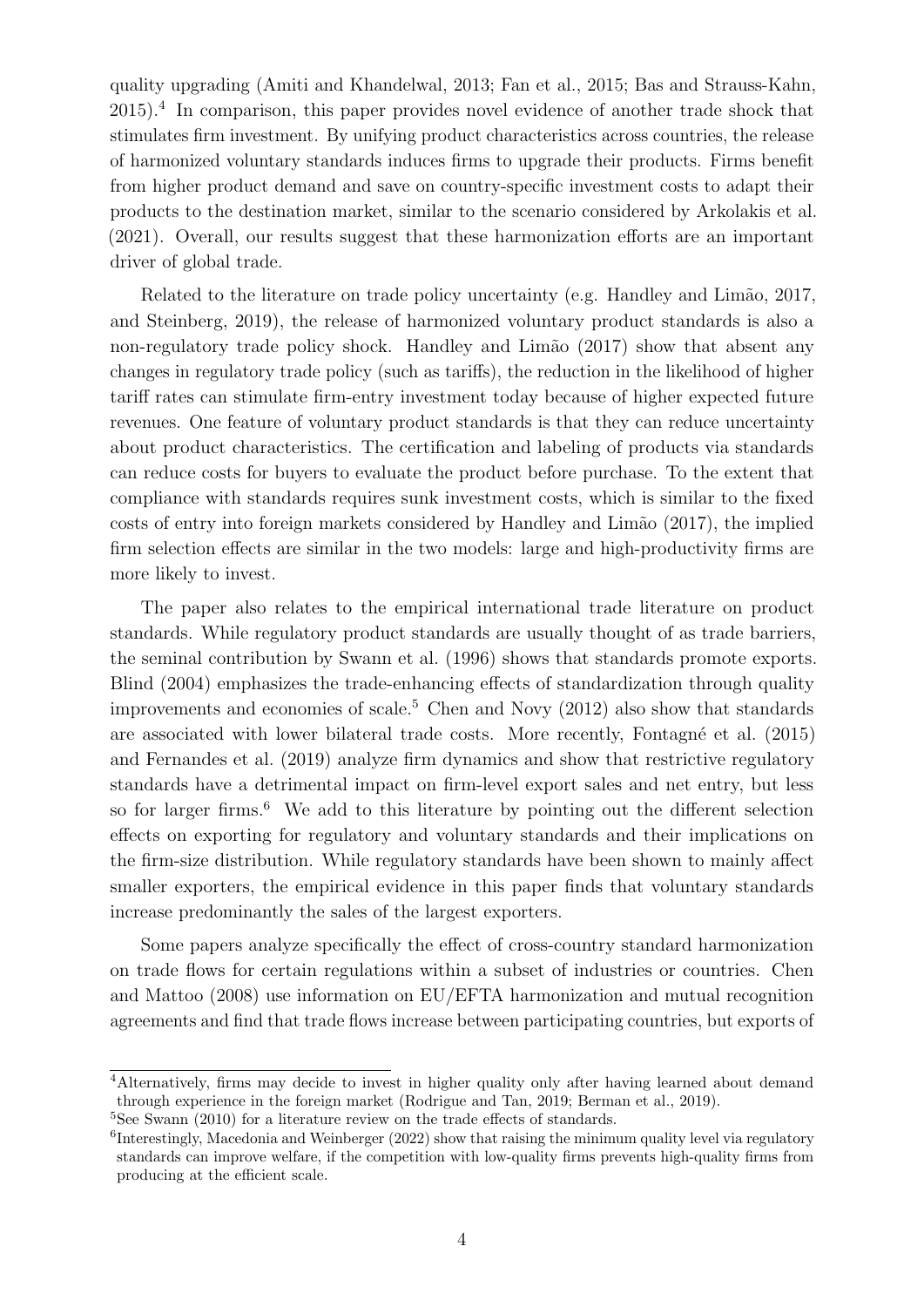quality upgrading (Amiti and Khandelwal, 2013; Fan et al., 2015; Bas and Strauss-Kahn, 2015).[4] In comparison, this paper provides novel evidence of another trade shock that stimulates firm investment. By unifying product characteristics across countries, the release of harmonized voluntary standards induces firms to upgrade their products. Firms benefit from higher product demand and save on country-specific investment costs to adapt their products to the destination market, similar to the scenario considered by Arkolakis et al. (2021). Overall, our results suggest that these harmonization efforts are an important driver of global trade.

Related to the literature on trade policy uncertainty (e.g. Handley and Limão, 2017, and Steinberg, 2019), the release of harmonized voluntary product standards is also a non-regulatory trade policy shock. Handley and Limão (2017) show that absent any changes in regulatory trade policy (such as tariffs), the reduction in the likelihood of higher tariff rates can stimulate firm-entry investment today because of higher expected future revenues. One feature of voluntary product standards is that they can reduce uncertainty about product characteristics. The certification and labeling of products via standards can reduce costs for buyers to evaluate the product before purchase. To the extent that compliance with standards requires sunk investment costs, which is similar to the fixed costs of entry into foreign markets considered by Handley and Limão (2017), the implied firm selection effects are similar in the two models: large and high-productivity firms are more likely to invest.

The paper also relates to the empirical international trade literature on product standards. While regulatory product standards are usually thought of as trade barriers, the seminal contribution by Swann et al. (1996) shows that standards promote exports. Blind (2004) emphasizes the trade-enhancing effects of standardization through quality improvements and economies of scale.[5] Chen and Novy (2012) also show that standards are associated with lower bilateral trade costs. More recently, Fontagné et al. (2015) and Fernandes et al. (2019) analyze firm dynamics and show that restrictive regulatory standards have a detrimental impact on firm-level export sales and net entry, but less so for larger firms.[6] We add to this literature by pointing out the different selection effects on exporting for regulatory and voluntary standards and their implications on the firm-size distribution. While regulatory standards have been shown to mainly affect smaller exporters, the empirical evidence in this paper finds that voluntary standards increase predominantly the sales of the largest exporters.

Some papers analyze specifically the effect of cross-country standard harmonization on trade flows for certain regulations within a subset of industries or countries. Chen and Mattoo (2008) use information on EU/EFTA harmonization and mutual recognition agreements and find that trade flows increase between participating countries, but exports of

---

[4] Alternatively, firms may decide to invest in higher quality only after having learned about demand through experience in the foreign market (Rodrigue and Tan, 2019; Berman et al., 2019).

[5] See Swann (2010) for a literature review on the trade effects of standards.

[6] Interestingly, Macedonia and Weinberger (2022) show that raising the minimum quality level via regulatory standards can improve welfare, if the competition with low-quality firms prevents high-quality firms from producing at the efficient scale.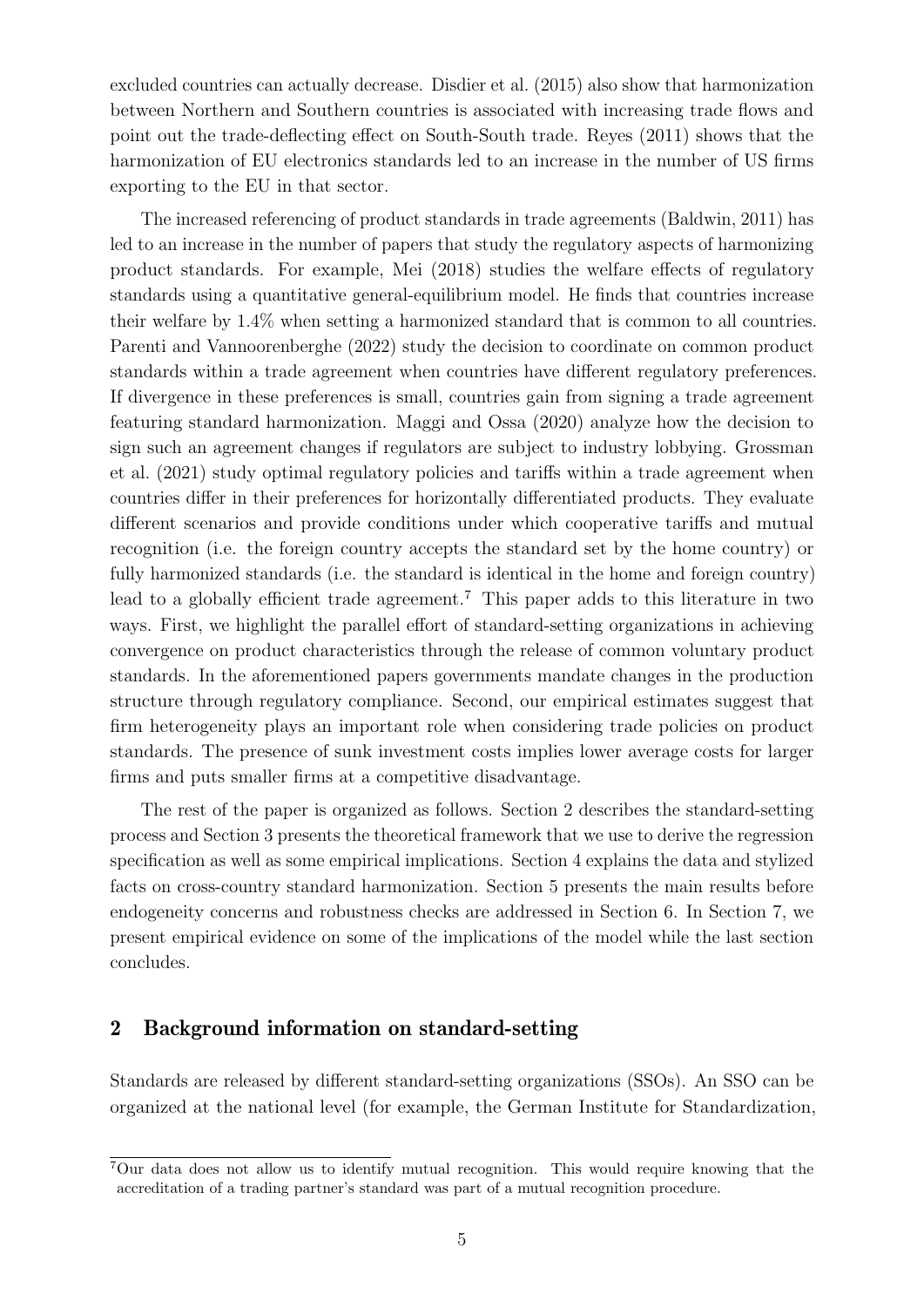excluded countries can actually decrease. Disdier et al. (2015) also show that harmonization between Northern and Southern countries is associated with increasing trade flows and point out the trade-deflecting effect on South-South trade. Reyes (2011) shows that the harmonization of EU electronics standards led to an increase in the number of US firms exporting to the EU in that sector.

The increased referencing of product standards in trade agreements (Baldwin, 2011) has led to an increase in the number of papers that study the regulatory aspects of harmonizing product standards. For example, Mei (2018) studies the welfare effects of regulatory standards using a quantitative general-equilibrium model. He finds that countries increase their welfare by 1.4% when setting a harmonized standard that is common to all countries. Parenti and Vannoorenberghe (2022) study the decision to coordinate on common product standards within a trade agreement when countries have different regulatory preferences. If divergence in these preferences is small, countries gain from signing a trade agreement featuring standard harmonization. Maggi and Ossa (2020) analyze how the decision to sign such an agreement changes if regulators are subject to industry lobbying. Grossman et al. (2021) study optimal regulatory policies and tariffs within a trade agreement when countries differ in their preferences for horizontally differentiated products. They evaluate different scenarios and provide conditions under which cooperative tariffs and mutual recognition (i.e. the foreign country accepts the standard set by the home country) or fully harmonized standards (i.e. the standard is identical in the home and foreign country) lead to a globally efficient trade agreement.[7] This paper adds to this literature in two ways. First, we highlight the parallel effort of standard-setting organizations in achieving convergence on product characteristics through the release of common voluntary product standards. In the aforementioned papers governments mandate changes in the production structure through regulatory compliance. Second, our empirical estimates suggest that firm heterogeneity plays an important role when considering trade policies on product standards. The presence of sunk investment costs implies lower average costs for larger firms and puts smaller firms at a competitive disadvantage.

The rest of the paper is organized as follows. Section 2 describes the standard-setting process and Section 3 presents the theoretical framework that we use to derive the regression specification as well as some empirical implications. Section 4 explains the data and stylized facts on cross-country standard harmonization. Section 5 presents the main results before endogeneity concerns and robustness checks are addressed in Section 6. In Section 7, we present empirical evidence on some of the implications of the model while the last section concludes.

## 2 Background information on standard-setting

Standards are released by different standard-setting organizations (SSOs). An SSO can be organized at the national level (for example, the German Institute for Standardization,

[7] Our data does not allow us to identify mutual recognition. This would require knowing that the accreditation of a trading partner's standard was part of a mutual recognition procedure.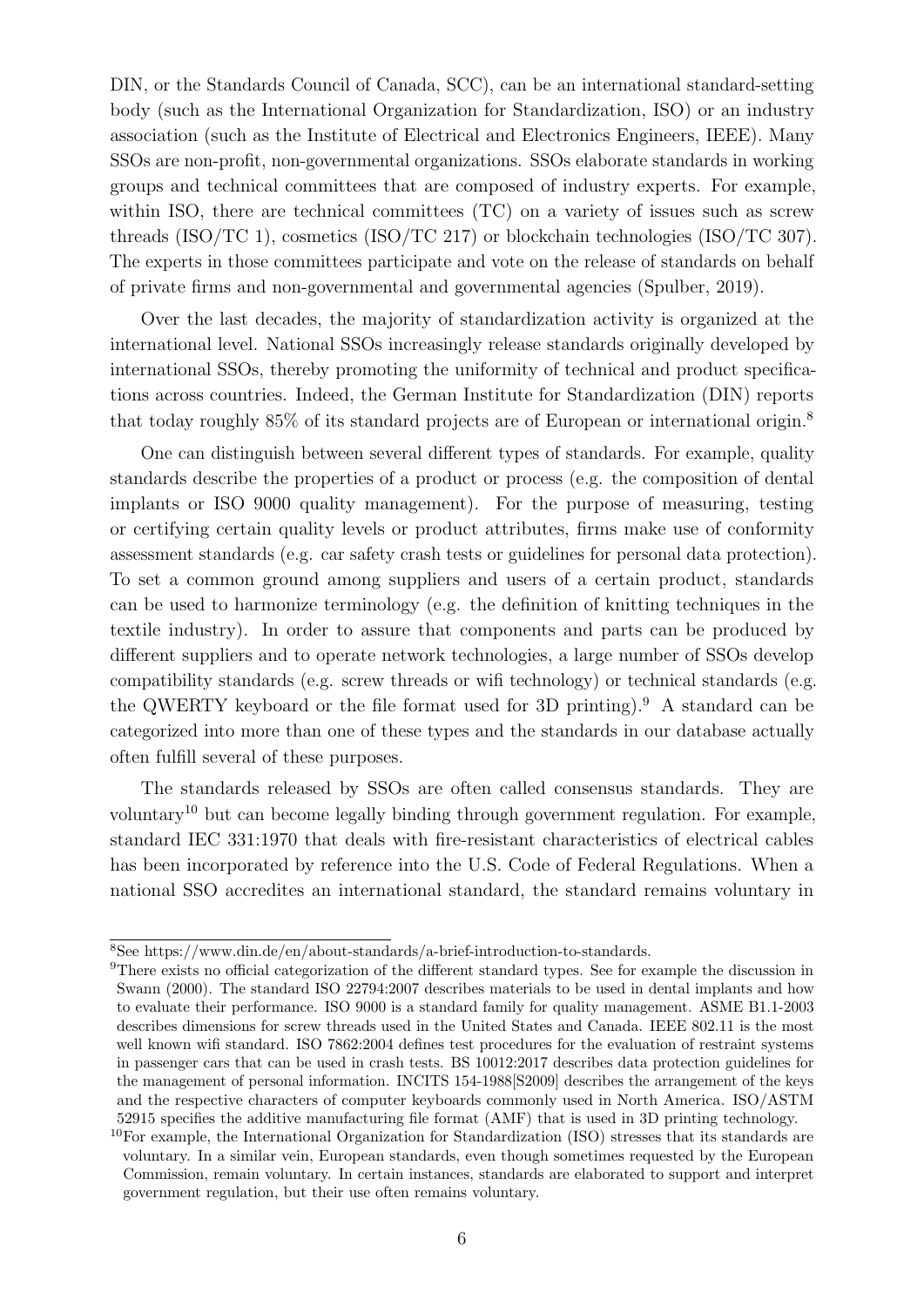DIN, or the Standards Council of Canada, SCC), can be an international standard-setting body (such as the International Organization for Standardization, ISO) or an industry association (such as the Institute of Electrical and Electronics Engineers, IEEE). Many SSOs are non-profit, non-governmental organizations. SSOs elaborate standards in working groups and technical committees that are composed of industry experts. For example, within ISO, there are technical committees (TC) on a variety of issues such as screw threads (ISO/TC 1), cosmetics (ISO/TC 217) or blockchain technologies (ISO/TC 307). The experts in those committees participate and vote on the release of standards on behalf of private firms and non-governmental and governmental agencies (Spulber, 2019).

Over the last decades, the majority of standardization activity is organized at the international level. National SSOs increasingly release standards originally developed by international SSOs, thereby promoting the uniformity of technical and product specifications across countries. Indeed, the German Institute for Standardization (DIN) reports that today roughly 85% of its standard projects are of European or international origin.[8]

One can distinguish between several different types of standards. For example, quality standards describe the properties of a product or process (e.g. the composition of dental implants or ISO 9000 quality management). For the purpose of measuring, testing or certifying certain quality levels or product attributes, firms make use of conformity assessment standards (e.g. car safety crash tests or guidelines for personal data protection). To set a common ground among suppliers and users of a certain product, standards can be used to harmonize terminology (e.g. the definition of knitting techniques in the textile industry). In order to assure that components and parts can be produced by different suppliers and to operate network technologies, a large number of SSOs develop compatibility standards (e.g. screw threads or wifi technology) or technical standards (e.g. the QWERTY keyboard or the file format used for 3D printing).[9] A standard can be categorized into more than one of these types and the standards in our database actually often fulfill several of these purposes.

The standards released by SSOs are often called consensus standards. They are voluntary[10] but can become legally binding through government regulation. For example, standard IEC 331:1970 that deals with fire-resistant characteristics of electrical cables has been incorporated by reference into the U.S. Code of Federal Regulations. When a national SSO accredites an international standard, the standard remains voluntary in

---

[8] See https://www.din.de/en/about-standards/a-brief-introduction-to-standards.

[9] There exists no official categorization of the different standard types. See for example the discussion in Swann (2000). The standard ISO 22794:2007 describes materials to be used in dental implants and how to evaluate their performance. ISO 9000 is a standard family for quality management. ASME B1.1-2003 describes dimensions for screw threads used in the United States and Canada. IEEE 802.11 is the most well known wifi standard. ISO 7862:2004 defines test procedures for the evaluation of restraint systems in passenger cars that can be used in crash tests. BS 10012:2017 describes data protection guidelines for the management of personal information. INCITS 154-1988[S2009] describes the arrangement of the keys and the respective characters of computer keyboards commonly used in North America. ISO/ASTM 52915 specifies the additive manufacturing file format (AMF) that is used in 3D printing technology.

[10] For example, the International Organization for Standardization (ISO) stresses that its standards are voluntary. In a similar vein, European standards, even though sometimes requested by the European Commission, remain voluntary. In certain instances, standards are elaborated to support and interpret government regulation, but their use often remains voluntary.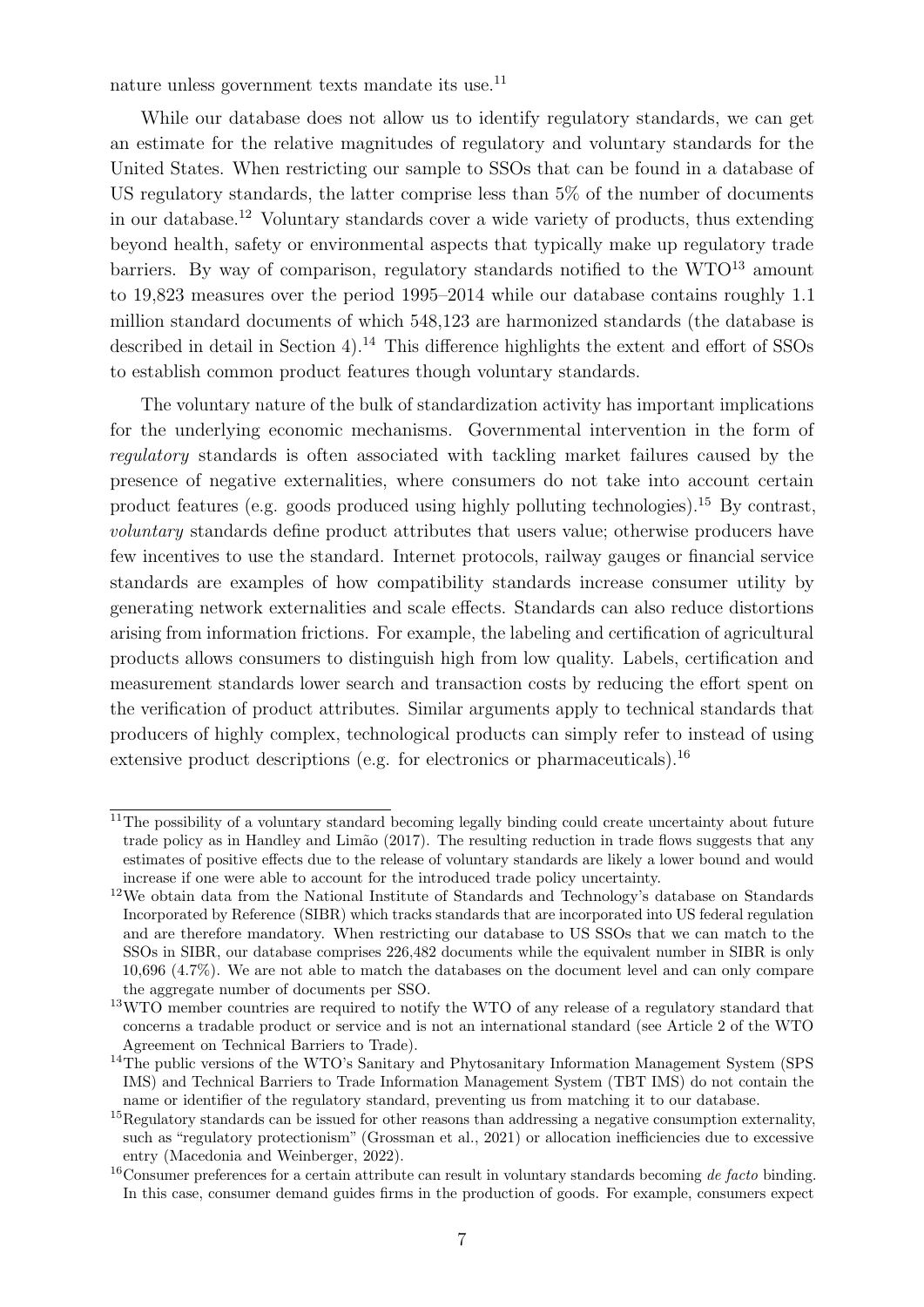nature unless government texts mandate its use.[11]

While our database does not allow us to identify regulatory standards, we can get an estimate for the relative magnitudes of regulatory and voluntary standards for the United States. When restricting our sample to SSOs that can be found in a database of US regulatory standards, the latter comprise less than 5% of the number of documents in our database.[12] Voluntary standards cover a wide variety of products, thus extending beyond health, safety or environmental aspects that typically make up regulatory trade barriers. By way of comparison, regulatory standards notified to the WTO[13] amount to 19,823 measures over the period 1995–2014 while our database contains roughly 1.1 million standard documents of which 548,123 are harmonized standards (the database is described in detail in Section 4).[14] This difference highlights the extent and effort of SSOs to establish common product features though voluntary standards.

The voluntary nature of the bulk of standardization activity has important implications for the underlying economic mechanisms. Governmental intervention in the form of *regulatory* standards is often associated with tackling market failures caused by the presence of negative externalities, where consumers do not take into account certain product features (e.g. goods produced using highly polluting technologies).[15] By contrast, *voluntary* standards define product attributes that users value; otherwise producers have few incentives to use the standard. Internet protocols, railway gauges or financial service standards are examples of how compatibility standards increase consumer utility by generating network externalities and scale effects. Standards can also reduce distortions arising from information frictions. For example, the labeling and certification of agricultural products allows consumers to distinguish high from low quality. Labels, certification and measurement standards lower search and transaction costs by reducing the effort spent on the verification of product attributes. Similar arguments apply to technical standards that producers of highly complex, technological products can simply refer to instead of using extensive product descriptions (e.g. for electronics or pharmaceuticals).[16]

---

[11] The possibility of a voluntary standard becoming legally binding could create uncertainty about future trade policy as in Handley and Limão (2017). The resulting reduction in trade flows suggests that any estimates of positive effects due to the release of voluntary standards are likely a lower bound and would increase if one were able to account for the introduced trade policy uncertainty.

[12] We obtain data from the National Institute of Standards and Technology's database on Standards Incorporated by Reference (SIBR) which tracks standards that are incorporated into US federal regulation and are therefore mandatory. When restricting our database to US SSOs that we can match to the SSOs in SIBR, our database comprises 226,482 documents while the equivalent number in SIBR is only 10,696 (4.7%). We are not able to match the databases on the document level and can only compare the aggregate number of documents per SSO.

[13] WTO member countries are required to notify the WTO of any release of a regulatory standard that concerns a tradable product or service and is not an international standard (see Article 2 of the WTO Agreement on Technical Barriers to Trade).

[14] The public versions of the WTO's Sanitary and Phytosanitary Information Management System (SPS IMS) and Technical Barriers to Trade Information Management System (TBT IMS) do not contain the name or identifier of the regulatory standard, preventing us from matching it to our database.

[15] Regulatory standards can be issued for other reasons than addressing a negative consumption externality, such as "regulatory protectionism" (Grossman et al., 2021) or allocation inefficiencies due to excessive entry (Macedonia and Weinberger, 2022).

[16] Consumer preferences for a certain attribute can result in voluntary standards becoming *de facto* binding. In this case, consumer demand guides firms in the production of goods. For example, consumers expect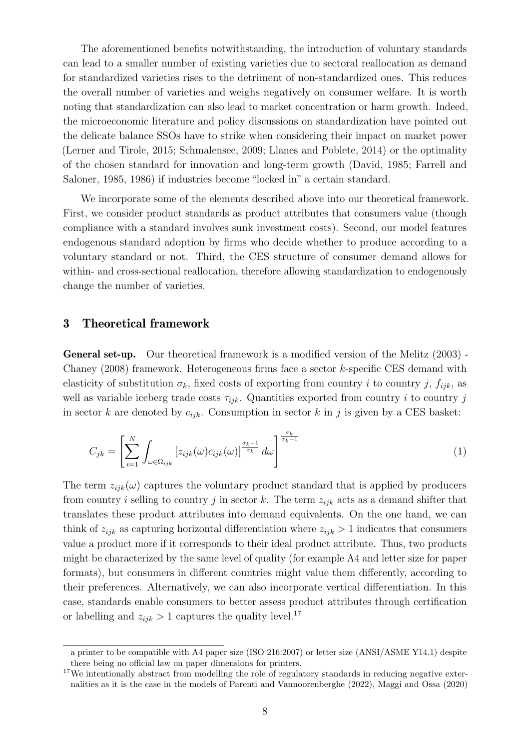The aforementioned benefits notwithstanding, the introduction of voluntary standards can lead to a smaller number of existing varieties due to sectoral reallocation as demand for standardized varieties rises to the detriment of non-standardized ones. This reduces the overall number of varieties and weighs negatively on consumer welfare. It is worth noting that standardization can also lead to market concentration or harm growth. Indeed, the microeconomic literature and policy discussions on standardization have pointed out the delicate balance SSOs have to strike when considering their impact on market power (Lerner and Tirole, 2015; Schmalensee, 2009; Llanes and Poblete, 2014) or the optimality of the chosen standard for innovation and long-term growth (David, 1985; Farrell and Saloner, 1985, 1986) if industries become "locked in" a certain standard.

We incorporate some of the elements described above into our theoretical framework. First, we consider product standards as product attributes that consumers value (though compliance with a standard involves sunk investment costs). Second, our model features endogenous standard adoption by firms who decide whether to produce according to a voluntary standard or not. Third, the CES structure of consumer demand allows for within- and cross-sectional reallocation, therefore allowing standardization to endogenously change the number of varieties.

## 3 Theoretical framework

**General set-up.** Our theoretical framework is a modified version of the Melitz (2003) - Chaney (2008) framework. Heterogeneous firms face a sector $k$-specific CES demand with elasticity of substitution $\sigma_k$, fixed costs of exporting from country $i$ to country $j$, $f_{ijk}$, as well as variable iceberg trade costs $\tau_{ijk}$. Quantities exported from country $i$ to country $j$ in sector $k$ are denoted by $c_{ijk}$. Consumption in sector $k$ in $j$ is given by a CES basket:

$$C_{jk} = \left[ \sum_{i=1}^{N} \int_{\omega \in \Omega_{ijk}} \left[ z_{ijk}(\omega) c_{ijk}(\omega) \right]^{\frac{\sigma_k - 1}{\sigma_k}} d\omega \right]^{\frac{\sigma_k}{\sigma_k - 1}} \tag{1}$$

The term $z_{ijk}(\omega)$ captures the voluntary product standard that is applied by producers from country $i$ selling to country $j$ in sector $k$. The term $z_{ijk}$ acts as a demand shifter that translates these product attributes into demand equivalents. On the one hand, we can think of $z_{ijk}$ as capturing horizontal differentiation where $z_{ijk} > 1$ indicates that consumers value a product more if it corresponds to their ideal product attribute. Thus, two products might be characterized by the same level of quality (for example A4 and letter size for paper formats), but consumers in different countries might value them differently, according to their preferences. Alternatively, we can also incorporate vertical differentiation. In this case, standards enable consumers to better assess product attributes through certification or labelling and $z_{ijk} > 1$ captures the quality level.[17]

a printer to be compatible with A4 paper size (ISO 216:2007) or letter size (ANSI/ASME Y14.1) despite there being no official law on paper dimensions for printers.

[17] We intentionally abstract from modelling the role of regulatory standards in reducing negative externalities as it is the case in the models of Parenti and Vannoorenberghe (2022), Maggi and Ossa (2020)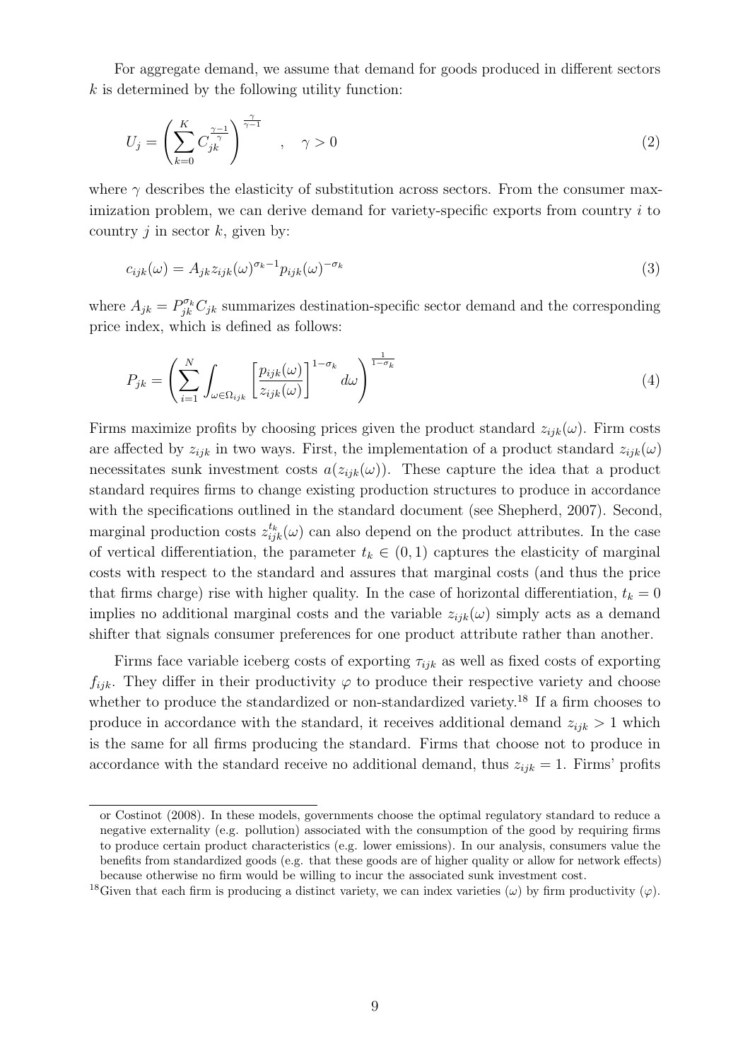For aggregate demand, we assume that demand for goods produced in different sectors $k$ is determined by the following utility function:

$$U_j = \left( \sum_{k=0}^{K} C_{jk}^{\frac{\gamma-1}{\gamma}} \right)^{\frac{\gamma}{\gamma-1}} \quad , \quad \gamma > 0 \tag{2}$$

where $\gamma$ describes the elasticity of substitution across sectors. From the consumer maximization problem, we can derive demand for variety-specific exports from country $i$ to country $j$ in sector $k$, given by:

$$c_{ijk}(\omega) = A_{jk} z_{ijk}(\omega)^{\sigma_k - 1} p_{ijk}(\omega)^{-\sigma_k} \tag{3}$$

where $A_{jk} = P_{jk}^{\sigma_k} C_{jk}$ summarizes destination-specific sector demand and the corresponding price index, which is defined as follows:

$$P_{jk} = \left( \sum_{i=1}^{N} \int_{\omega \in \Omega_{ijk}} \left[ \frac{p_{ijk}(\omega)}{z_{ijk}(\omega)} \right]^{1-\sigma_k} d\omega \right)^{\frac{1}{1-\sigma_k}} \tag{4}$$

Firms maximize profits by choosing prices given the product standard $z_{ijk}(\omega)$. Firm costs are affected by $z_{ijk}$ in two ways. First, the implementation of a product standard $z_{ijk}(\omega)$ necessitates sunk investment costs $a(z_{ijk}(\omega))$. These capture the idea that a product standard requires firms to change existing production structures to produce in accordance with the specifications outlined in the standard document (see Shepherd, 2007). Second, marginal production costs $z_{ijk}^{t_k}(\omega)$ can also depend on the product attributes. In the case of vertical differentiation, the parameter $t_k \in (0,1)$ captures the elasticity of marginal costs with respect to the standard and assures that marginal costs (and thus the price that firms charge) rise with higher quality. In the case of horizontal differentiation, $t_k = 0$ implies no additional marginal costs and the variable $z_{ijk}(\omega)$ simply acts as a demand shifter that signals consumer preferences for one product attribute rather than another.

Firms face variable iceberg costs of exporting $\tau_{ijk}$ as well as fixed costs of exporting $f_{ijk}$. They differ in their productivity $\varphi$ to produce their respective variety and choose whether to produce the standardized or non-standardized variety.[18] If a firm chooses to produce in accordance with the standard, it receives additional demand $z_{ijk} > 1$ which is the same for all firms producing the standard. Firms that choose not to produce in accordance with the standard receive no additional demand, thus $z_{ijk} = 1$. Firms' profits

or Costinot (2008). In these models, governments choose the optimal regulatory standard to reduce a negative externality (e.g. pollution) associated with the consumption of the good by requiring firms to produce certain product characteristics (e.g. lower emissions). In our analysis, consumers value the benefits from standardized goods (e.g. that these goods are of higher quality or allow for network effects) because otherwise no firm would be willing to incur the associated sunk investment cost.

[18] Given that each firm is producing a distinct variety, we can index varieties ($\omega$) by firm productivity ($\varphi$).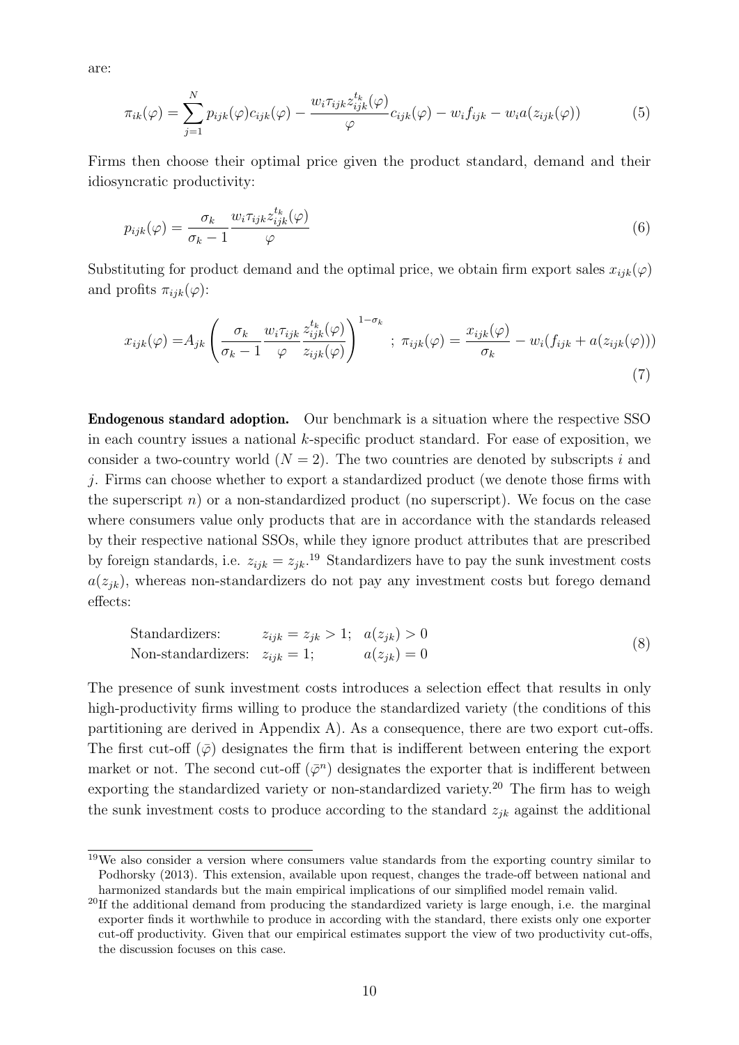are:

$$\pi_{ik}(\varphi) = \sum_{j=1}^{N} p_{ijk}(\varphi)c_{ijk}(\varphi) - \frac{w_i \tau_{ijk} z_{ijk}^{t_k}(\varphi)}{\varphi} c_{ijk}(\varphi) - w_i f_{ijk} - w_i a(z_{ijk}(\varphi)) \tag{5}$$

Firms then choose their optimal price given the product standard, demand and their idiosyncratic productivity:

$$p_{ijk}(\varphi) = \frac{\sigma_k}{\sigma_k - 1} \frac{w_i \tau_{ijk} z_{ijk}^{t_k}(\varphi)}{\varphi} \tag{6}$$

Substituting for product demand and the optimal price, we obtain firm export sales $x_{ijk}(\varphi)$ and profits $\pi_{ijk}(\varphi)$:

$$x_{ijk}(\varphi) = A_{jk} \left( \frac{\sigma_k}{\sigma_k - 1} \frac{w_i \tau_{ijk}}{\varphi} \frac{z_{ijk}^{t_k}(\varphi)}{z_{ijk}(\varphi)} \right)^{1-\sigma_k} \; ; \; \pi_{ijk}(\varphi) = \frac{x_{ijk}(\varphi)}{\sigma_k} - w_i(f_{ijk} + a(z_{ijk}(\varphi))) \tag{7}$$

**Endogenous standard adoption.** Our benchmark is a situation where the respective SSO in each country issues a national $k$-specific product standard. For ease of exposition, we consider a two-country world ($N = 2$). The two countries are denoted by subscripts $i$ and $j$. Firms can choose whether to export a standardized product (we denote those firms with the superscript $n$) or a non-standardized product (no superscript). We focus on the case where consumers value only products that are in accordance with the standards released by their respective national SSOs, while they ignore product attributes that are prescribed by foreign standards, i.e. $z_{ijk} = z_{jk}$.[19] Standardizers have to pay the sunk investment costs $a(z_{jk})$, whereas non-standardizers do not pay any investment costs but forego demand effects:

$$\begin{array}{lll} \text{Standardizers:} & z_{ijk} = z_{jk} > 1; & a(z_{jk}) > 0 \\ \text{Non-standardizers:} & z_{ijk} = 1; & a(z_{jk}) = 0 \end{array} \tag{8}$$

The presence of sunk investment costs introduces a selection effect that results in only high-productivity firms willing to produce the standardized variety (the conditions of this partitioning are derived in Appendix A). As a consequence, there are two export cut-offs. The first cut-off ($\bar{\varphi}$) designates the firm that is indifferent between entering the export market or not. The second cut-off ($\bar{\varphi}^n$) designates the exporter that is indifferent between exporting the standardized variety or non-standardized variety.[20] The firm has to weigh the sunk investment costs to produce according to the standard $z_{jk}$ against the additional

[19] We also consider a version where consumers value standards from the exporting country similar to Podhorsky (2013). This extension, available upon request, changes the trade-off between national and harmonized standards but the main empirical implications of our simplified model remain valid.

[20] If the additional demand from producing the standardized variety is large enough, i.e. the marginal exporter finds it worthwhile to produce in according with the standard, there exists only one exporter cut-off productivity. Given that our empirical estimates support the view of two productivity cut-offs, the discussion focuses on this case.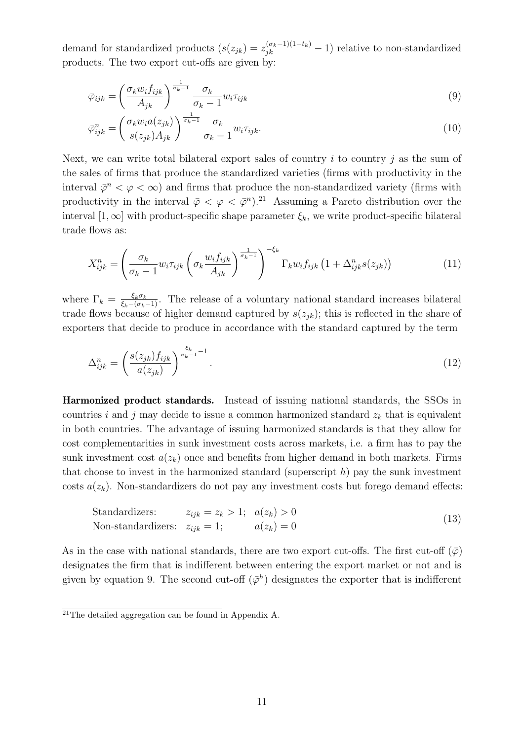demand for standardized products ($s(z_{jk}) = z_{jk}^{(\sigma_k-1)(1-t_k)} - 1$) relative to non-standardized products. The two export cut-offs are given by:

$$\bar{\varphi}_{ijk} = \left(\frac{\sigma_k w_i f_{ijk}}{A_{jk}}\right)^{\frac{1}{\sigma_k-1}} \frac{\sigma_k}{\sigma_k-1} w_i \tau_{ijk} \tag{9}$$

$$\bar{\varphi}^n_{ijk} = \left(\frac{\sigma_k w_i a(z_{jk})}{s(z_{jk}) A_{jk}}\right)^{\frac{1}{\sigma_k-1}} \frac{\sigma_k}{\sigma_k-1} w_i \tau_{ijk}. \tag{10}$$

Next, we can write total bilateral export sales of country $i$ to country $j$ as the sum of the sales of firms that produce the standardized varieties (firms with productivity in the interval $\bar{\varphi}^n < \varphi < \infty$) and firms that produce the non-standardized variety (firms with productivity in the interval $\bar{\varphi} < \varphi < \bar{\varphi}^n$).[21] Assuming a Pareto distribution over the interval $[1, \infty]$ with product-specific shape parameter $\xi_k$, we write product-specific bilateral trade flows as:

$$X^n_{ijk} = \left(\frac{\sigma_k}{\sigma_k-1} w_i \tau_{ijk} \left(\sigma_k \frac{w_i f_{ijk}}{A_{jk}}\right)^{\frac{1}{\sigma_k-1}}\right)^{-\xi_k} \Gamma_k w_i f_{ijk} \left(1 + \Delta^n_{ijk} s(z_{jk})\right) \tag{11}$$

where $\Gamma_k = \frac{\xi_k \sigma_k}{\xi_k - (\sigma_k - 1)}$. The release of a voluntary national standard increases bilateral trade flows because of higher demand captured by $s(z_{jk})$; this is reflected in the share of exporters that decide to produce in accordance with the standard captured by the term

$$\Delta^n_{ijk} = \left(\frac{s(z_{jk}) f_{ijk}}{a(z_{jk})}\right)^{\frac{\xi_k}{\sigma_k-1}-1}. \tag{12}$$

**Harmonized product standards.** Instead of issuing national standards, the SSOs in countries $i$ and $j$ may decide to issue a common harmonized standard $z_k$ that is equivalent in both countries. The advantage of issuing harmonized standards is that they allow for cost complementarities in sunk investment costs across markets, i.e. a firm has to pay the sunk investment cost $a(z_k)$ once and benefits from higher demand in both markets. Firms that choose to invest in the harmonized standard (superscript $h$) pay the sunk investment costs $a(z_k)$. Non-standardizers do not pay any investment costs but forego demand effects:

$$\begin{aligned} &\text{Standardizers:} \quad && z_{ijk} = z_k > 1; \quad a(z_k) > 0 \\ &\text{Non-standardizers:} \quad && z_{ijk} = 1; \quad\quad\;\; a(z_k) = 0 \end{aligned} \tag{13}$$

As in the case with national standards, there are two export cut-offs. The first cut-off ($\bar{\varphi}$) designates the firm that is indifferent between entering the export market or not and is given by equation 9. The second cut-off ($\bar{\varphi}^h$) designates the exporter that is indifferent

[21] The detailed aggregation can be found in Appendix A.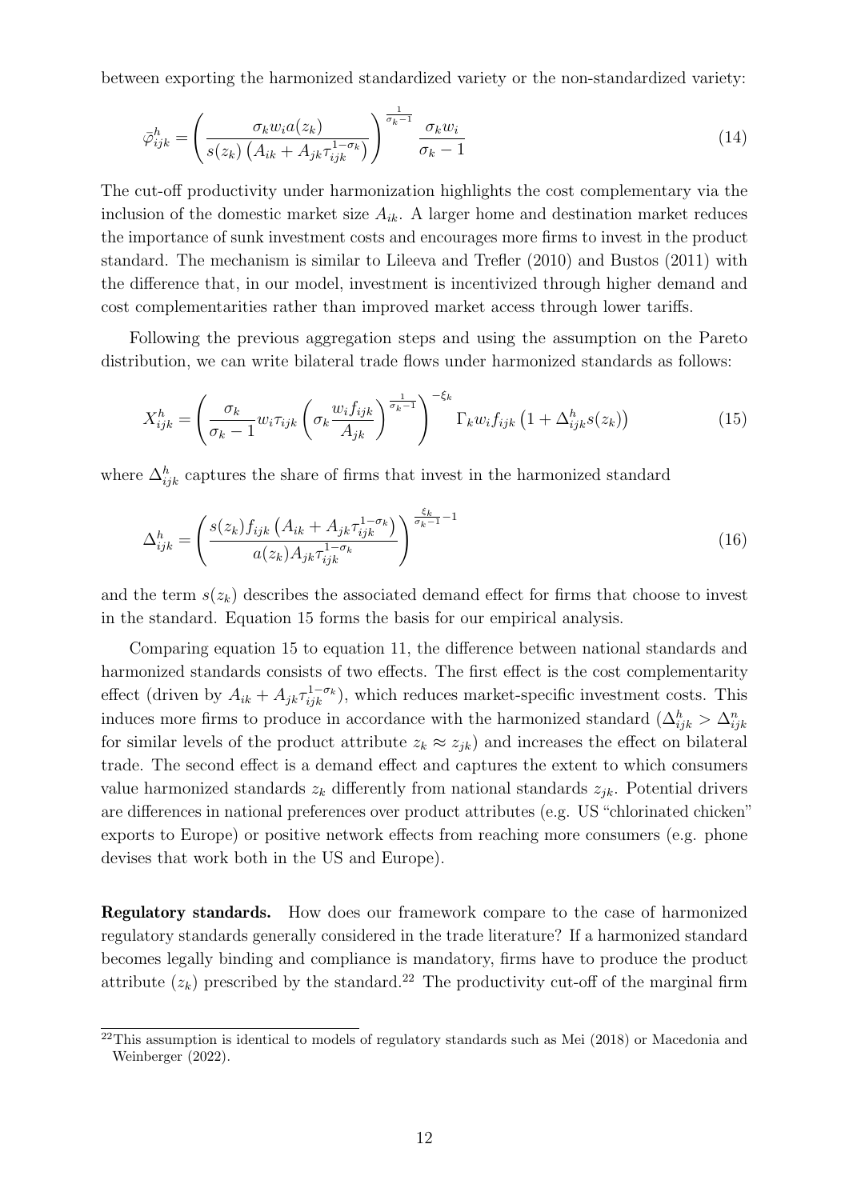between exporting the harmonized standardized variety or the non-standardized variety:

$$\bar{\varphi}^h_{ijk} = \left( \frac{\sigma_k w_i a(z_k)}{s(z_k) \left( A_{ik} + A_{jk} \tau_{ijk}^{1-\sigma_k} \right)} \right)^{\frac{1}{\sigma_k - 1}} \frac{\sigma_k w_i}{\sigma_k - 1} \tag{14}$$

The cut-off productivity under harmonization highlights the cost complementary via the inclusion of the domestic market size $A_{ik}$. A larger home and destination market reduces the importance of sunk investment costs and encourages more firms to invest in the product standard. The mechanism is similar to Lileeva and Trefler (2010) and Bustos (2011) with the difference that, in our model, investment is incentivized through higher demand and cost complementarities rather than improved market access through lower tariffs.

Following the previous aggregation steps and using the assumption on the Pareto distribution, we can write bilateral trade flows under harmonized standards as follows:

$$X^h_{ijk} = \left( \frac{\sigma_k}{\sigma_k - 1} w_i \tau_{ijk} \left( \sigma_k \frac{w_i f_{ijk}}{A_{jk}} \right)^{\frac{1}{\sigma_k - 1}} \right)^{-\xi_k} \Gamma_k w_i f_{ijk} \left( 1 + \Delta^h_{ijk} s(z_k) \right) \tag{15}$$

where $\Delta^h_{ijk}$ captures the share of firms that invest in the harmonized standard

$$\Delta^h_{ijk} = \left( \frac{s(z_k) f_{ijk} \left( A_{ik} + A_{jk} \tau_{ijk}^{1-\sigma_k} \right)}{a(z_k) A_{jk} \tau_{ijk}^{1-\sigma_k}} \right)^{\frac{\xi_k}{\sigma_k - 1} - 1} \tag{16}$$

and the term $s(z_k)$ describes the associated demand effect for firms that choose to invest in the standard. Equation 15 forms the basis for our empirical analysis.

Comparing equation 15 to equation 11, the difference between national standards and harmonized standards consists of two effects. The first effect is the cost complementarity effect (driven by $A_{ik} + A_{jk}\tau_{ijk}^{1-\sigma_k}$), which reduces market-specific investment costs. This induces more firms to produce in accordance with the harmonized standard ($\Delta^h_{ijk} > \Delta^n_{ijk}$ for similar levels of the product attribute $z_k \approx z_{jk}$) and increases the effect on bilateral trade. The second effect is a demand effect and captures the extent to which consumers value harmonized standards $z_k$ differently from national standards $z_{jk}$. Potential drivers are differences in national preferences over product attributes (e.g. US "chlorinated chicken" exports to Europe) or positive network effects from reaching more consumers (e.g. phone devises that work both in the US and Europe).

**Regulatory standards.** How does our framework compare to the case of harmonized regulatory standards generally considered in the trade literature? If a harmonized standard becomes legally binding and compliance is mandatory, firms have to produce the product attribute ($z_k$) prescribed by the standard.[22] The productivity cut-off of the marginal firm

[22] This assumption is identical to models of regulatory standards such as Mei (2018) or Macedonia and Weinberger (2022).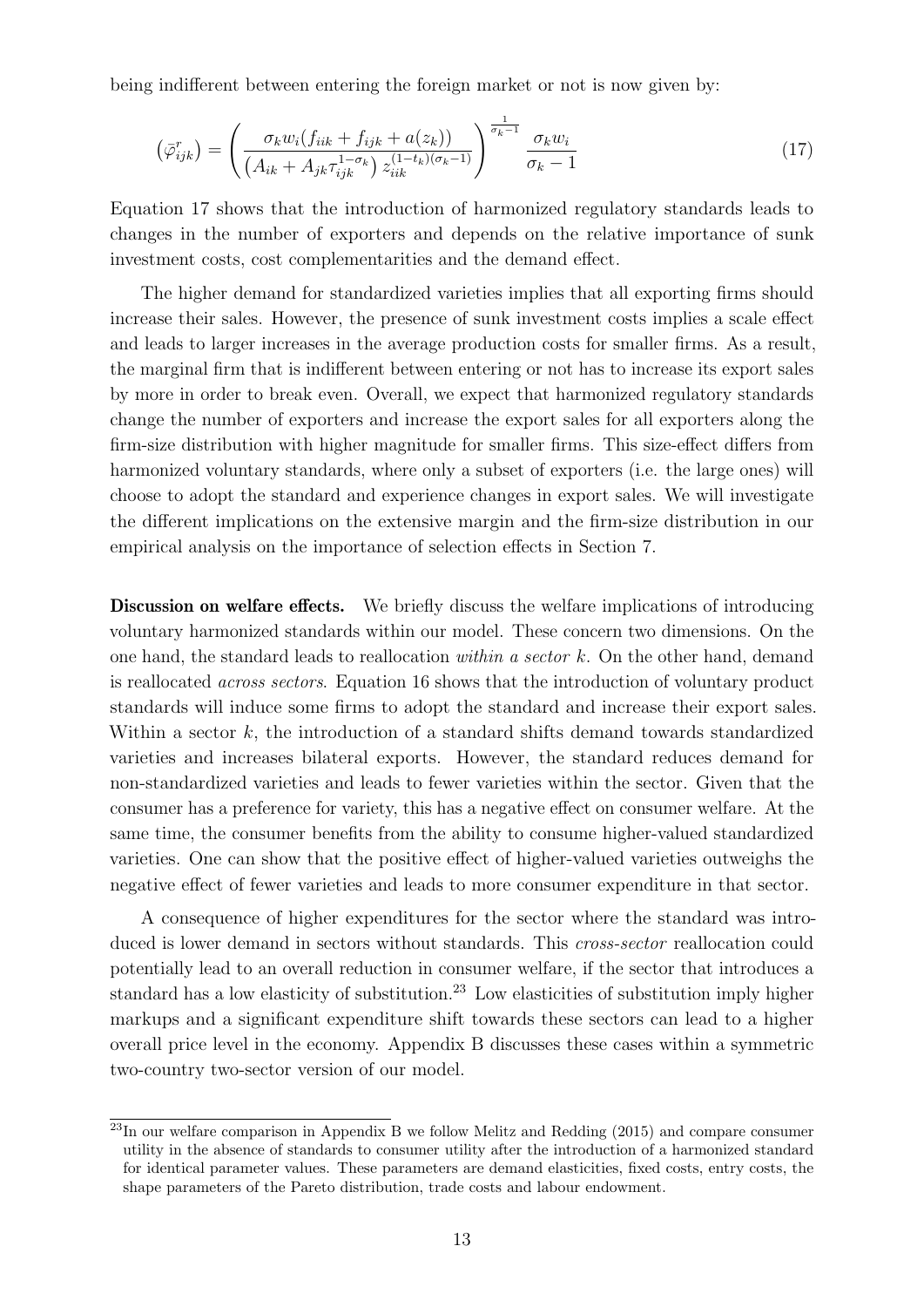being indifferent between entering the foreign market or not is now given by:

$$(\bar{\varphi}^{r}_{ijk}) = \left( \frac{\sigma_k w_i (f_{iik} + f_{ijk} + a(z_k))}{\left(A_{ik} + A_{jk}\tau_{ijk}^{1-\sigma_k}\right) z_{iik}^{(1-t_k)(\sigma_k - 1)}} \right)^{\frac{1}{\sigma_k - 1}} \frac{\sigma_k w_i}{\sigma_k - 1} \tag{17}$$

Equation 17 shows that the introduction of harmonized regulatory standards leads to changes in the number of exporters and depends on the relative importance of sunk investment costs, cost complementarities and the demand effect.

The higher demand for standardized varieties implies that all exporting firms should increase their sales. However, the presence of sunk investment costs implies a scale effect and leads to larger increases in the average production costs for smaller firms. As a result, the marginal firm that is indifferent between entering or not has to increase its export sales by more in order to break even. Overall, we expect that harmonized regulatory standards change the number of exporters and increase the export sales for all exporters along the firm-size distribution with higher magnitude for smaller firms. This size-effect differs from harmonized voluntary standards, where only a subset of exporters (i.e. the large ones) will choose to adopt the standard and experience changes in export sales. We will investigate the different implications on the extensive margin and the firm-size distribution in our empirical analysis on the importance of selection effects in Section 7.

**Discussion on welfare effects.** We briefly discuss the welfare implications of introducing voluntary harmonized standards within our model. These concern two dimensions. On the one hand, the standard leads to reallocation *within a sector k*. On the other hand, demand is reallocated *across sectors*. Equation 16 shows that the introduction of voluntary product standards will induce some firms to adopt the standard and increase their export sales. Within a sector $k$, the introduction of a standard shifts demand towards standardized varieties and increases bilateral exports. However, the standard reduces demand for non-standardized varieties and leads to fewer varieties within the sector. Given that the consumer has a preference for variety, this has a negative effect on consumer welfare. At the same time, the consumer benefits from the ability to consume higher-valued standardized varieties. One can show that the positive effect of higher-valued varieties outweighs the negative effect of fewer varieties and leads to more consumer expenditure in that sector.

A consequence of higher expenditures for the sector where the standard was introduced is lower demand in sectors without standards. This *cross-sector* reallocation could potentially lead to an overall reduction in consumer welfare, if the sector that introduces a standard has a low elasticity of substitution.[23] Low elasticities of substitution imply higher markups and a significant expenditure shift towards these sectors can lead to a higher overall price level in the economy. Appendix B discusses these cases within a symmetric two-country two-sector version of our model.

[23] In our welfare comparison in Appendix B we follow Melitz and Redding (2015) and compare consumer utility in the absence of standards to consumer utility after the introduction of a harmonized standard for identical parameter values. These parameters are demand elasticities, fixed costs, entry costs, the shape parameters of the Pareto distribution, trade costs and labour endowment.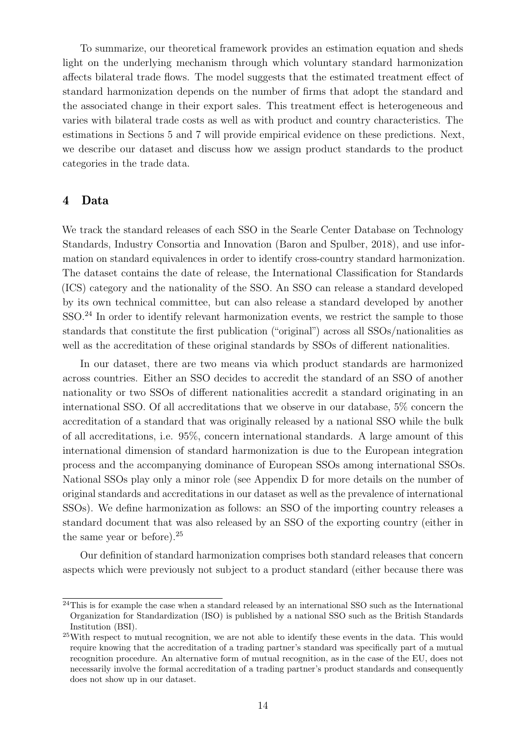To summarize, our theoretical framework provides an estimation equation and sheds light on the underlying mechanism through which voluntary standard harmonization affects bilateral trade flows. The model suggests that the estimated treatment effect of standard harmonization depends on the number of firms that adopt the standard and the associated change in their export sales. This treatment effect is heterogeneous and varies with bilateral trade costs as well as with product and country characteristics. The estimations in Sections 5 and 7 will provide empirical evidence on these predictions. Next, we describe our dataset and discuss how we assign product standards to the product categories in the trade data.

## 4 Data

We track the standard releases of each SSO in the Searle Center Database on Technology Standards, Industry Consortia and Innovation (Baron and Spulber, 2018), and use information on standard equivalences in order to identify cross-country standard harmonization. The dataset contains the date of release, the International Classification for Standards (ICS) category and the nationality of the SSO. An SSO can release a standard developed by its own technical committee, but can also release a standard developed by another SSO.[24] In order to identify relevant harmonization events, we restrict the sample to those standards that constitute the first publication ("original") across all SSOs/nationalities as well as the accreditation of these original standards by SSOs of different nationalities.

In our dataset, there are two means via which product standards are harmonized across countries. Either an SSO decides to accredit the standard of an SSO of another nationality or two SSOs of different nationalities accredit a standard originating in an international SSO. Of all accreditations that we observe in our database, 5% concern the accreditation of a standard that was originally released by a national SSO while the bulk of all accreditations, i.e. 95%, concern international standards. A large amount of this international dimension of standard harmonization is due to the European integration process and the accompanying dominance of European SSOs among international SSOs. National SSOs play only a minor role (see Appendix D for more details on the number of original standards and accreditations in our dataset as well as the prevalence of international SSOs). We define harmonization as follows: an SSO of the importing country releases a standard document that was also released by an SSO of the exporting country (either in the same year or before).[25]

Our definition of standard harmonization comprises both standard releases that concern aspects which were previously not subject to a product standard (either because there was

---

[24] This is for example the case when a standard released by an international SSO such as the International Organization for Standardization (ISO) is published by a national SSO such as the British Standards Institution (BSI).

[25] With respect to mutual recognition, we are not able to identify these events in the data. This would require knowing that the accreditation of a trading partner's standard was specifically part of a mutual recognition procedure. An alternative form of mutual recognition, as in the case of the EU, does not necessarily involve the formal accreditation of a trading partner's product standards and consequently does not show up in our dataset.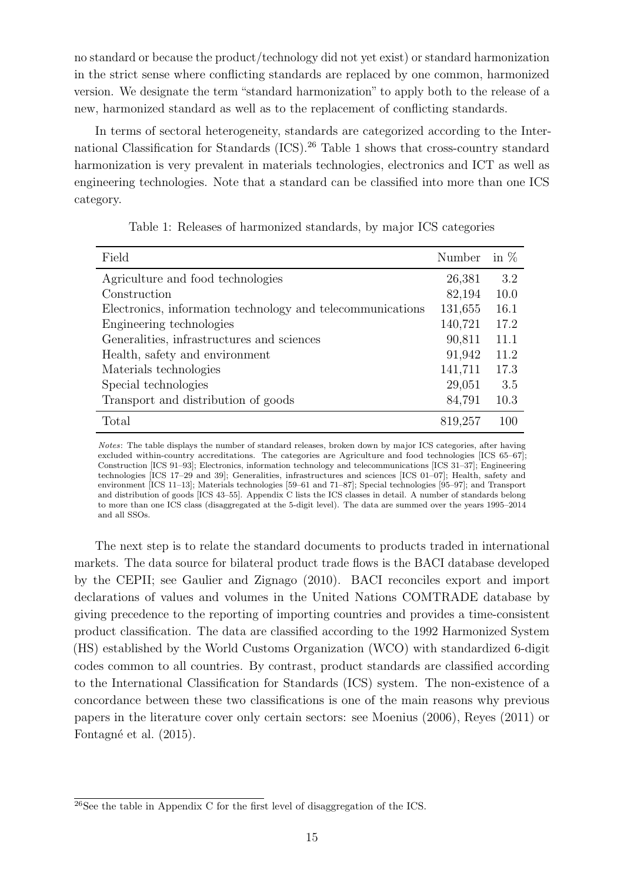no standard or because the product/technology did not yet exist) or standard harmonization in the strict sense where conflicting standards are replaced by one common, harmonized version. We designate the term "standard harmonization" to apply both to the release of a new, harmonized standard as well as to the replacement of conflicting standards.

In terms of sectoral heterogeneity, standards are categorized according to the International Classification for Standards (ICS).[26] Table 1 shows that cross-country standard harmonization is very prevalent in materials technologies, electronics and ICT as well as engineering technologies. Note that a standard can be classified into more than one ICS category.

Table 1: Releases of harmonized standards, by major ICS categories

| Field | Number | in % |
|---|---|---|
| Agriculture and food technologies | 26,381 | 3.2 |
| Construction | 82,194 | 10.0 |
| Electronics, information technology and telecommunications | 131,655 | 16.1 |
| Engineering technologies | 140,721 | 17.2 |
| Generalities, infrastructures and sciences | 90,811 | 11.1 |
| Health, safety and environment | 91,942 | 11.2 |
| Materials technologies | 141,711 | 17.3 |
| Special technologies | 29,051 | 3.5 |
| Transport and distribution of goods | 84,791 | 10.3 |
| Total | 819,257 | 100 |

*Notes*: The table displays the number of standard releases, broken down by major ICS categories, after having excluded within-country accreditations. The categories are Agriculture and food technologies [ICS 65–67]; Construction [ICS 91–93]; Electronics, information technology and telecommunications [ICS 31–37]; Engineering technologies [ICS 17–29 and 39]; Generalities, infrastructures and sciences [ICS 01–07]; Health, safety and environment [ICS 11–13]; Materials technologies [59–61 and 71–87]; Special technologies [95–97]; and Transport and distribution of goods [ICS 43–55]. Appendix C lists the ICS classes in detail. A number of standards belong to more than one ICS class (disaggregated at the 5-digit level). The data are summed over the years 1995–2014 and all SSOs.

The next step is to relate the standard documents to products traded in international markets. The data source for bilateral product trade flows is the BACI database developed by the CEPII; see Gaulier and Zignago (2010). BACI reconciles export and import declarations of values and volumes in the United Nations COMTRADE database by giving precedence to the reporting of importing countries and provides a time-consistent product classification. The data are classified according to the 1992 Harmonized System (HS) established by the World Customs Organization (WCO) with standardized 6-digit codes common to all countries. By contrast, product standards are classified according to the International Classification for Standards (ICS) system. The non-existence of a concordance between these two classifications is one of the main reasons why previous papers in the literature cover only certain sectors: see Moenius (2006), Reyes (2011) or Fontagné et al. (2015).

[26] See the table in Appendix C for the first level of disaggregation of the ICS.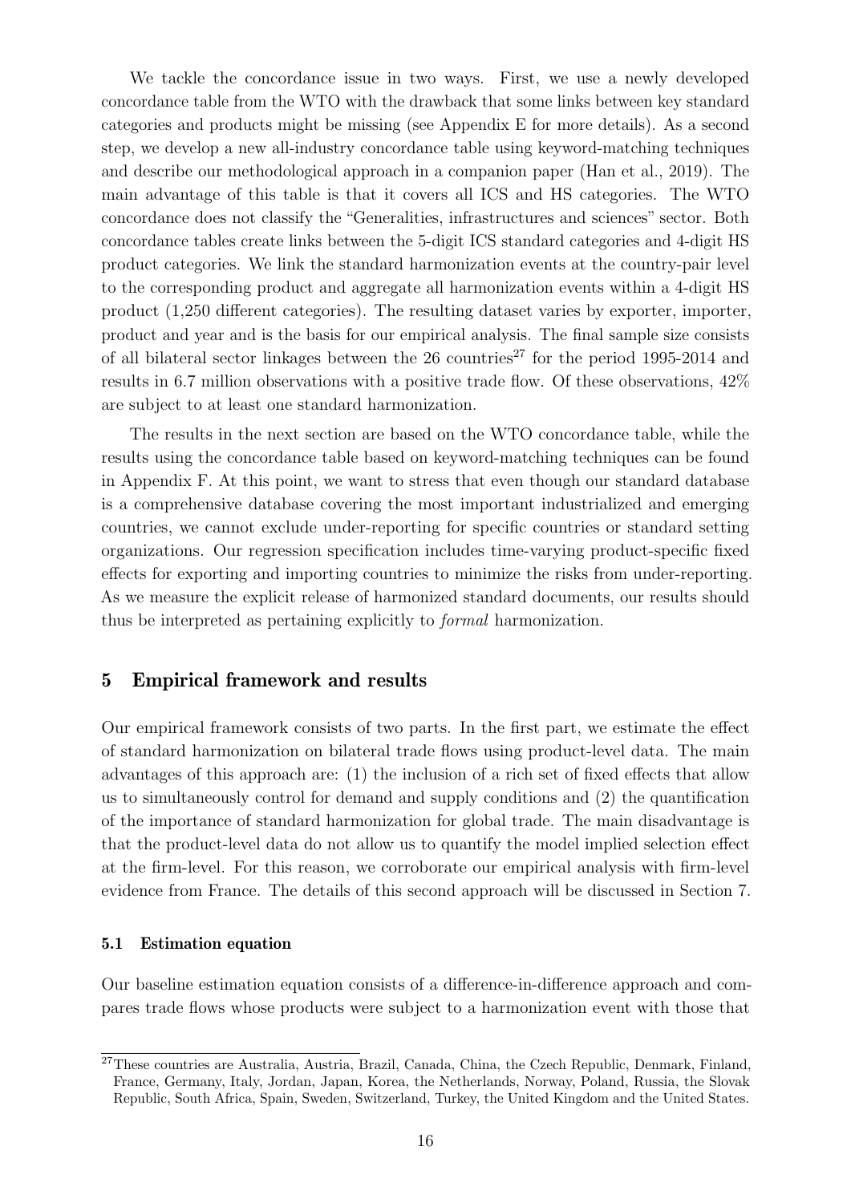We tackle the concordance issue in two ways. First, we use a newly developed concordance table from the WTO with the drawback that some links between key standard categories and products might be missing (see Appendix E for more details). As a second step, we develop a new all-industry concordance table using keyword-matching techniques and describe our methodological approach in a companion paper (Han et al., 2019). The main advantage of this table is that it covers all ICS and HS categories. The WTO concordance does not classify the "Generalities, infrastructures and sciences" sector. Both concordance tables create links between the 5-digit ICS standard categories and 4-digit HS product categories. We link the standard harmonization events at the country-pair level to the corresponding product and aggregate all harmonization events within a 4-digit HS product (1,250 different categories). The resulting dataset varies by exporter, importer, product and year and is the basis for our empirical analysis. The final sample size consists of all bilateral sector linkages between the 26 countries[27] for the period 1995-2014 and results in 6.7 million observations with a positive trade flow. Of these observations, 42% are subject to at least one standard harmonization.

The results in the next section are based on the WTO concordance table, while the results using the concordance table based on keyword-matching techniques can be found in Appendix F. At this point, we want to stress that even though our standard database is a comprehensive database covering the most important industrialized and emerging countries, we cannot exclude under-reporting for specific countries or standard setting organizations. Our regression specification includes time-varying product-specific fixed effects for exporting and importing countries to minimize the risks from under-reporting. As we measure the explicit release of harmonized standard documents, our results should thus be interpreted as pertaining explicitly to *formal* harmonization.

## 5 Empirical framework and results

Our empirical framework consists of two parts. In the first part, we estimate the effect of standard harmonization on bilateral trade flows using product-level data. The main advantages of this approach are: (1) the inclusion of a rich set of fixed effects that allow us to simultaneously control for demand and supply conditions and (2) the quantification of the importance of standard harmonization for global trade. The main disadvantage is that the product-level data do not allow us to quantify the model implied selection effect at the firm-level. For this reason, we corroborate our empirical analysis with firm-level evidence from France. The details of this second approach will be discussed in Section 7.

### 5.1 Estimation equation

Our baseline estimation equation consists of a difference-in-difference approach and compares trade flows whose products were subject to a harmonization event with those that

[27] These countries are Australia, Austria, Brazil, Canada, China, the Czech Republic, Denmark, Finland, France, Germany, Italy, Jordan, Japan, Korea, the Netherlands, Norway, Poland, Russia, the Slovak Republic, South Africa, Spain, Sweden, Switzerland, Turkey, the United Kingdom and the United States.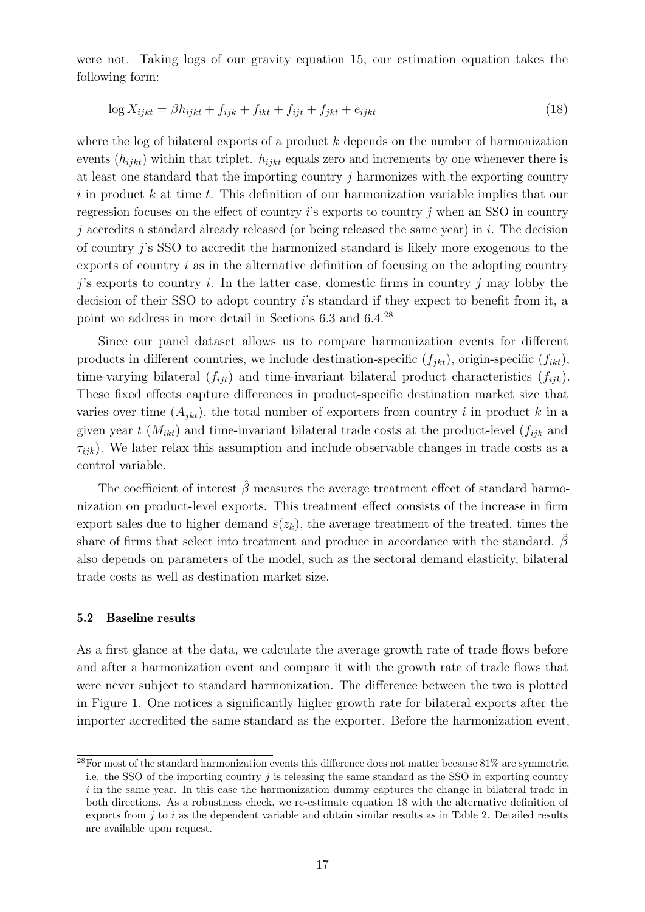were not. Taking logs of our gravity equation 15, our estimation equation takes the following form:

$$\log X_{ijkt} = \beta h_{ijkt} + f_{ijk} + f_{ikt} + f_{ijt} + f_{jkt} + e_{ijkt} \tag{18}$$

where the log of bilateral exports of a product $k$ depends on the number of harmonization events ($h_{ijkt}$) within that triplet. $h_{ijkt}$ equals zero and increments by one whenever there is at least one standard that the importing country $j$ harmonizes with the exporting country $i$ in product $k$ at time $t$. This definition of our harmonization variable implies that our regression focuses on the effect of country $i$'s exports to country $j$ when an SSO in country $j$ accredits a standard already released (or being released the same year) in $i$. The decision of country $j$'s SSO to accredit the harmonized standard is likely more exogenous to the exports of country $i$ as in the alternative definition of focusing on the adopting country $j$'s exports to country $i$. In the latter case, domestic firms in country $j$ may lobby the decision of their SSO to adopt country $i$'s standard if they expect to benefit from it, a point we address in more detail in Sections 6.3 and 6.4.[28]

Since our panel dataset allows us to compare harmonization events for different products in different countries, we include destination-specific ($f_{jkt}$), origin-specific ($f_{ikt}$), time-varying bilateral ($f_{ijt}$) and time-invariant bilateral product characteristics ($f_{ijk}$). These fixed effects capture differences in product-specific destination market size that varies over time ($A_{jkt}$), the total number of exporters from country $i$ in product $k$ in a given year $t$ ($M_{ikt}$) and time-invariant bilateral trade costs at the product-level ($f_{ijk}$ and $\tau_{ijk}$). We later relax this assumption and include observable changes in trade costs as a control variable.

The coefficient of interest $\hat{\beta}$ measures the average treatment effect of standard harmonization on product-level exports. This treatment effect consists of the increase in firm export sales due to higher demand $\bar{s}(z_k)$, the average treatment of the treated, times the share of firms that select into treatment and produce in accordance with the standard. $\hat{\beta}$ also depends on parameters of the model, such as the sectoral demand elasticity, bilateral trade costs as well as destination market size.

### 5.2 Baseline results

As a first glance at the data, we calculate the average growth rate of trade flows before and after a harmonization event and compare it with the growth rate of trade flows that were never subject to standard harmonization. The difference between the two is plotted in Figure 1. One notices a significantly higher growth rate for bilateral exports after the importer accredited the same standard as the exporter. Before the harmonization event,

[28] For most of the standard harmonization events this difference does not matter because 81% are symmetric, i.e. the SSO of the importing country $j$ is releasing the same standard as the SSO in exporting country $i$ in the same year. In this case the harmonization dummy captures the change in bilateral trade in both directions. As a robustness check, we re-estimate equation 18 with the alternative definition of exports from $j$ to $i$ as the dependent variable and obtain similar results as in Table 2. Detailed results are available upon request.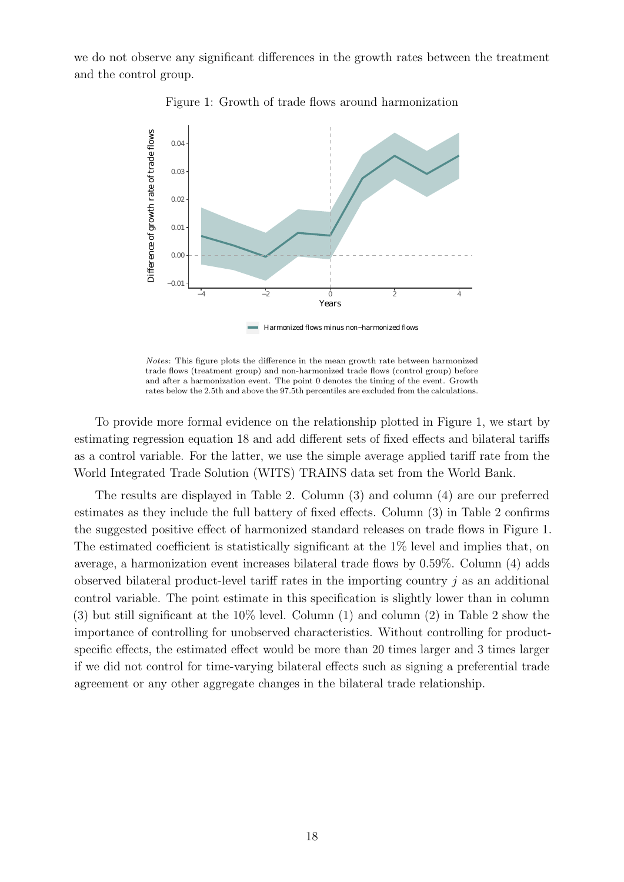we do not observe any significant differences in the growth rates between the treatment and the control group.

Figure 1: Growth of trade flows around harmonization

*Notes*: This figure plots the difference in the mean growth rate between harmonized trade flows (treatment group) and non-harmonized trade flows (control group) before and after a harmonization event. The point 0 denotes the timing of the event. Growth rates below the 2.5th and above the 97.5th percentiles are excluded from the calculations.

To provide more formal evidence on the relationship plotted in Figure 1, we start by estimating regression equation 18 and add different sets of fixed effects and bilateral tariffs as a control variable. For the latter, we use the simple average applied tariff rate from the World Integrated Trade Solution (WITS) TRAINS data set from the World Bank.

The results are displayed in Table 2. Column (3) and column (4) are our preferred estimates as they include the full battery of fixed effects. Column (3) in Table 2 confirms the suggested positive effect of harmonized standard releases on trade flows in Figure 1. The estimated coefficient is statistically significant at the 1% level and implies that, on average, a harmonization event increases bilateral trade flows by 0.59%. Column (4) adds observed bilateral product-level tariff rates in the importing country $j$ as an additional control variable. The point estimate in this specification is slightly lower than in column (3) but still significant at the 10% level. Column (1) and column (2) in Table 2 show the importance of controlling for unobserved characteristics. Without controlling for product-specific effects, the estimated effect would be more than 20 times larger and 3 times larger if we did not control for time-varying bilateral effects such as signing a preferential trade agreement or any other aggregate changes in the bilateral trade relationship.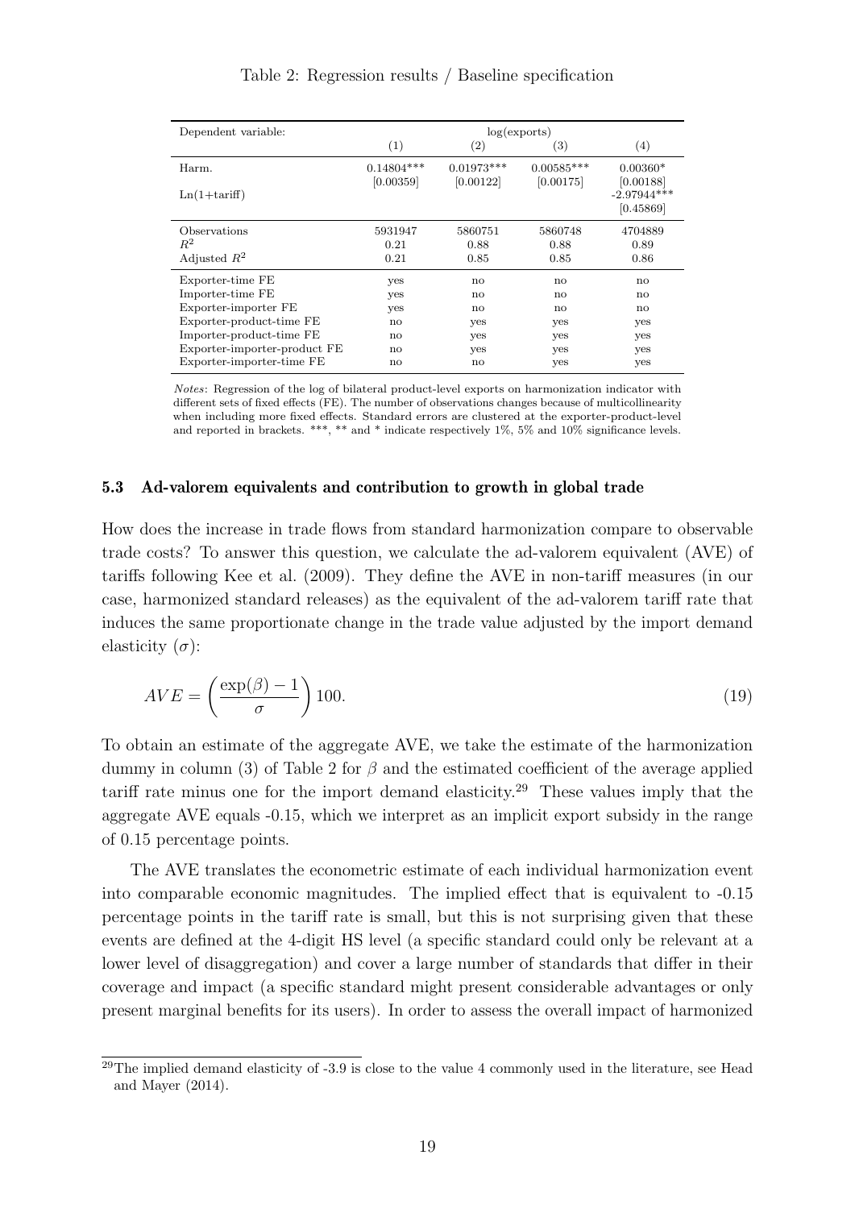Table 2: Regression results / Baseline specification

| Dependent variable: | log(exports) | | | |
|---|---|---|---|---|
| | (1) | (2) | (3) | (4) |
| Harm. | 0.14804*** | 0.01973*** | 0.00585*** | 0.00360* |
| | [0.00359] | [0.00122] | [0.00175] | [0.00188] |
| Ln(1+tariff) | | | | -2.97944*** |
| | | | | [0.45869] |
| Observations | 5931947 | 5860751 | 5860748 | 4704889 |
| $R^2$ | 0.21 | 0.88 | 0.88 | 0.89 |
| Adjusted $R^2$ | 0.21 | 0.85 | 0.85 | 0.86 |
| Exporter-time FE | yes | no | no | no |
| Importer-time FE | yes | no | no | no |
| Exporter-importer FE | yes | no | no | no |
| Exporter-product-time FE | no | yes | yes | yes |
| Importer-product-time FE | no | yes | yes | yes |
| Exporter-importer-product FE | no | yes | yes | yes |
| Exporter-importer-time FE | no | no | yes | yes |

*Notes*: Regression of the log of bilateral product-level exports on harmonization indicator with different sets of fixed effects (FE). The number of observations changes because of multicollinearity when including more fixed effects. Standard errors are clustered at the exporter-product-level and reported in brackets. ***, ** and * indicate respectively 1%, 5% and 10% significance levels.

### 5.3 Ad-valorem equivalents and contribution to growth in global trade

How does the increase in trade flows from standard harmonization compare to observable trade costs? To answer this question, we calculate the ad-valorem equivalent (AVE) of tariffs following Kee et al. (2009). They define the AVE in non-tariff measures (in our case, harmonized standard releases) as the equivalent of the ad-valorem tariff rate that induces the same proportionate change in the trade value adjusted by the import demand elasticity ($\sigma$):

$$AVE = \left(\frac{\exp(\beta) - 1}{\sigma}\right) 100. \tag{19}$$

To obtain an estimate of the aggregate AVE, we take the estimate of the harmonization dummy in column (3) of Table 2 for $\beta$ and the estimated coefficient of the average applied tariff rate minus one for the import demand elasticity.[29] These values imply that the aggregate AVE equals -0.15, which we interpret as an implicit export subsidy in the range of 0.15 percentage points.

The AVE translates the econometric estimate of each individual harmonization event into comparable economic magnitudes. The implied effect that is equivalent to -0.15 percentage points in the tariff rate is small, but this is not surprising given that these events are defined at the 4-digit HS level (a specific standard could only be relevant at a lower level of disaggregation) and cover a large number of standards that differ in their coverage and impact (a specific standard might present considerable advantages or only present marginal benefits for its users). In order to assess the overall impact of harmonized

[29] The implied demand elasticity of -3.9 is close to the value 4 commonly used in the literature, see Head and Mayer (2014).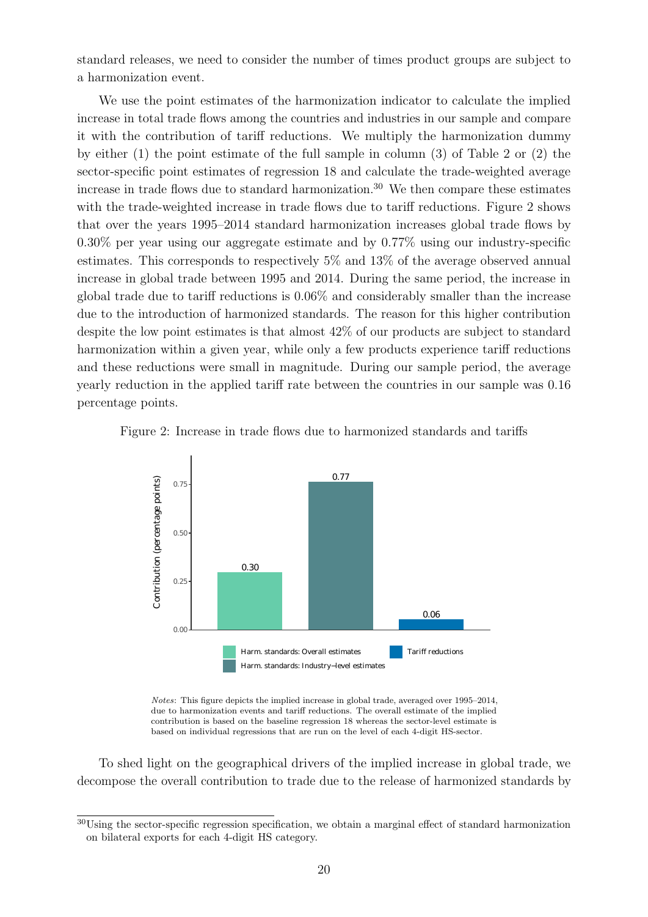standard releases, we need to consider the number of times product groups are subject to a harmonization event.

We use the point estimates of the harmonization indicator to calculate the implied increase in total trade flows among the countries and industries in our sample and compare it with the contribution of tariff reductions. We multiply the harmonization dummy by either (1) the point estimate of the full sample in column (3) of Table 2 or (2) the sector-specific point estimates of regression 18 and calculate the trade-weighted average increase in trade flows due to standard harmonization.[30] We then compare these estimates with the trade-weighted increase in trade flows due to tariff reductions. Figure 2 shows that over the years 1995–2014 standard harmonization increases global trade flows by 0.30% per year using our aggregate estimate and by 0.77% using our industry-specific estimates. This corresponds to respectively 5% and 13% of the average observed annual increase in global trade between 1995 and 2014. During the same period, the increase in global trade due to tariff reductions is 0.06% and considerably smaller than the increase due to the introduction of harmonized standards. The reason for this higher contribution despite the low point estimates is that almost 42% of our products are subject to standard harmonization within a given year, while only a few products experience tariff reductions and these reductions were small in magnitude. During our sample period, the average yearly reduction in the applied tariff rate between the countries in our sample was 0.16 percentage points.

Figure 2: Increase in trade flows due to harmonized standards and tariffs

| | Contribution (percentage points) |
|---|---|
| Harm. standards: Overall estimates | 0.30 |
| Harm. standards: Industry–level estimates | 0.77 |
| Tariff reductions | 0.06 |

*Notes*: This figure depicts the implied increase in global trade, averaged over 1995–2014, due to harmonization events and tariff reductions. The overall estimate of the implied contribution is based on the baseline regression 18 whereas the sector-level estimate is based on individual regressions that are run on the level of each 4-digit HS-sector.

To shed light on the geographical drivers of the implied increase in global trade, we decompose the overall contribution to trade due to the release of harmonized standards by

[30]Using the sector-specific regression specification, we obtain a marginal effect of standard harmonization on bilateral exports for each 4-digit HS category.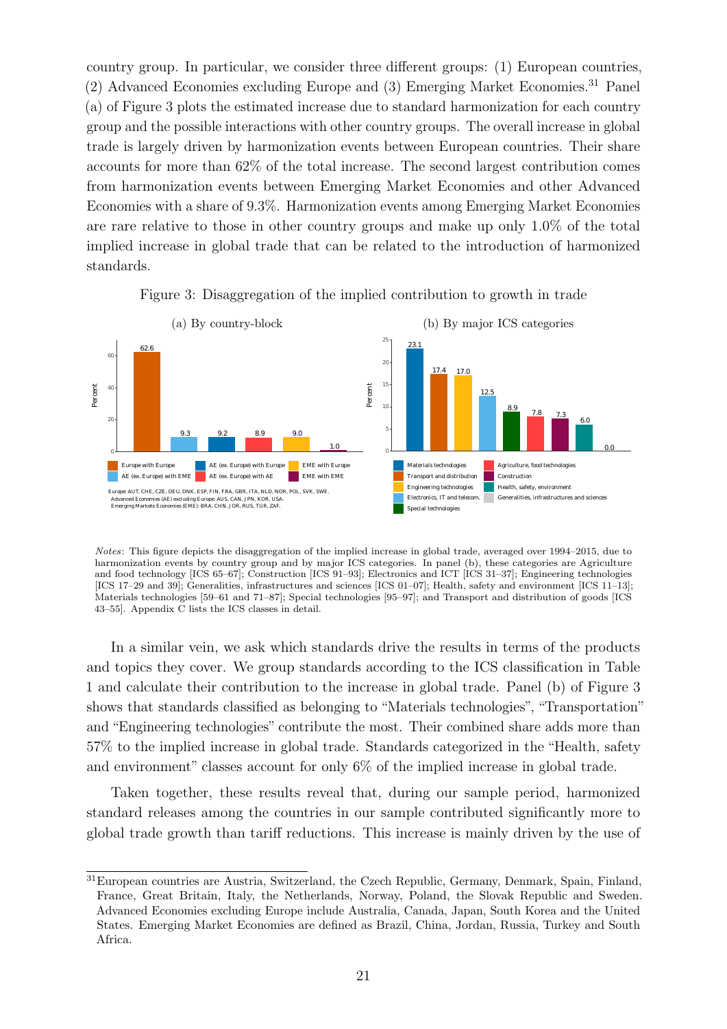country group. In particular, we consider three different groups: (1) European countries, (2) Advanced Economies excluding Europe and (3) Emerging Market Economies.[31] Panel (a) of Figure 3 plots the estimated increase due to standard harmonization for each country group and the possible interactions with other country groups. The overall increase in global trade is largely driven by harmonization events between European countries. Their share accounts for more than 62% of the total increase. The second largest contribution comes from harmonization events between Emerging Market Economies and other Advanced Economies with a share of 9.3%. Harmonization events among Emerging Market Economies are rare relative to those in other country groups and make up only 1.0% of the total implied increase in global trade that can be related to the introduction of harmonized standards.

Figure 3: Disaggregation of the implied contribution to growth in trade

(a) By country-block

(b) By major ICS categories

*Notes*: This figure depicts the disaggregation of the implied increase in global trade, averaged over 1994–2015, due to harmonization events by country group and by major ICS categories. In panel (b), these categories are Agriculture and food technology [ICS 65–67]; Construction [ICS 91–93]; Electronics and ICT [ICS 31–37]; Engineering technologies [ICS 17–29 and 39]; Generalities, infrastructures and sciences [ICS 01–07]; Health, safety and environment [ICS 11–13]; Materials technologies [59–61 and 71–87]; Special technologies [95–97]; and Transport and distribution of goods [ICS 43–55]. Appendix C lists the ICS classes in detail.

In a similar vein, we ask which standards drive the results in terms of the products and topics they cover. We group standards according to the ICS classification in Table 1 and calculate their contribution to the increase in global trade. Panel (b) of Figure 3 shows that standards classified as belonging to "Materials technologies", "Transportation" and "Engineering technologies" contribute the most. Their combined share adds more than 57% to the implied increase in global trade. Standards categorized in the "Health, safety and environment" classes account for only 6% of the implied increase in global trade.

Taken together, these results reveal that, during our sample period, harmonized standard releases among the countries in our sample contributed significantly more to global trade growth than tariff reductions. This increase is mainly driven by the use of

[31] European countries are Austria, Switzerland, the Czech Republic, Germany, Denmark, Spain, Finland, France, Great Britain, Italy, the Netherlands, Norway, Poland, the Slovak Republic and Sweden. Advanced Economies excluding Europe include Australia, Canada, Japan, South Korea and the United States. Emerging Market Economies are defined as Brazil, China, Jordan, Russia, Turkey and South Africa.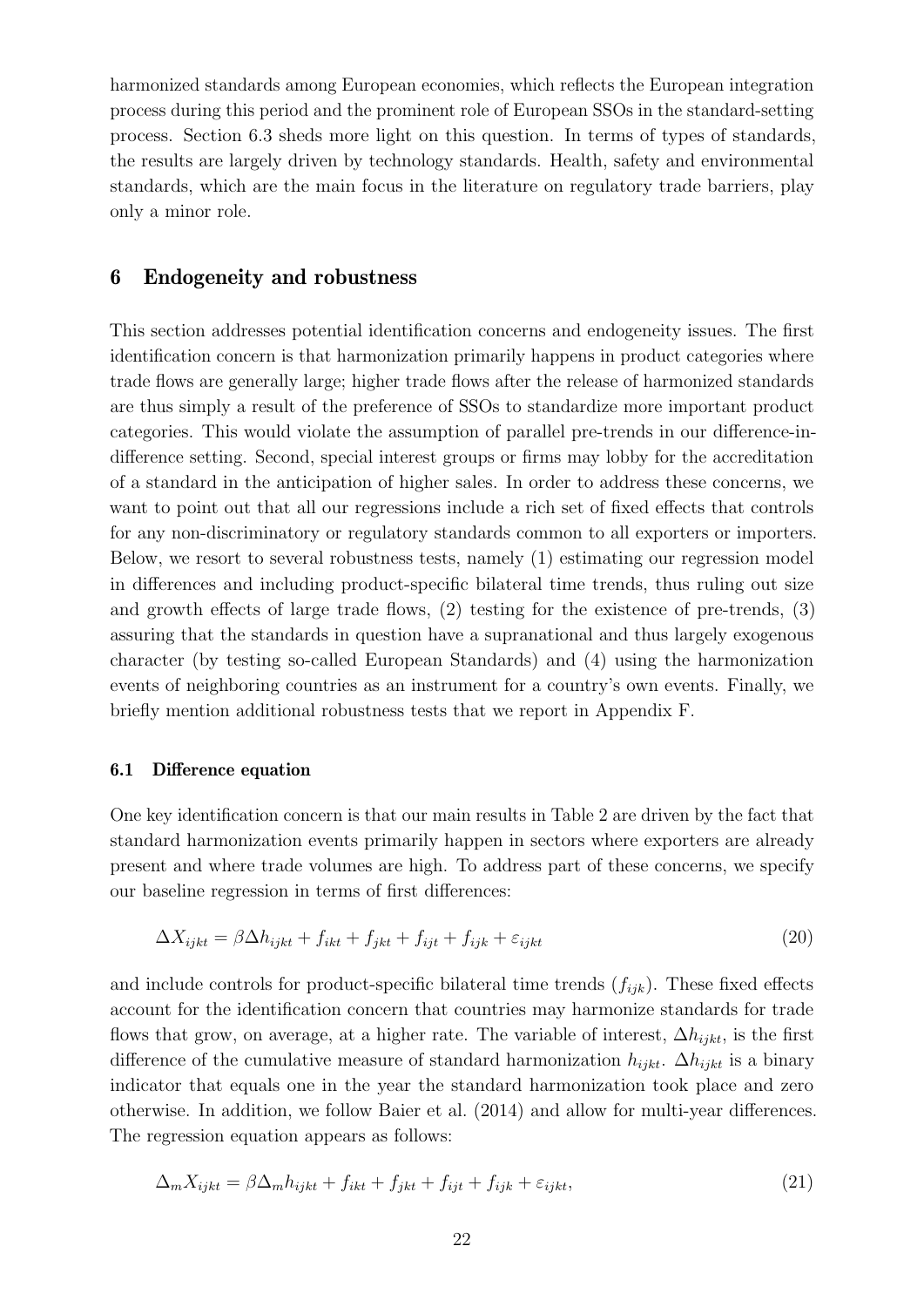harmonized standards among European economies, which reflects the European integration process during this period and the prominent role of European SSOs in the standard-setting process. Section 6.3 sheds more light on this question. In terms of types of standards, the results are largely driven by technology standards. Health, safety and environmental standards, which are the main focus in the literature on regulatory trade barriers, play only a minor role.

## 6 Endogeneity and robustness

This section addresses potential identification concerns and endogeneity issues. The first identification concern is that harmonization primarily happens in product categories where trade flows are generally large; higher trade flows after the release of harmonized standards are thus simply a result of the preference of SSOs to standardize more important product categories. This would violate the assumption of parallel pre-trends in our difference-in-difference setting. Second, special interest groups or firms may lobby for the accreditation of a standard in the anticipation of higher sales. In order to address these concerns, we want to point out that all our regressions include a rich set of fixed effects that controls for any non-discriminatory or regulatory standards common to all exporters or importers. Below, we resort to several robustness tests, namely (1) estimating our regression model in differences and including product-specific bilateral time trends, thus ruling out size and growth effects of large trade flows, (2) testing for the existence of pre-trends, (3) assuring that the standards in question have a supranational and thus largely exogenous character (by testing so-called European Standards) and (4) using the harmonization events of neighboring countries as an instrument for a country's own events. Finally, we briefly mention additional robustness tests that we report in Appendix F.

### 6.1 Difference equation

One key identification concern is that our main results in Table 2 are driven by the fact that standard harmonization events primarily happen in sectors where exporters are already present and where trade volumes are high. To address part of these concerns, we specify our baseline regression in terms of first differences:

$$\Delta X_{ijkt} = \beta \Delta h_{ijkt} + f_{ikt} + f_{jkt} + f_{ijt} + f_{ijk} + \varepsilon_{ijkt} \tag{20}$$

and include controls for product-specific bilateral time trends ($f_{ijk}$). These fixed effects account for the identification concern that countries may harmonize standards for trade flows that grow, on average, at a higher rate. The variable of interest, $\Delta h_{ijkt}$, is the first difference of the cumulative measure of standard harmonization $h_{ijkt}$. $\Delta h_{ijkt}$ is a binary indicator that equals one in the year the standard harmonization took place and zero otherwise. In addition, we follow Baier et al. (2014) and allow for multi-year differences. The regression equation appears as follows:

$$\Delta_m X_{ijkt} = \beta \Delta_m h_{ijkt} + f_{ikt} + f_{jkt} + f_{ijt} + f_{ijk} + \varepsilon_{ijkt}, \tag{21}$$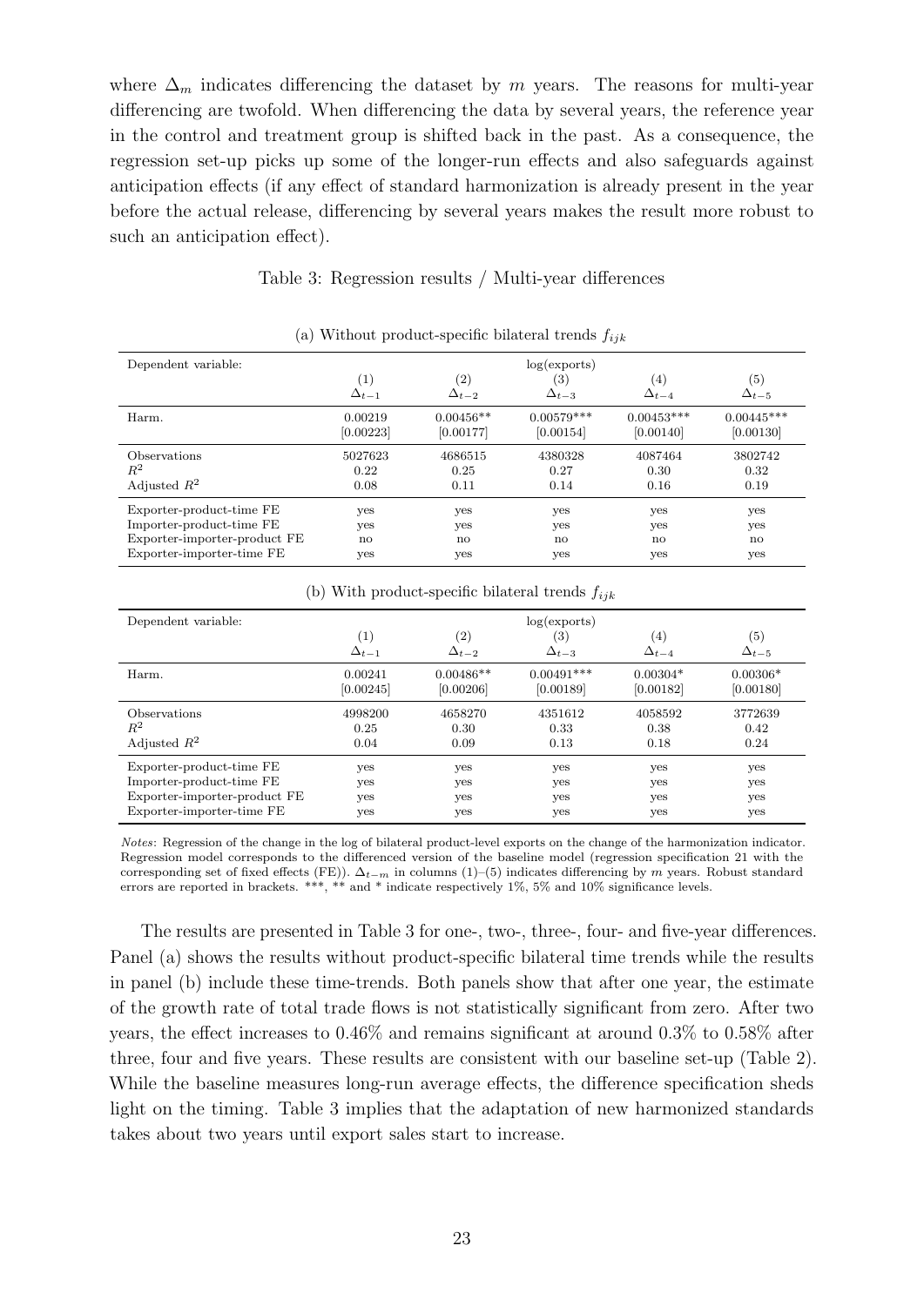where $\Delta_m$ indicates differencing the dataset by $m$ years. The reasons for multi-year differencing are twofold. When differencing the data by several years, the reference year in the control and treatment group is shifted back in the past. As a consequence, the regression set-up picks up some of the longer-run effects and also safeguards against anticipation effects (if any effect of standard harmonization is already present in the year before the actual release, differencing by several years makes the result more robust to such an anticipation effect).

Table 3: Regression results / Multi-year differences

(a) Without product-specific bilateral trends $f_{ijk}$

| Dependent variable: | log(exports) | | | | |
|---|---|---|---|---|---|
| | (1) | (2) | (3) | (4) | (5) |
| | $\Delta_{t-1}$ | $\Delta_{t-2}$ | $\Delta_{t-3}$ | $\Delta_{t-4}$ | $\Delta_{t-5}$ |
| Harm. | 0.00219 | 0.00456** | 0.00579*** | 0.00453*** | 0.00445*** |
| | [0.00223] | [0.00177] | [0.00154] | [0.00140] | [0.00130] |
| Observations | 5027623 | 4686515 | 4380328 | 4087464 | 3802742 |
| $R^2$ | 0.22 | 0.25 | 0.27 | 0.30 | 0.32 |
| Adjusted $R^2$ | 0.08 | 0.11 | 0.14 | 0.16 | 0.19 |
| Exporter-product-time FE | yes | yes | yes | yes | yes |
| Importer-product-time FE | yes | yes | yes | yes | yes |
| Exporter-importer-product FE | no | no | no | no | no |
| Exporter-importer-time FE | yes | yes | yes | yes | yes |

(b) With product-specific bilateral trends $f_{ijk}$

| Dependent variable: | log(exports) | | | | |
|---|---|---|---|---|---|
| | (1) | (2) | (3) | (4) | (5) |
| | $\Delta_{t-1}$ | $\Delta_{t-2}$ | $\Delta_{t-3}$ | $\Delta_{t-4}$ | $\Delta_{t-5}$ |
| Harm. | 0.00241 | 0.00486** | 0.00491*** | 0.00304* | 0.00306* |
| | [0.00245] | [0.00206] | [0.00189] | [0.00182] | [0.00180] |
| Observations | 4998200 | 4658270 | 4351612 | 4058592 | 3772639 |
| $R^2$ | 0.25 | 0.30 | 0.33 | 0.38 | 0.42 |
| Adjusted $R^2$ | 0.04 | 0.09 | 0.13 | 0.18 | 0.24 |
| Exporter-product-time FE | yes | yes | yes | yes | yes |
| Importer-product-time FE | yes | yes | yes | yes | yes |
| Exporter-importer-product FE | yes | yes | yes | yes | yes |
| Exporter-importer-time FE | yes | yes | yes | yes | yes |

*Notes*: Regression of the change in the log of bilateral product-level exports on the change of the harmonization indicator. Regression model corresponds to the differenced version of the baseline model (regression specification 21 with the corresponding set of fixed effects (FE)). $\Delta_{t-m}$ in columns (1)–(5) indicates differencing by $m$ years. Robust standard errors are reported in brackets. ***, ** and * indicate respectively 1%, 5% and 10% significance levels.

The results are presented in Table 3 for one-, two-, three-, four- and five-year differences. Panel (a) shows the results without product-specific bilateral time trends while the results in panel (b) include these time-trends. Both panels show that after one year, the estimate of the growth rate of total trade flows is not statistically significant from zero. After two years, the effect increases to 0.46% and remains significant at around 0.3% to 0.58% after three, four and five years. These results are consistent with our baseline set-up (Table 2). While the baseline measures long-run average effects, the difference specification sheds light on the timing. Table 3 implies that the adaptation of new harmonized standards takes about two years until export sales start to increase.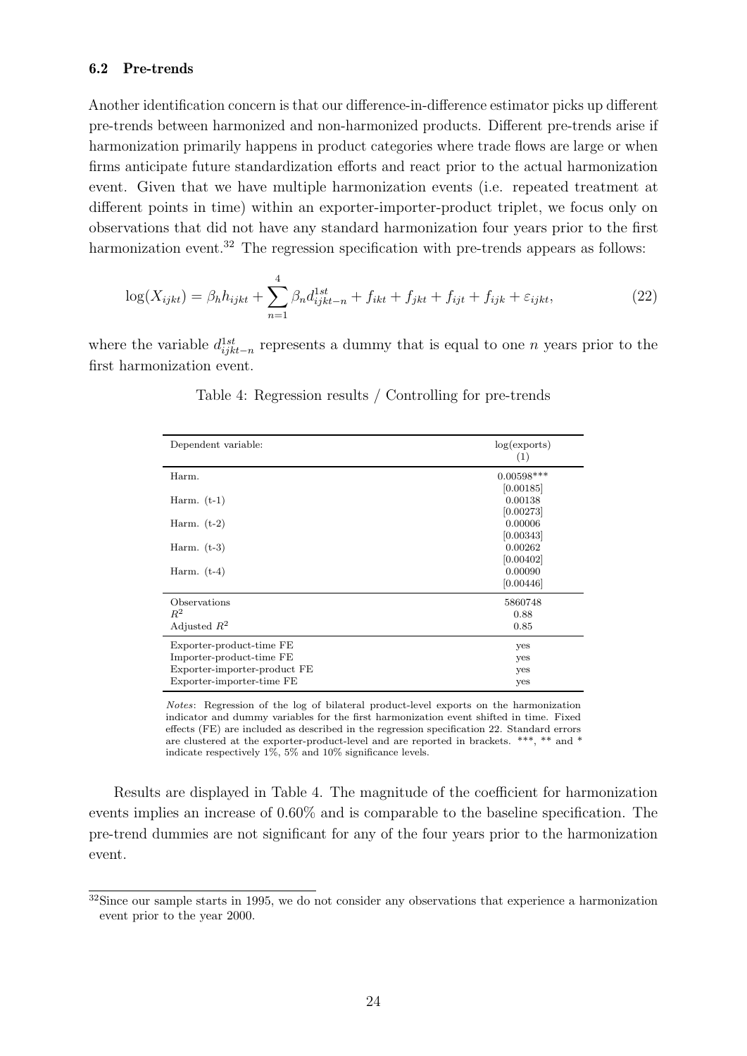### 6.2 Pre-trends

Another identification concern is that our difference-in-difference estimator picks up different pre-trends between harmonized and non-harmonized products. Different pre-trends arise if harmonization primarily happens in product categories where trade flows are large or when firms anticipate future standardization efforts and react prior to the actual harmonization event. Given that we have multiple harmonization events (i.e. repeated treatment at different points in time) within an exporter-importer-product triplet, we focus only on observations that did not have any standard harmonization four years prior to the first harmonization event.[32] The regression specification with pre-trends appears as follows:

$$\log(X_{ijkt}) = \beta_h h_{ijkt} + \sum_{n=1}^{4} \beta_n d^{1st}_{ijkt-n} + f_{ikt} + f_{jkt} + f_{ijt} + f_{ijk} + \varepsilon_{ijkt}, \tag{22}$$

where the variable $d^{1st}_{ijkt-n}$ represents a dummy that is equal to one $n$ years prior to the first harmonization event.

Table 4: Regression results / Controlling for pre-trends

| Dependent variable: | log(exports) (1) |
|---|---|
| Harm. | 0.00598*** |
| | [0.00185] |
| Harm. (t-1) | 0.00138 |
| | [0.00273] |
| Harm. (t-2) | 0.00006 |
| | [0.00343] |
| Harm. (t-3) | 0.00262 |
| | [0.00402] |
| Harm. (t-4) | 0.00090 |
| | [0.00446] |
| Observations | 5860748 |
| $R^2$ | 0.88 |
| Adjusted $R^2$ | 0.85 |
| Exporter-product-time FE | yes |
| Importer-product-time FE | yes |
| Exporter-importer-product FE | yes |
| Exporter-importer-time FE | yes |

*Notes*: Regression of the log of bilateral product-level exports on the harmonization indicator and dummy variables for the first harmonization event shifted in time. Fixed effects (FE) are included as described in the regression specification 22. Standard errors are clustered at the exporter-product-level and are reported in brackets. ***, ** and * indicate respectively 1%, 5% and 10% significance levels.

Results are displayed in Table 4. The magnitude of the coefficient for harmonization events implies an increase of 0.60% and is comparable to the baseline specification. The pre-trend dummies are not significant for any of the four years prior to the harmonization event.

[32] Since our sample starts in 1995, we do not consider any observations that experience a harmonization event prior to the year 2000.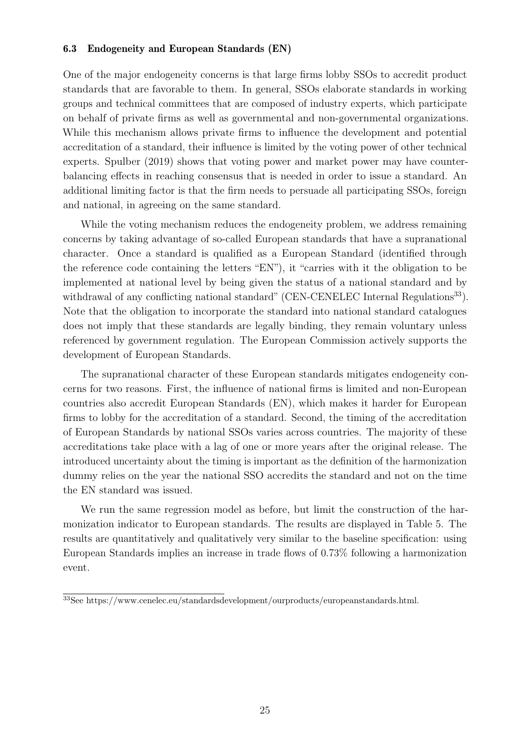### 6.3 Endogeneity and European Standards (EN)

One of the major endogeneity concerns is that large firms lobby SSOs to accredit product standards that are favorable to them. In general, SSOs elaborate standards in working groups and technical committees that are composed of industry experts, which participate on behalf of private firms as well as governmental and non-governmental organizations. While this mechanism allows private firms to influence the development and potential accreditation of a standard, their influence is limited by the voting power of other technical experts. Spulber (2019) shows that voting power and market power may have counterbalancing effects in reaching consensus that is needed in order to issue a standard. An additional limiting factor is that the firm needs to persuade all participating SSOs, foreign and national, in agreeing on the same standard.

While the voting mechanism reduces the endogeneity problem, we address remaining concerns by taking advantage of so-called European standards that have a supranational character. Once a standard is qualified as a European Standard (identified through the reference code containing the letters "EN"), it "carries with it the obligation to be implemented at national level by being given the status of a national standard and by withdrawal of any conflicting national standard" (CEN-CENELEC Internal Regulations[33]). Note that the obligation to incorporate the standard into national standard catalogues does not imply that these standards are legally binding, they remain voluntary unless referenced by government regulation. The European Commission actively supports the development of European Standards.

The supranational character of these European standards mitigates endogeneity concerns for two reasons. First, the influence of national firms is limited and non-European countries also accredit European Standards (EN), which makes it harder for European firms to lobby for the accreditation of a standard. Second, the timing of the accreditation of European Standards by national SSOs varies across countries. The majority of these accreditations take place with a lag of one or more years after the original release. The introduced uncertainty about the timing is important as the definition of the harmonization dummy relies on the year the national SSO accredits the standard and not on the time the EN standard was issued.

We run the same regression model as before, but limit the construction of the harmonization indicator to European standards. The results are displayed in Table 5. The results are quantitatively and qualitatively very similar to the baseline specification: using European Standards implies an increase in trade flows of 0.73% following a harmonization event.

[33]See https://www.cenelec.eu/standardsdevelopment/ourproducts/europeanstandards.html.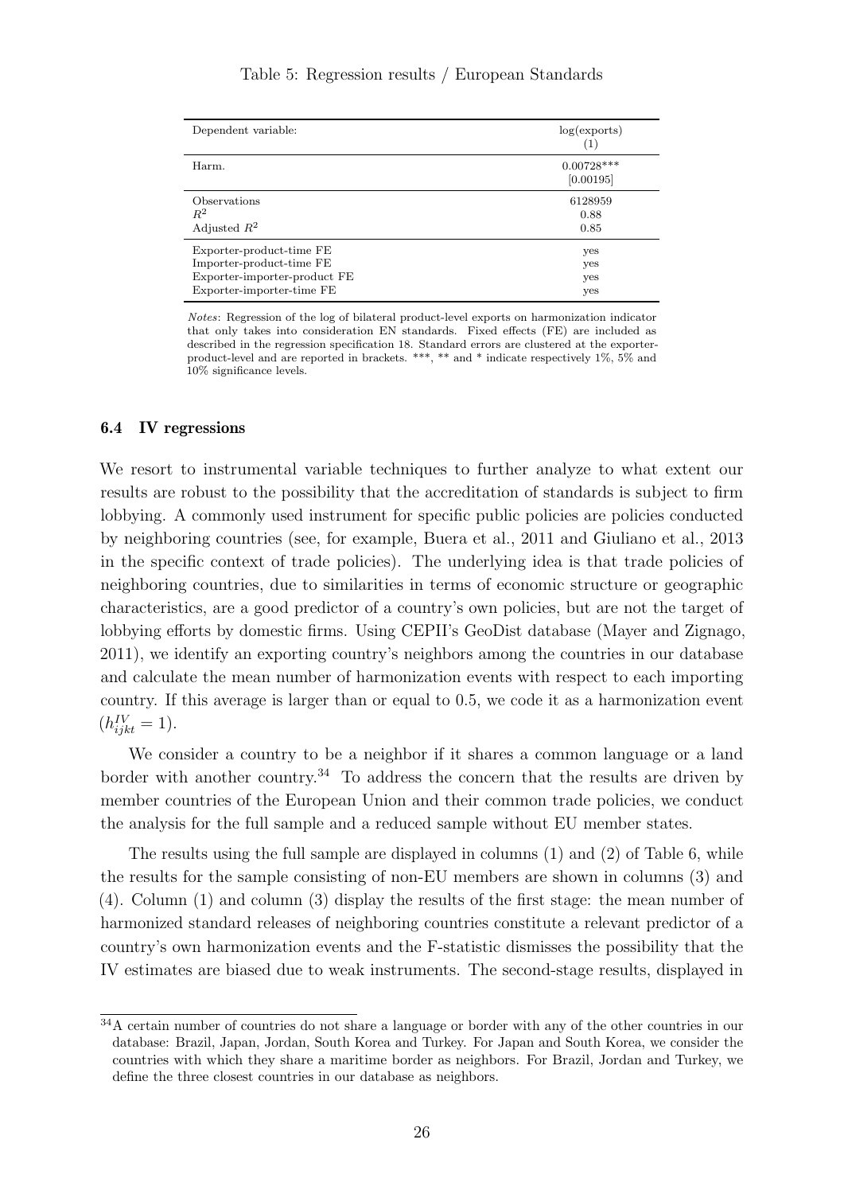Table 5: Regression results / European Standards

| Dependent variable: | log(exports) (1) |
|---|---|
| Harm. | 0.00728*** [0.00195] |
| Observations | 6128959 |
| $R^2$ | 0.88 |
| Adjusted $R^2$ | 0.85 |
| Exporter-product-time FE | yes |
| Importer-product-time FE | yes |
| Exporter-importer-product FE | yes |
| Exporter-importer-time FE | yes |

*Notes*: Regression of the log of bilateral product-level exports on harmonization indicator that only takes into consideration EN standards. Fixed effects (FE) are included as described in the regression specification 18. Standard errors are clustered at the exporter-product-level and are reported in brackets. ***, ** and * indicate respectively 1%, 5% and 10% significance levels.

### 6.4 IV regressions

We resort to instrumental variable techniques to further analyze to what extent our results are robust to the possibility that the accreditation of standards is subject to firm lobbying. A commonly used instrument for specific public policies are policies conducted by neighboring countries (see, for example, Buera et al., 2011 and Giuliano et al., 2013 in the specific context of trade policies). The underlying idea is that trade policies of neighboring countries, due to similarities in terms of economic structure or geographic characteristics, are a good predictor of a country's own policies, but are not the target of lobbying efforts by domestic firms. Using CEPII's GeoDist database (Mayer and Zignago, 2011), we identify an exporting country's neighbors among the countries in our database and calculate the mean number of harmonization events with respect to each importing country. If this average is larger than or equal to 0.5, we code it as a harmonization event ($h^{IV}_{ijkt} = 1$).

We consider a country to be a neighbor if it shares a common language or a land border with another country.[34] To address the concern that the results are driven by member countries of the European Union and their common trade policies, we conduct the analysis for the full sample and a reduced sample without EU member states.

The results using the full sample are displayed in columns (1) and (2) of Table 6, while the results for the sample consisting of non-EU members are shown in columns (3) and (4). Column (1) and column (3) display the results of the first stage: the mean number of harmonized standard releases of neighboring countries constitute a relevant predictor of a country's own harmonization events and the F-statistic dismisses the possibility that the IV estimates are biased due to weak instruments. The second-stage results, displayed in

[34] A certain number of countries do not share a language or border with any of the other countries in our database: Brazil, Japan, Jordan, South Korea and Turkey. For Japan and South Korea, we consider the countries with which they share a maritime border as neighbors. For Brazil, Jordan and Turkey, we define the three closest countries in our database as neighbors.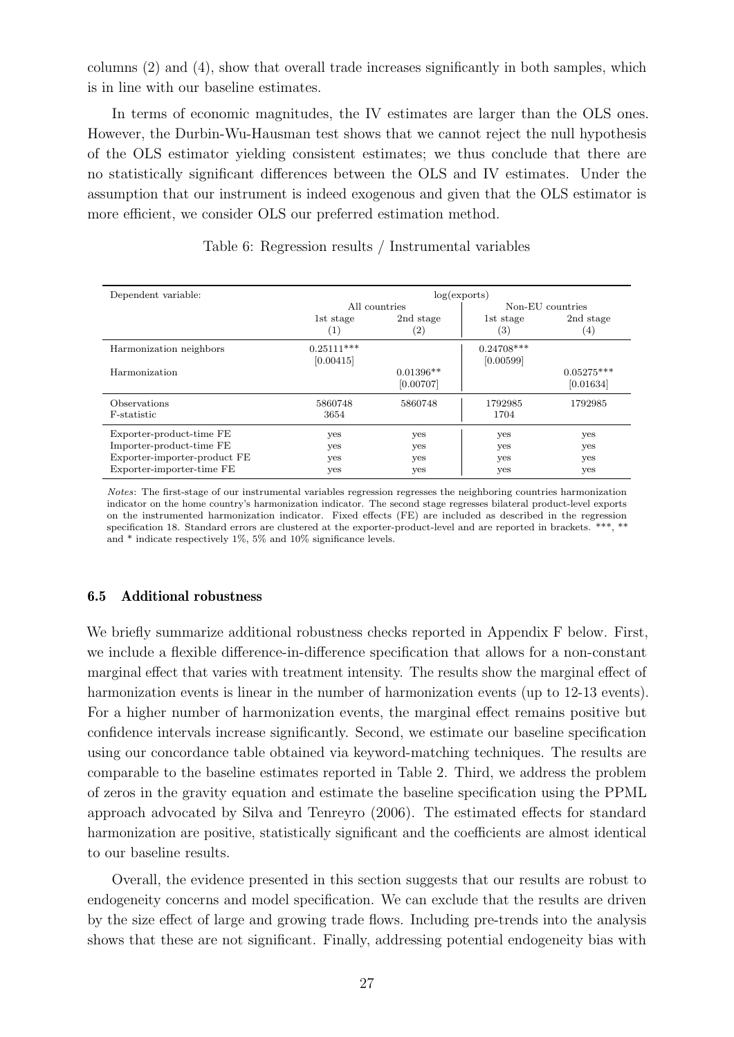columns (2) and (4), show that overall trade increases significantly in both samples, which is in line with our baseline estimates.

In terms of economic magnitudes, the IV estimates are larger than the OLS ones. However, the Durbin-Wu-Hausman test shows that we cannot reject the null hypothesis of the OLS estimator yielding consistent estimates; we thus conclude that there are no statistically significant differences between the OLS and IV estimates. Under the assumption that our instrument is indeed exogenous and given that the OLS estimator is more efficient, we consider OLS our preferred estimation method.

Table 6: Regression results / Instrumental variables

| Dependent variable: | log(exports) | | | |
|---|---|---|---|---|
| | All countries | | Non-EU countries | |
| | 1st stage | 2nd stage | 1st stage | 2nd stage |
| | (1) | (2) | (3) | (4) |
| Harmonization neighbors | 0.25111*** | | 0.24708*** | |
| | [0.00415] | | [0.00599] | |
| Harmonization | | 0.01396** | | 0.05275*** |
| | | [0.00707] | | [0.01634] |
| Observations | 5860748 | 5860748 | 1792985 | 1792985 |
| F-statistic | 3654 | | 1704 | |
| Exporter-product-time FE | yes | yes | yes | yes |
| Importer-product-time FE | yes | yes | yes | yes |
| Exporter-importer-product FE | yes | yes | yes | yes |
| Exporter-importer-time FE | yes | yes | yes | yes |

*Notes*: The first-stage of our instrumental variables regression regresses the neighboring countries harmonization indicator on the home country's harmonization indicator. The second stage regresses bilateral product-level exports on the instrumented harmonization indicator. Fixed effects (FE) are included as described in the regression specification 18. Standard errors are clustered at the exporter-product-level and are reported in brackets. ***, ** and * indicate respectively 1%, 5% and 10% significance levels.

### 6.5 Additional robustness

We briefly summarize additional robustness checks reported in Appendix F below. First, we include a flexible difference-in-difference specification that allows for a non-constant marginal effect that varies with treatment intensity. The results show the marginal effect of harmonization events is linear in the number of harmonization events (up to 12-13 events). For a higher number of harmonization events, the marginal effect remains positive but confidence intervals increase significantly. Second, we estimate our baseline specification using our concordance table obtained via keyword-matching techniques. The results are comparable to the baseline estimates reported in Table 2. Third, we address the problem of zeros in the gravity equation and estimate the baseline specification using the PPML approach advocated by Silva and Tenreyro (2006). The estimated effects for standard harmonization are positive, statistically significant and the coefficients are almost identical to our baseline results.

Overall, the evidence presented in this section suggests that our results are robust to endogeneity concerns and model specification. We can exclude that the results are driven by the size effect of large and growing trade flows. Including pre-trends into the analysis shows that these are not significant. Finally, addressing potential endogeneity bias with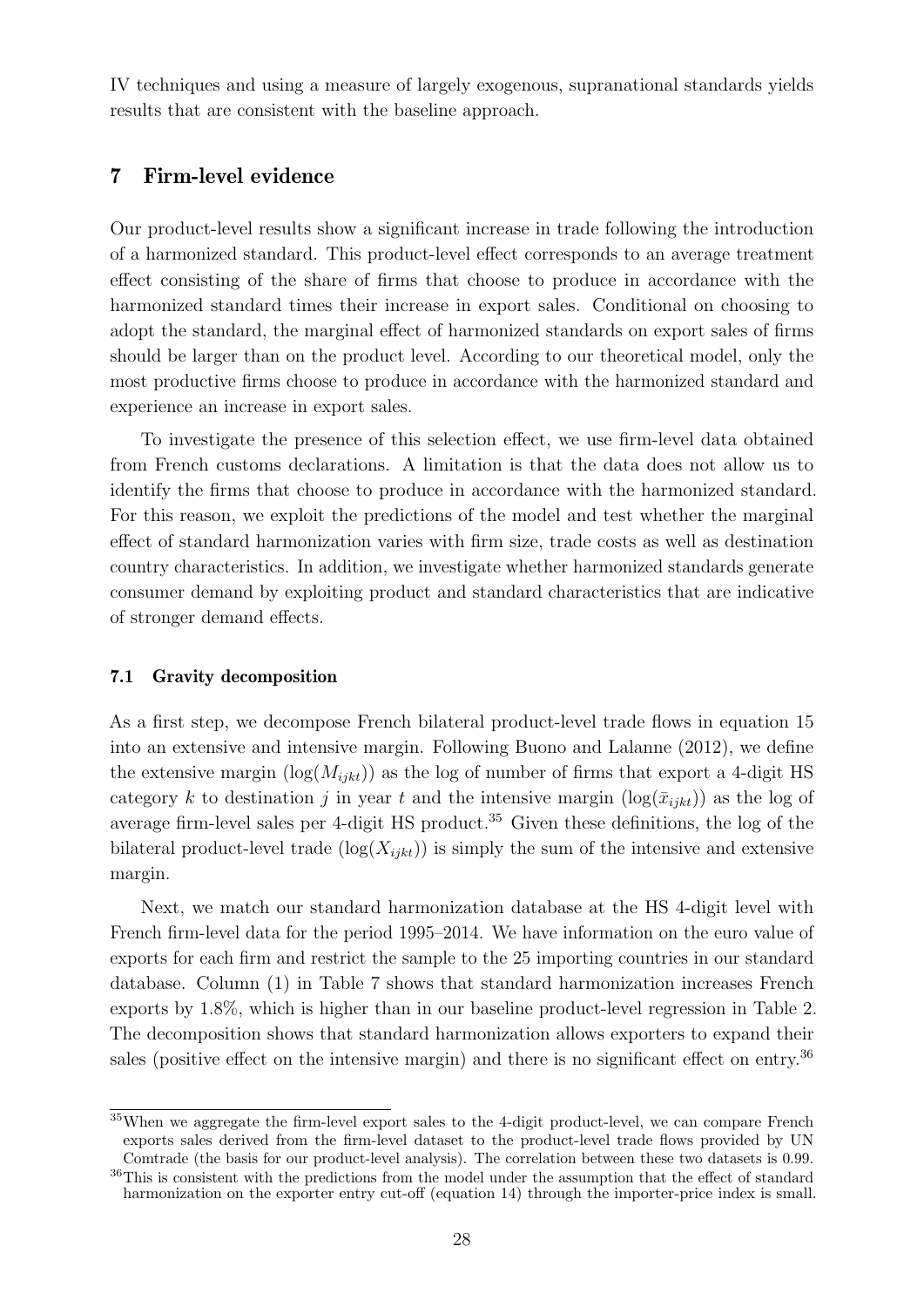IV techniques and using a measure of largely exogenous, supranational standards yields results that are consistent with the baseline approach.

## 7 Firm-level evidence

Our product-level results show a significant increase in trade following the introduction of a harmonized standard. This product-level effect corresponds to an average treatment effect consisting of the share of firms that choose to produce in accordance with the harmonized standard times their increase in export sales. Conditional on choosing to adopt the standard, the marginal effect of harmonized standards on export sales of firms should be larger than on the product level. According to our theoretical model, only the most productive firms choose to produce in accordance with the harmonized standard and experience an increase in export sales.

To investigate the presence of this selection effect, we use firm-level data obtained from French customs declarations. A limitation is that the data does not allow us to identify the firms that choose to produce in accordance with the harmonized standard. For this reason, we exploit the predictions of the model and test whether the marginal effect of standard harmonization varies with firm size, trade costs as well as destination country characteristics. In addition, we investigate whether harmonized standards generate consumer demand by exploiting product and standard characteristics that are indicative of stronger demand effects.

### 7.1 Gravity decomposition

As a first step, we decompose French bilateral product-level trade flows in equation 15 into an extensive and intensive margin. Following Buono and Lalanne (2012), we define the extensive margin ($\log(M_{ijkt})$) as the log of number of firms that export a 4-digit HS category $k$ to destination $j$ in year $t$ and the intensive margin ($\log(\bar{x}_{ijkt})$) as the log of average firm-level sales per 4-digit HS product.[35] Given these definitions, the log of the bilateral product-level trade ($\log(X_{ijkt})$) is simply the sum of the intensive and extensive margin.

Next, we match our standard harmonization database at the HS 4-digit level with French firm-level data for the period 1995–2014. We have information on the euro value of exports for each firm and restrict the sample to the 25 importing countries in our standard database. Column (1) in Table 7 shows that standard harmonization increases French exports by 1.8%, which is higher than in our baseline product-level regression in Table 2. The decomposition shows that standard harmonization allows exporters to expand their sales (positive effect on the intensive margin) and there is no significant effect on entry.[36]

[35] When we aggregate the firm-level export sales to the 4-digit product-level, we can compare French exports sales derived from the firm-level dataset to the product-level trade flows provided by UN Comtrade (the basis for our product-level analysis). The correlation between these two datasets is 0.99.

[36] This is consistent with the predictions from the model under the assumption that the effect of standard harmonization on the exporter entry cut-off (equation 14) through the importer-price index is small.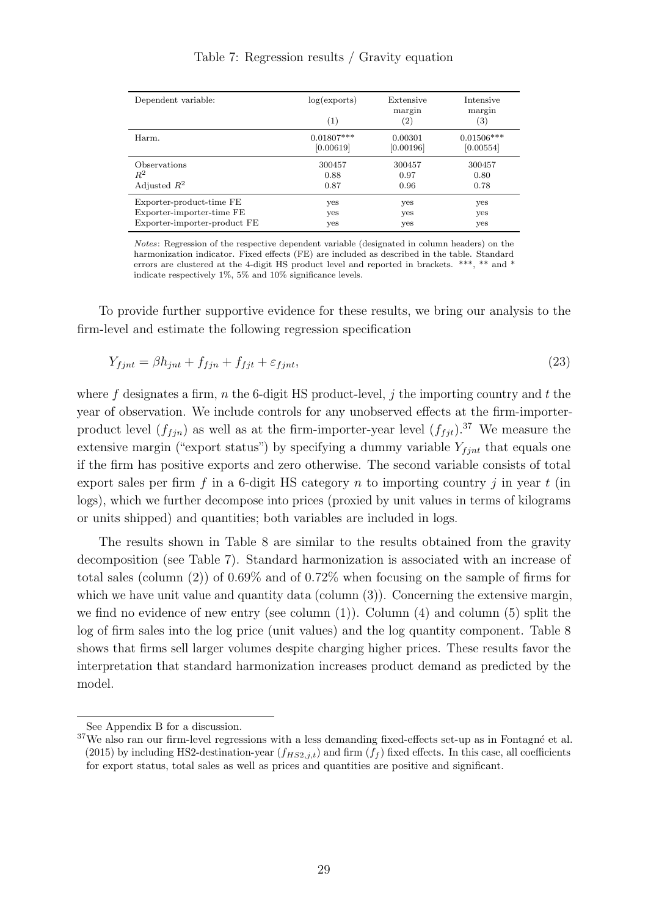Table 7: Regression results / Gravity equation

| Dependent variable: | log(exports) | Extensive margin | Intensive margin |
| --- | --- | --- | --- |
| | (1) | (2) | (3) |
| Harm. | 0.01807*** | 0.00301 | 0.01506*** |
| | [0.00619] | [0.00196] | [0.00554] |
| Observations | 300457 | 300457 | 300457 |
| $R^2$ | 0.88 | 0.97 | 0.80 |
| Adjusted $R^2$ | 0.87 | 0.96 | 0.78 |
| Exporter-product-time FE | yes | yes | yes |
| Exporter-importer-time FE | yes | yes | yes |
| Exporter-importer-product FE | yes | yes | yes |

*Notes*: Regression of the respective dependent variable (designated in column headers) on the harmonization indicator. Fixed effects (FE) are included as described in the table. Standard errors are clustered at the 4-digit HS product level and reported in brackets. ***, ** and * indicate respectively 1%, 5% and 10% significance levels.

To provide further supportive evidence for these results, we bring our analysis to the firm-level and estimate the following regression specification

$$Y_{fjnt} = \beta h_{jnt} + f_{fjn} + f_{fjt} + \varepsilon_{fjnt}, \tag{23}$$

where $f$ designates a firm, $n$ the 6-digit HS product-level, $j$ the importing country and $t$ the year of observation. We include controls for any unobserved effects at the firm-importer-product level ($f_{fjn}$) as well as at the firm-importer-year level ($f_{fjt}$).[37] We measure the extensive margin ("export status") by specifying a dummy variable $Y_{fjnt}$ that equals one if the firm has positive exports and zero otherwise. The second variable consists of total export sales per firm $f$ in a 6-digit HS category $n$ to importing country $j$ in year $t$ (in logs), which we further decompose into prices (proxied by unit values in terms of kilograms or units shipped) and quantities; both variables are included in logs.

The results shown in Table 8 are similar to the results obtained from the gravity decomposition (see Table 7). Standard harmonization is associated with an increase of total sales (column (2)) of 0.69% and of 0.72% when focusing on the sample of firms for which we have unit value and quantity data (column (3)). Concerning the extensive margin, we find no evidence of new entry (see column (1)). Column (4) and column (5) split the log of firm sales into the log price (unit values) and the log quantity component. Table 8 shows that firms sell larger volumes despite charging higher prices. These results favor the interpretation that standard harmonization increases product demand as predicted by the model.

---

See Appendix B for a discussion.

[37] We also ran our firm-level regressions with a less demanding fixed-effects set-up as in Fontagné et al. (2015) by including HS2-destination-year ($f_{HS2,j,t}$) and firm ($f_f$) fixed effects. In this case, all coefficients for export status, total sales as well as prices and quantities are positive and significant.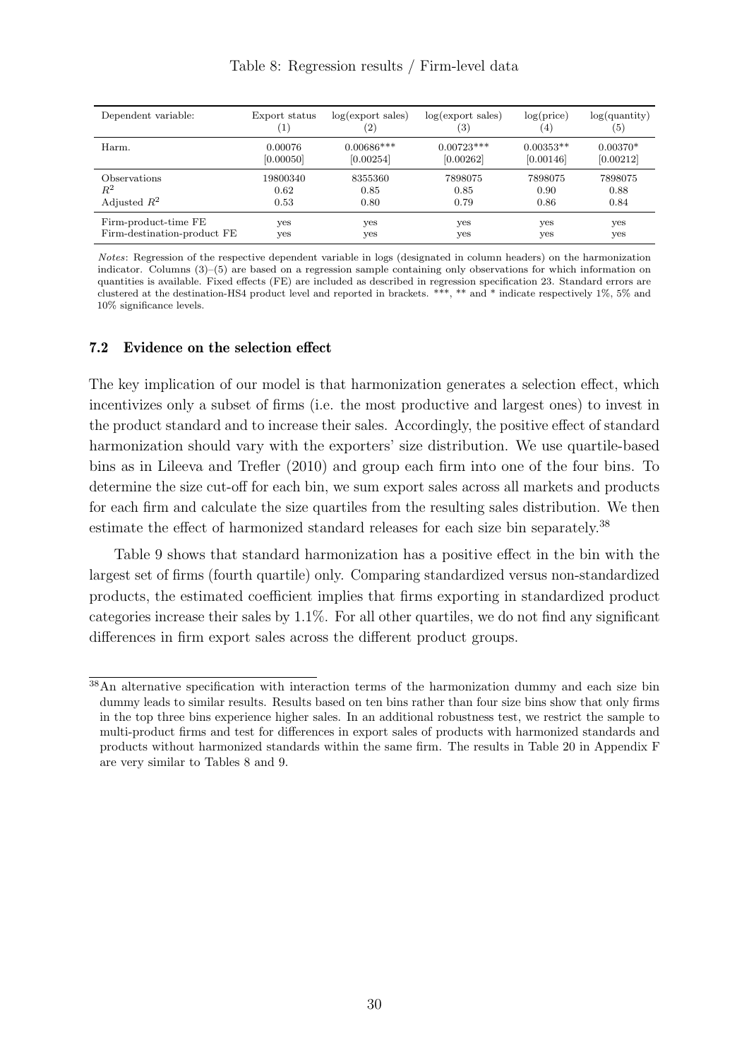Table 8: Regression results / Firm-level data

| Dependent variable: | Export status | log(export sales) | log(export sales) | log(price) | log(quantity) |
|---|---|---|---|---|---|
| | (1) | (2) | (3) | (4) | (5) |
| Harm. | 0.00076 | 0.00686*** | 0.00723*** | 0.00353** | 0.00370* |
| | [0.00050] | [0.00254] | [0.00262] | [0.00146] | [0.00212] |
| Observations | 19800340 | 8355360 | 7898075 | 7898075 | 7898075 |
| $R^2$ | 0.62 | 0.85 | 0.85 | 0.90 | 0.88 |
| Adjusted $R^2$ | 0.53 | 0.80 | 0.79 | 0.86 | 0.84 |
| Firm-product-time FE | yes | yes | yes | yes | yes |
| Firm-destination-product FE | yes | yes | yes | yes | yes |

*Notes*: Regression of the respective dependent variable in logs (designated in column headers) on the harmonization indicator. Columns (3)–(5) are based on a regression sample containing only observations for which information on quantities is available. Fixed effects (FE) are included as described in regression specification 23. Standard errors are clustered at the destination-HS4 product level and reported in brackets. ***, ** and * indicate respectively 1%, 5% and 10% significance levels.

### 7.2 Evidence on the selection effect

The key implication of our model is that harmonization generates a selection effect, which incentivizes only a subset of firms (i.e. the most productive and largest ones) to invest in the product standard and to increase their sales. Accordingly, the positive effect of standard harmonization should vary with the exporters' size distribution. We use quartile-based bins as in Lileeva and Trefler (2010) and group each firm into one of the four bins. To determine the size cut-off for each bin, we sum export sales across all markets and products for each firm and calculate the size quartiles from the resulting sales distribution. We then estimate the effect of harmonized standard releases for each size bin separately.[38]

Table 9 shows that standard harmonization has a positive effect in the bin with the largest set of firms (fourth quartile) only. Comparing standardized versus non-standardized products, the estimated coefficient implies that firms exporting in standardized product categories increase their sales by 1.1%. For all other quartiles, we do not find any significant differences in firm export sales across the different product groups.

[38] An alternative specification with interaction terms of the harmonization dummy and each size bin dummy leads to similar results. Results based on ten bins rather than four size bins show that only firms in the top three bins experience higher sales. In an additional robustness test, we restrict the sample to multi-product firms and test for differences in export sales of products with harmonized standards and products without harmonized standards within the same firm. The results in Table 20 in Appendix F are very similar to Tables 8 and 9.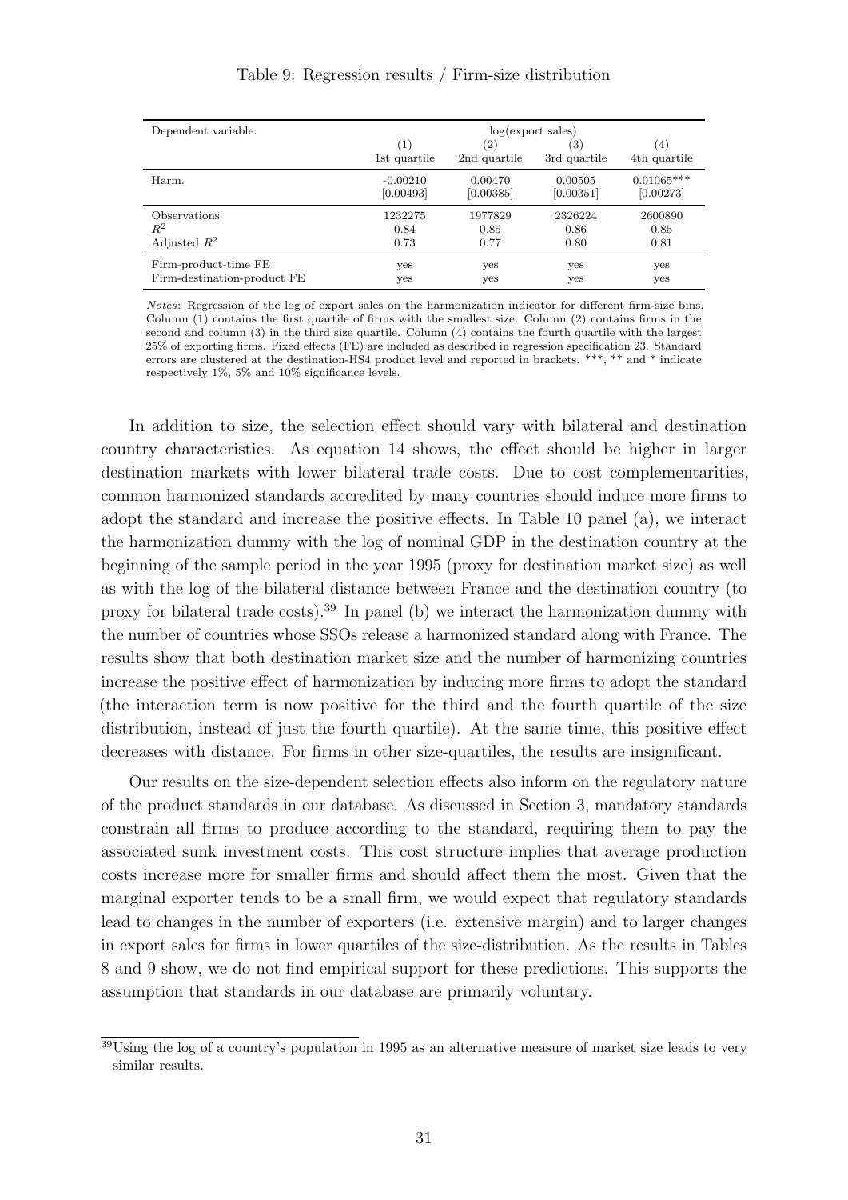Table 9: Regression results / Firm-size distribution

| Dependent variable: | log(export sales) | | | |
|---|---|---|---|---|
| | (1) | (2) | (3) | (4) |
| | 1st quartile | 2nd quartile | 3rd quartile | 4th quartile |
| Harm. | -0.00210 | 0.00470 | 0.00505 | 0.01065*** |
| | [0.00493] | [0.00385] | [0.00351] | [0.00273] |
| Observations | 1232275 | 1977829 | 2326224 | 2600890 |
| $R^2$ | 0.84 | 0.85 | 0.86 | 0.85 |
| Adjusted $R^2$ | 0.73 | 0.77 | 0.80 | 0.81 |
| Firm-product-time FE | yes | yes | yes | yes |
| Firm-destination-product FE | yes | yes | yes | yes |

*Notes*: Regression of the log of export sales on the harmonization indicator for different firm-size bins. Column (1) contains the first quartile of firms with the smallest size. Column (2) contains firms in the second and column (3) in the third size quartile. Column (4) contains the fourth quartile with the largest 25% of exporting firms. Fixed effects (FE) are included as described in regression specification 23. Standard errors are clustered at the destination-HS4 product level and reported in brackets. ***, ** and * indicate respectively 1%, 5% and 10% significance levels.

In addition to size, the selection effect should vary with bilateral and destination country characteristics. As equation 14 shows, the effect should be higher in larger destination markets with lower bilateral trade costs. Due to cost complementarities, common harmonized standards accredited by many countries should induce more firms to adopt the standard and increase the positive effects. In Table 10 panel (a), we interact the harmonization dummy with the log of nominal GDP in the destination country at the beginning of the sample period in the year 1995 (proxy for destination market size) as well as with the log of the bilateral distance between France and the destination country (to proxy for bilateral trade costs).[39] In panel (b) we interact the harmonization dummy with the number of countries whose SSOs release a harmonized standard along with France. The results show that both destination market size and the number of harmonizing countries increase the positive effect of harmonization by inducing more firms to adopt the standard (the interaction term is now positive for the third and the fourth quartile of the size distribution, instead of just the fourth quartile). At the same time, this positive effect decreases with distance. For firms in other size-quartiles, the results are insignificant.

Our results on the size-dependent selection effects also inform on the regulatory nature of the product standards in our database. As discussed in Section 3, mandatory standards constrain all firms to produce according to the standard, requiring them to pay the associated sunk investment costs. This cost structure implies that average production costs increase more for smaller firms and should affect them the most. Given that the marginal exporter tends to be a small firm, we would expect that regulatory standards lead to changes in the number of exporters (i.e. extensive margin) and to larger changes in export sales for firms in lower quartiles of the size-distribution. As the results in Tables 8 and 9 show, we do not find empirical support for these predictions. This supports the assumption that standards in our database are primarily voluntary.

[39] Using the log of a country's population in 1995 as an alternative measure of market size leads to very similar results.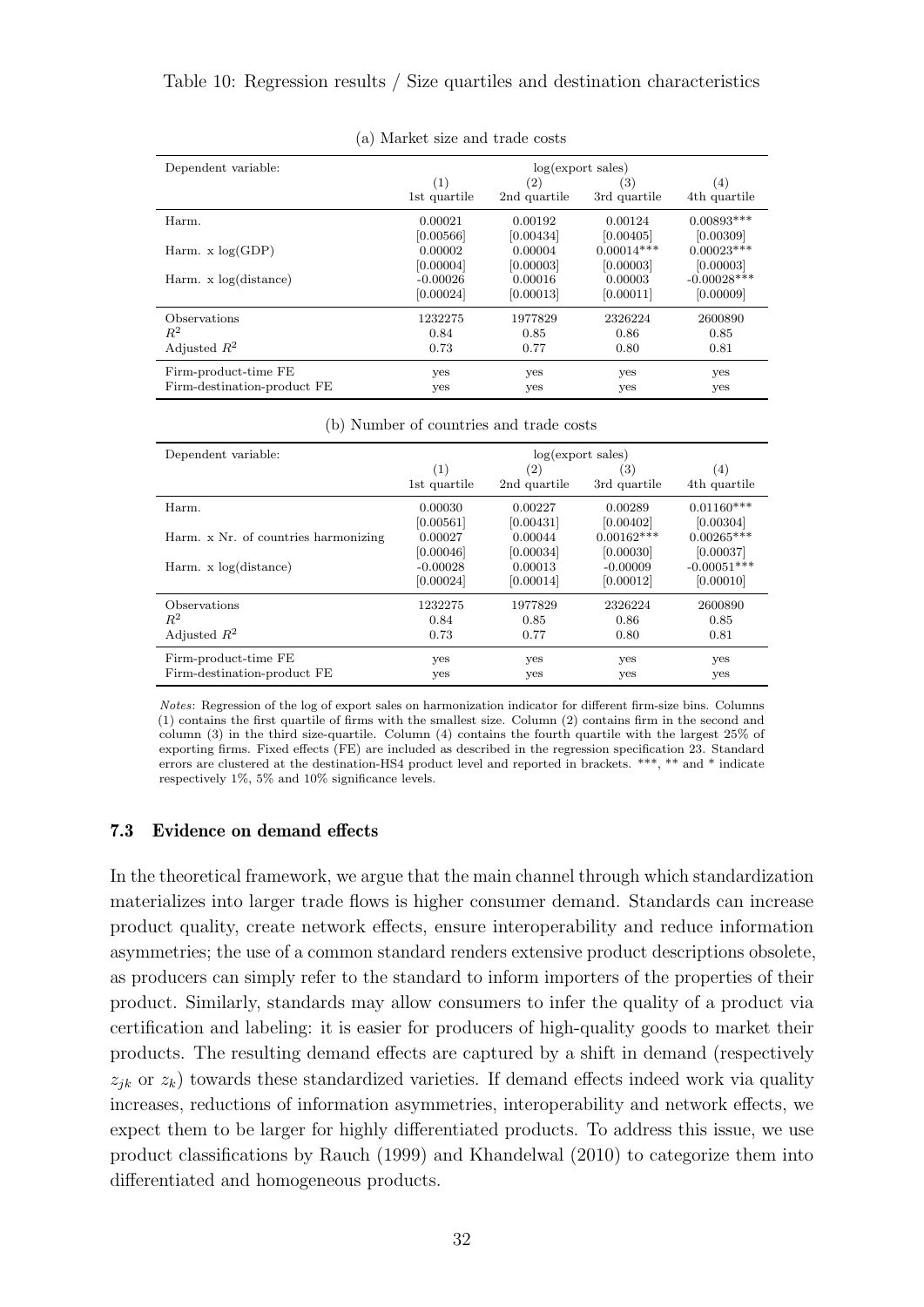Table 10: Regression results / Size quartiles and destination characteristics

(a) Market size and trade costs

| Dependent variable: | log(export sales) | | | |
|---|---|---|---|---|
| | (1) | (2) | (3) | (4) |
| | 1st quartile | 2nd quartile | 3rd quartile | 4th quartile |
| Harm. | 0.00021 | 0.00192 | 0.00124 | 0.00893*** |
| | [0.00566] | [0.00434] | [0.00405] | [0.00309] |
| Harm. x log(GDP) | 0.00002 | 0.00004 | 0.00014*** | 0.00023*** |
| | [0.00004] | [0.00003] | [0.00003] | [0.00003] |
| Harm. x log(distance) | -0.00026 | 0.00016 | 0.00003 | -0.00028*** |
| | [0.00024] | [0.00013] | [0.00011] | [0.00009] |
| Observations | 1232275 | 1977829 | 2326224 | 2600890 |
| $R^2$ | 0.84 | 0.85 | 0.86 | 0.85 |
| Adjusted $R^2$ | 0.73 | 0.77 | 0.80 | 0.81 |
| Firm-product-time FE | yes | yes | yes | yes |
| Firm-destination-product FE | yes | yes | yes | yes |

(b) Number of countries and trade costs

| Dependent variable: | log(export sales) | | | |
|---|---|---|---|---|
| | (1) | (2) | (3) | (4) |
| | 1st quartile | 2nd quartile | 3rd quartile | 4th quartile |
| Harm. | 0.00030 | 0.00227 | 0.00289 | 0.01160*** |
| | [0.00561] | [0.00431] | [0.00402] | [0.00304] |
| Harm. x Nr. of countries harmonizing | 0.00027 | 0.00044 | 0.00162*** | 0.00265*** |
| | [0.00046] | [0.00034] | [0.00030] | [0.00037] |
| Harm. x log(distance) | -0.00028 | 0.00013 | -0.00009 | -0.00051*** |
| | [0.00024] | [0.00014] | [0.00012] | [0.00010] |
| Observations | 1232275 | 1977829 | 2326224 | 2600890 |
| $R^2$ | 0.84 | 0.85 | 0.86 | 0.85 |
| Adjusted $R^2$ | 0.73 | 0.77 | 0.80 | 0.81 |
| Firm-product-time FE | yes | yes | yes | yes |
| Firm-destination-product FE | yes | yes | yes | yes |

*Notes*: Regression of the log of export sales on harmonization indicator for different firm-size bins. Columns (1) contains the first quartile of firms with the smallest size. Column (2) contains firm in the second and column (3) in the third size-quartile. Column (4) contains the fourth quartile with the largest 25% of exporting firms. Fixed effects (FE) are included as described in the regression specification 23. Standard errors are clustered at the destination-HS4 product level and reported in brackets. ***, ** and * indicate respectively 1%, 5% and 10% significance levels.

### 7.3 Evidence on demand effects

In the theoretical framework, we argue that the main channel through which standardization materializes into larger trade flows is higher consumer demand. Standards can increase product quality, create network effects, ensure interoperability and reduce information asymmetries; the use of a common standard renders extensive product descriptions obsolete, as producers can simply refer to the standard to inform importers of the properties of their product. Similarly, standards may allow consumers to infer the quality of a product via certification and labeling: it is easier for producers of high-quality goods to market their products. The resulting demand effects are captured by a shift in demand (respectively $z_{jk}$ or $z_k$) towards these standardized varieties. If demand effects indeed work via quality increases, reductions of information asymmetries, interoperability and network effects, we expect them to be larger for highly differentiated products. To address this issue, we use product classifications by Rauch (1999) and Khandelwal (2010) to categorize them into differentiated and homogeneous products.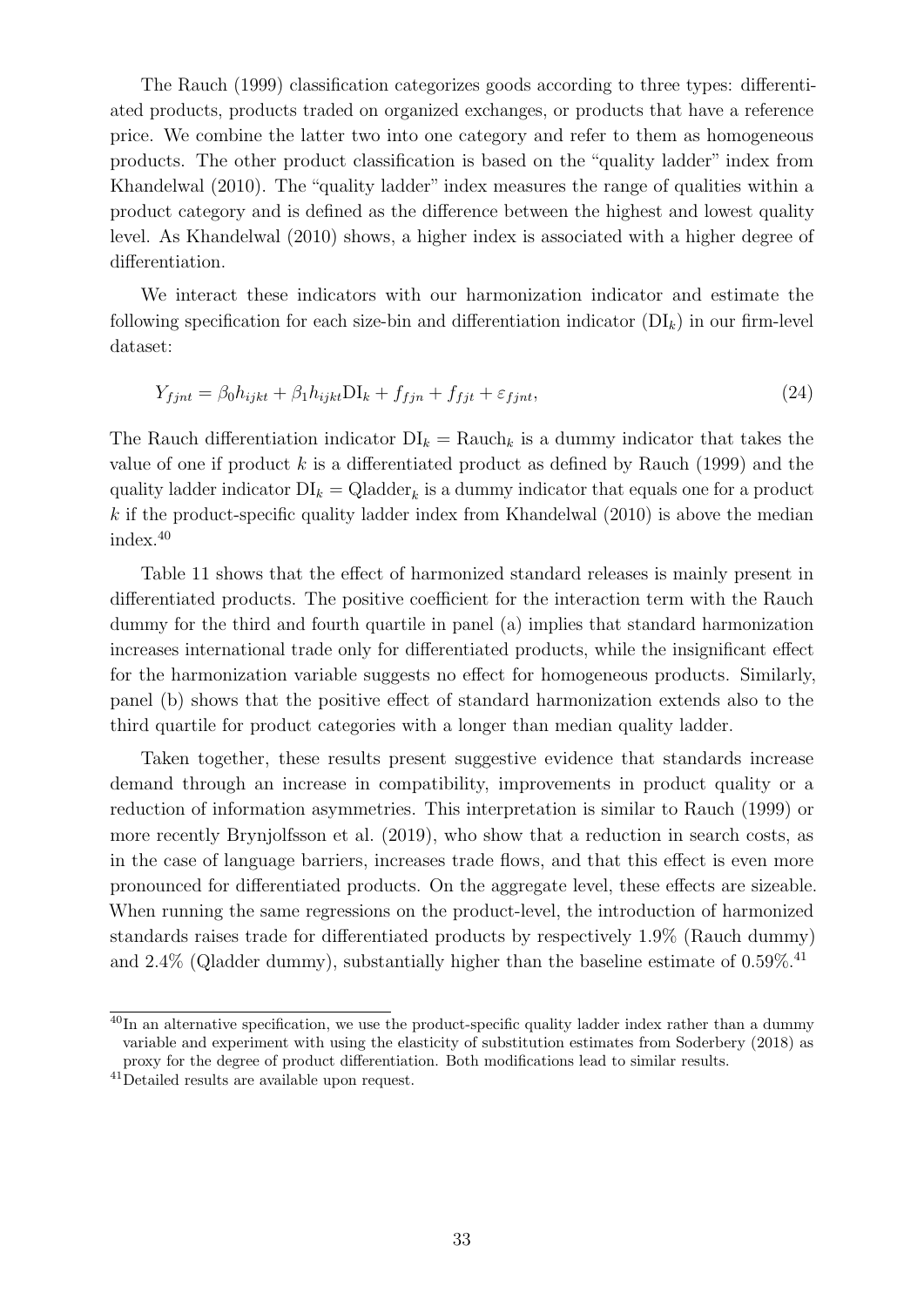The Rauch (1999) classification categorizes goods according to three types: differentiated products, products traded on organized exchanges, or products that have a reference price. We combine the latter two into one category and refer to them as homogeneous products. The other product classification is based on the "quality ladder" index from Khandelwal (2010). The "quality ladder" index measures the range of qualities within a product category and is defined as the difference between the highest and lowest quality level. As Khandelwal (2010) shows, a higher index is associated with a higher degree of differentiation.

We interact these indicators with our harmonization indicator and estimate the following specification for each size-bin and differentiation indicator ($\text{DI}_k$) in our firm-level dataset:

$$Y_{fjnt} = \beta_0 h_{ijkt} + \beta_1 h_{ijkt}\text{DI}_k + f_{fjn} + f_{fjt} + \varepsilon_{fjnt}, \tag{24}$$

The Rauch differentiation indicator $\text{DI}_k = \text{Rauch}_k$ is a dummy indicator that takes the value of one if product $k$ is a differentiated product as defined by Rauch (1999) and the quality ladder indicator $\text{DI}_k = \text{Qladder}_k$ is a dummy indicator that equals one for a product $k$ if the product-specific quality ladder index from Khandelwal (2010) is above the median index.[40]

Table 11 shows that the effect of harmonized standard releases is mainly present in differentiated products. The positive coefficient for the interaction term with the Rauch dummy for the third and fourth quartile in panel (a) implies that standard harmonization increases international trade only for differentiated products, while the insignificant effect for the harmonization variable suggests no effect for homogeneous products. Similarly, panel (b) shows that the positive effect of standard harmonization extends also to the third quartile for product categories with a longer than median quality ladder.

Taken together, these results present suggestive evidence that standards increase demand through an increase in compatibility, improvements in product quality or a reduction of information asymmetries. This interpretation is similar to Rauch (1999) or more recently Brynjolfsson et al. (2019), who show that a reduction in search costs, as in the case of language barriers, increases trade flows, and that this effect is even more pronounced for differentiated products. On the aggregate level, these effects are sizeable. When running the same regressions on the product-level, the introduction of harmonized standards raises trade for differentiated products by respectively 1.9% (Rauch dummy) and 2.4% (Qladder dummy), substantially higher than the baseline estimate of 0.59%.[41]

[40] In an alternative specification, we use the product-specific quality ladder index rather than a dummy variable and experiment with using the elasticity of substitution estimates from Soderbery (2018) as proxy for the degree of product differentiation. Both modifications lead to similar results.

[41] Detailed results are available upon request.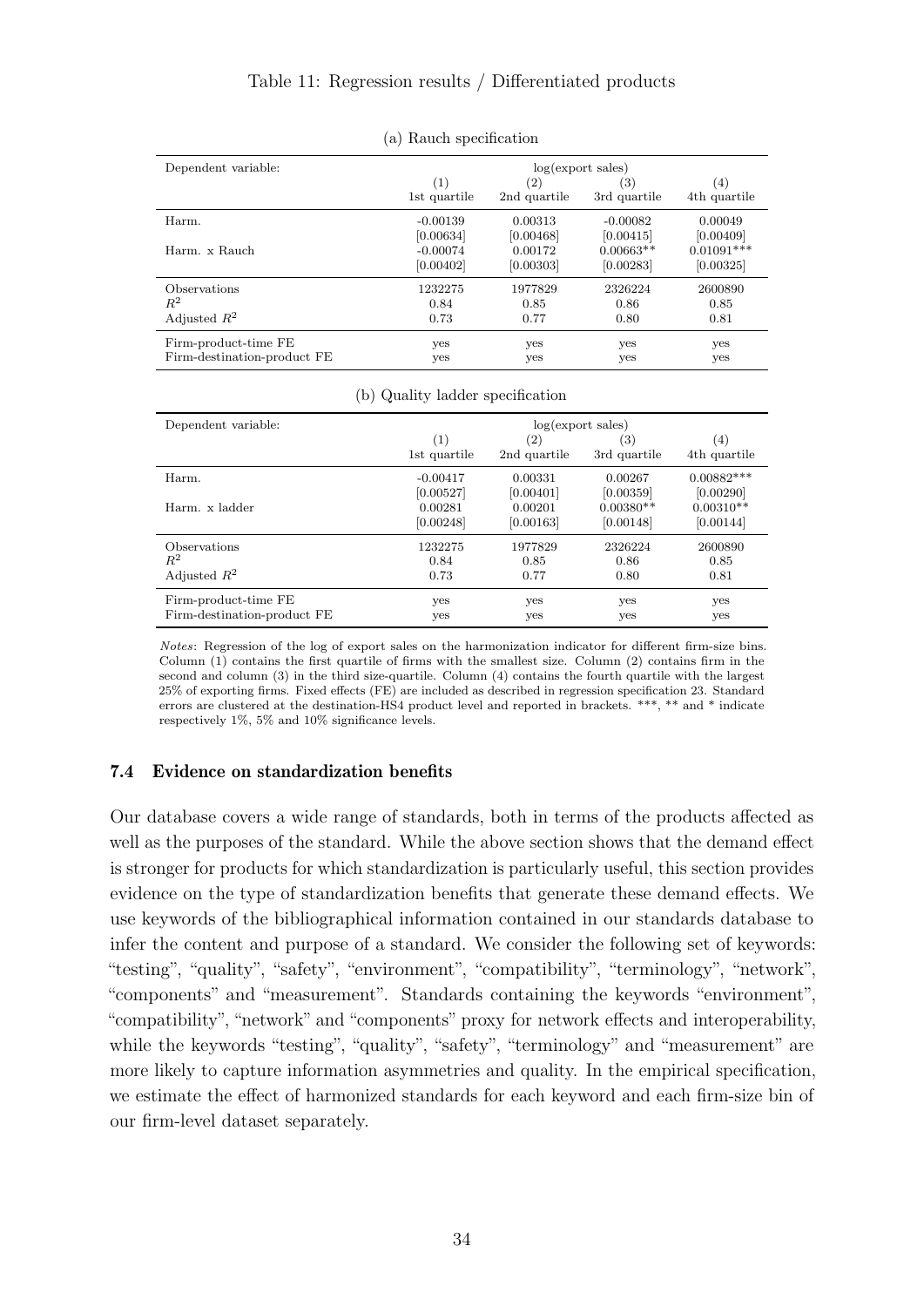Table 11: Regression results / Differentiated products

(a) Rauch specification

| Dependent variable: | log(export sales) | | | |
|---|---|---|---|---|
| | (1) 1st quartile | (2) 2nd quartile | (3) 3rd quartile | (4) 4th quartile |
| Harm. | -0.00139 | 0.00313 | -0.00082 | 0.00049 |
| | [0.00634] | [0.00468] | [0.00415] | [0.00409] |
| Harm. x Rauch | -0.00074 | 0.00172 | 0.00663** | 0.01091*** |
| | [0.00402] | [0.00303] | [0.00283] | [0.00325] |
| Observations | 1232275 | 1977829 | 2326224 | 2600890 |
| $R^2$ | 0.84 | 0.85 | 0.86 | 0.85 |
| Adjusted $R^2$ | 0.73 | 0.77 | 0.80 | 0.81 |
| Firm-product-time FE | yes | yes | yes | yes |
| Firm-destination-product FE | yes | yes | yes | yes |

(b) Quality ladder specification

| Dependent variable: | log(export sales) | | | |
|---|---|---|---|---|
| | (1) 1st quartile | (2) 2nd quartile | (3) 3rd quartile | (4) 4th quartile |
| Harm. | -0.00417 | 0.00331 | 0.00267 | 0.00882*** |
| | [0.00527] | [0.00401] | [0.00359] | [0.00290] |
| Harm. x ladder | 0.00281 | 0.00201 | 0.00380** | 0.00310** |
| | [0.00248] | [0.00163] | [0.00148] | [0.00144] |
| Observations | 1232275 | 1977829 | 2326224 | 2600890 |
| $R^2$ | 0.84 | 0.85 | 0.86 | 0.85 |
| Adjusted $R^2$ | 0.73 | 0.77 | 0.80 | 0.81 |
| Firm-product-time FE | yes | yes | yes | yes |
| Firm-destination-product FE | yes | yes | yes | yes |

*Notes*: Regression of the log of export sales on the harmonization indicator for different firm-size bins. Column (1) contains the first quartile of firms with the smallest size. Column (2) contains firm in the second and column (3) in the third size-quartile. Column (4) contains the fourth quartile with the largest 25% of exporting firms. Fixed effects (FE) are included as described in regression specification 23. Standard errors are clustered at the destination-HS4 product level and reported in brackets. ***, ** and * indicate respectively 1%, 5% and 10% significance levels.

### 7.4 Evidence on standardization benefits

Our database covers a wide range of standards, both in terms of the products affected as well as the purposes of the standard. While the above section shows that the demand effect is stronger for products for which standardization is particularly useful, this section provides evidence on the type of standardization benefits that generate these demand effects. We use keywords of the bibliographical information contained in our standards database to infer the content and purpose of a standard. We consider the following set of keywords: "testing", "quality", "safety", "environment", "compatibility", "terminology", "network", "components" and "measurement". Standards containing the keywords "environment", "compatibility", "network" and "components" proxy for network effects and interoperability, while the keywords "testing", "quality", "safety", "terminology" and "measurement" are more likely to capture information asymmetries and quality. In the empirical specification, we estimate the effect of harmonized standards for each keyword and each firm-size bin of our firm-level dataset separately.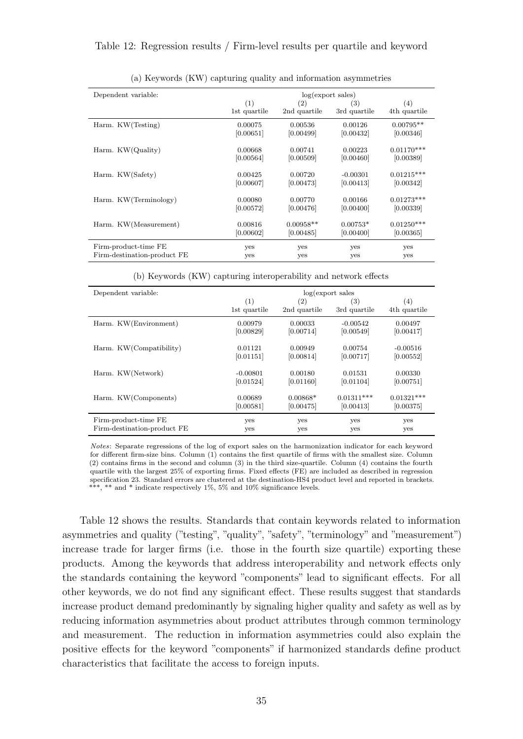Table 12: Regression results / Firm-level results per quartile and keyword

(a) Keywords (KW) capturing quality and information asymmetries

| Dependent variable: | log(export sales) | | | |
|---|---|---|---|---|
| | (1) 1st quartile | (2) 2nd quartile | (3) 3rd quartile | (4) 4th quartile |
| Harm. KW(Testing) | 0.00075 | 0.00536 | 0.00126 | 0.00795** |
| | [0.00651] | [0.00499] | [0.00432] | [0.00346] |
| Harm. KW(Quality) | 0.00668 | 0.00741 | 0.00223 | 0.01170*** |
| | [0.00564] | [0.00509] | [0.00460] | [0.00389] |
| Harm. KW(Safety) | 0.00425 | 0.00720 | -0.00301 | 0.01215*** |
| | [0.00607] | [0.00473] | [0.00413] | [0.00342] |
| Harm. KW(Terminology) | 0.00080 | 0.00770 | 0.00166 | 0.01273*** |
| | [0.00572] | [0.00476] | [0.00400] | [0.00339] |
| Harm. KW(Measurement) | 0.00816 | 0.00958** | 0.00753* | 0.01250*** |
| | [0.00602] | [0.00485] | [0.00400] | [0.00365] |
| Firm-product-time FE | yes | yes | yes | yes |
| Firm-destination-product FE | yes | yes | yes | yes |

(b) Keywords (KW) capturing interoperability and network effects

| Dependent variable: | log(export sales | | | |
|---|---|---|---|---|
| | (1) 1st quartile | (2) 2nd quartile | (3) 3rd quartile | (4) 4th quartile |
| Harm. KW(Environment) | 0.00979 | 0.00033 | -0.00542 | 0.00497 |
| | [0.00829] | [0.00714] | [0.00549] | [0.00417] |
| Harm. KW(Compatibility) | 0.01121 | 0.00949 | 0.00754 | -0.00516 |
| | [0.01151] | [0.00814] | [0.00717] | [0.00552] |
| Harm. KW(Network) | -0.00801 | 0.00180 | 0.01531 | 0.00330 |
| | [0.01524] | [0.01160] | [0.01104] | [0.00751] |
| Harm. KW(Components) | 0.00689 | 0.00868* | 0.01311*** | 0.01321*** |
| | [0.00581] | [0.00475] | [0.00413] | [0.00375] |
| Firm-product-time FE | yes | yes | yes | yes |
| Firm-destination-product FE | yes | yes | yes | yes |

*Notes*: Separate regressions of the log of export sales on the harmonization indicator for each keyword for different firm-size bins. Column (1) contains the first quartile of firms with the smallest size. Column (2) contains firms in the second and column (3) in the third size-quartile. Column (4) contains the fourth quartile with the largest 25% of exporting firms. Fixed effects (FE) are included as described in regression specification 23. Standard errors are clustered at the destination-HS4 product level and reported in brackets. ***, ** and * indicate respectively 1%, 5% and 10% significance levels.

Table 12 shows the results. Standards that contain keywords related to information asymmetries and quality ("testing", "quality", "safety", "terminology" and "measurement") increase trade for larger firms (i.e. those in the fourth size quartile) exporting these products. Among the keywords that address interoperability and network effects only the standards containing the keyword "components" lead to significant effects. For all other keywords, we do not find any significant effect. These results suggest that standards increase product demand predominantly by signaling higher quality and safety as well as by reducing information asymmetries about product attributes through common terminology and measurement. The reduction in information asymmetries could also explain the positive effects for the keyword "components" if harmonized standards define product characteristics that facilitate the access to foreign inputs.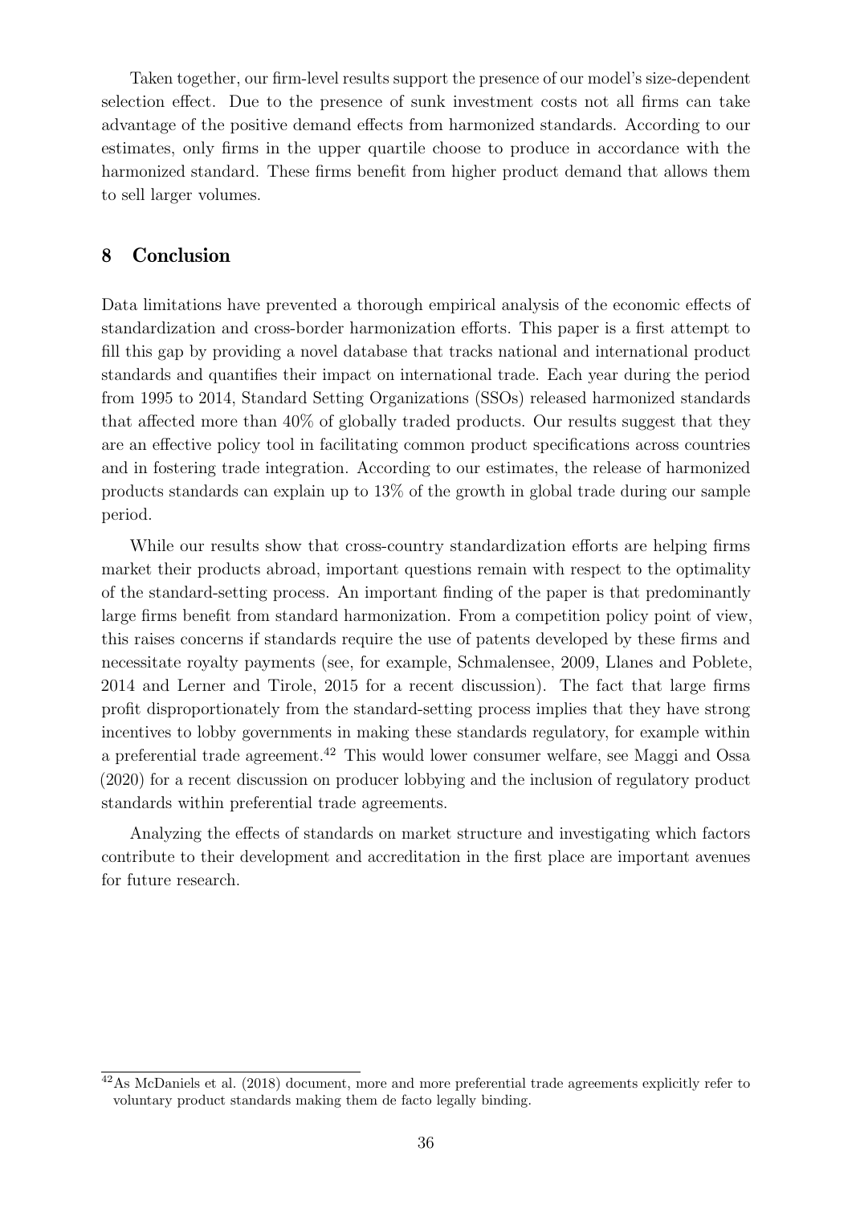Taken together, our firm-level results support the presence of our model's size-dependent selection effect. Due to the presence of sunk investment costs not all firms can take advantage of the positive demand effects from harmonized standards. According to our estimates, only firms in the upper quartile choose to produce in accordance with the harmonized standard. These firms benefit from higher product demand that allows them to sell larger volumes.

## 8 Conclusion

Data limitations have prevented a thorough empirical analysis of the economic effects of standardization and cross-border harmonization efforts. This paper is a first attempt to fill this gap by providing a novel database that tracks national and international product standards and quantifies their impact on international trade. Each year during the period from 1995 to 2014, Standard Setting Organizations (SSOs) released harmonized standards that affected more than 40% of globally traded products. Our results suggest that they are an effective policy tool in facilitating common product specifications across countries and in fostering trade integration. According to our estimates, the release of harmonized products standards can explain up to 13% of the growth in global trade during our sample period.

While our results show that cross-country standardization efforts are helping firms market their products abroad, important questions remain with respect to the optimality of the standard-setting process. An important finding of the paper is that predominantly large firms benefit from standard harmonization. From a competition policy point of view, this raises concerns if standards require the use of patents developed by these firms and necessitate royalty payments (see, for example, Schmalensee, 2009, Llanes and Poblete, 2014 and Lerner and Tirole, 2015 for a recent discussion). The fact that large firms profit disproportionately from the standard-setting process implies that they have strong incentives to lobby governments in making these standards regulatory, for example within a preferential trade agreement.[42] This would lower consumer welfare, see Maggi and Ossa (2020) for a recent discussion on producer lobbying and the inclusion of regulatory product standards within preferential trade agreements.

Analyzing the effects of standards on market structure and investigating which factors contribute to their development and accreditation in the first place are important avenues for future research.

[42] As McDaniels et al. (2018) document, more and more preferential trade agreements explicitly refer to voluntary product standards making them de facto legally binding.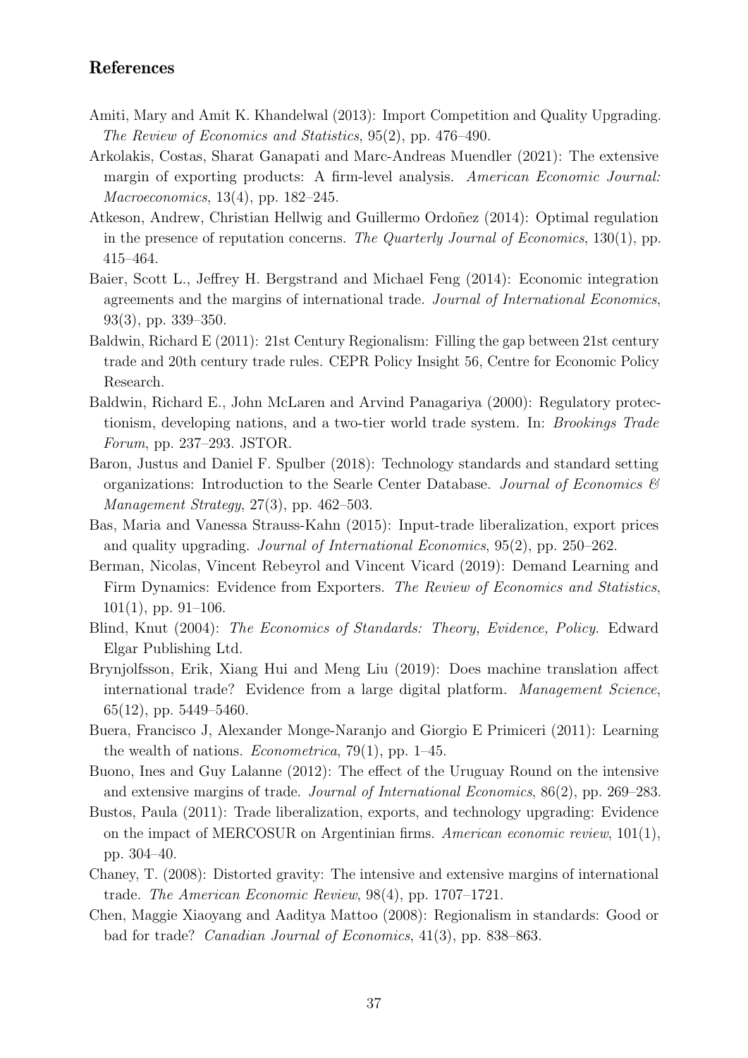## References

Amiti, Mary and Amit K. Khandelwal (2013): Import Competition and Quality Upgrading. *The Review of Economics and Statistics*, 95(2), pp. 476–490.

Arkolakis, Costas, Sharat Ganapati and Marc-Andreas Muendler (2021): The extensive margin of exporting products: A firm-level analysis. *American Economic Journal: Macroeconomics*, 13(4), pp. 182–245.

Atkeson, Andrew, Christian Hellwig and Guillermo Ordoñez (2014): Optimal regulation in the presence of reputation concerns. *The Quarterly Journal of Economics*, 130(1), pp. 415–464.

Baier, Scott L., Jeffrey H. Bergstrand and Michael Feng (2014): Economic integration agreements and the margins of international trade. *Journal of International Economics*, 93(3), pp. 339–350.

Baldwin, Richard E (2011): 21st Century Regionalism: Filling the gap between 21st century trade and 20th century trade rules. CEPR Policy Insight 56, Centre for Economic Policy Research.

Baldwin, Richard E., John McLaren and Arvind Panagariya (2000): Regulatory protectionism, developing nations, and a two-tier world trade system. In: *Brookings Trade Forum*, pp. 237–293. JSTOR.

Baron, Justus and Daniel F. Spulber (2018): Technology standards and standard setting organizations: Introduction to the Searle Center Database. *Journal of Economics & Management Strategy*, 27(3), pp. 462–503.

Bas, Maria and Vanessa Strauss-Kahn (2015): Input-trade liberalization, export prices and quality upgrading. *Journal of International Economics*, 95(2), pp. 250–262.

Berman, Nicolas, Vincent Rebeyrol and Vincent Vicard (2019): Demand Learning and Firm Dynamics: Evidence from Exporters. *The Review of Economics and Statistics*, 101(1), pp. 91–106.

Blind, Knut (2004): *The Economics of Standards: Theory, Evidence, Policy.* Edward Elgar Publishing Ltd.

Brynjolfsson, Erik, Xiang Hui and Meng Liu (2019): Does machine translation affect international trade? Evidence from a large digital platform. *Management Science*, 65(12), pp. 5449–5460.

Buera, Francisco J, Alexander Monge-Naranjo and Giorgio E Primiceri (2011): Learning the wealth of nations. *Econometrica*, 79(1), pp. 1–45.

Buono, Ines and Guy Lalanne (2012): The effect of the Uruguay Round on the intensive and extensive margins of trade. *Journal of International Economics*, 86(2), pp. 269–283.

Bustos, Paula (2011): Trade liberalization, exports, and technology upgrading: Evidence on the impact of MERCOSUR on Argentinian firms. *American economic review*, 101(1), pp. 304–40.

Chaney, T. (2008): Distorted gravity: The intensive and extensive margins of international trade. *The American Economic Review*, 98(4), pp. 1707–1721.

Chen, Maggie Xiaoyang and Aaditya Mattoo (2008): Regionalism in standards: Good or bad for trade? *Canadian Journal of Economics*, 41(3), pp. 838–863.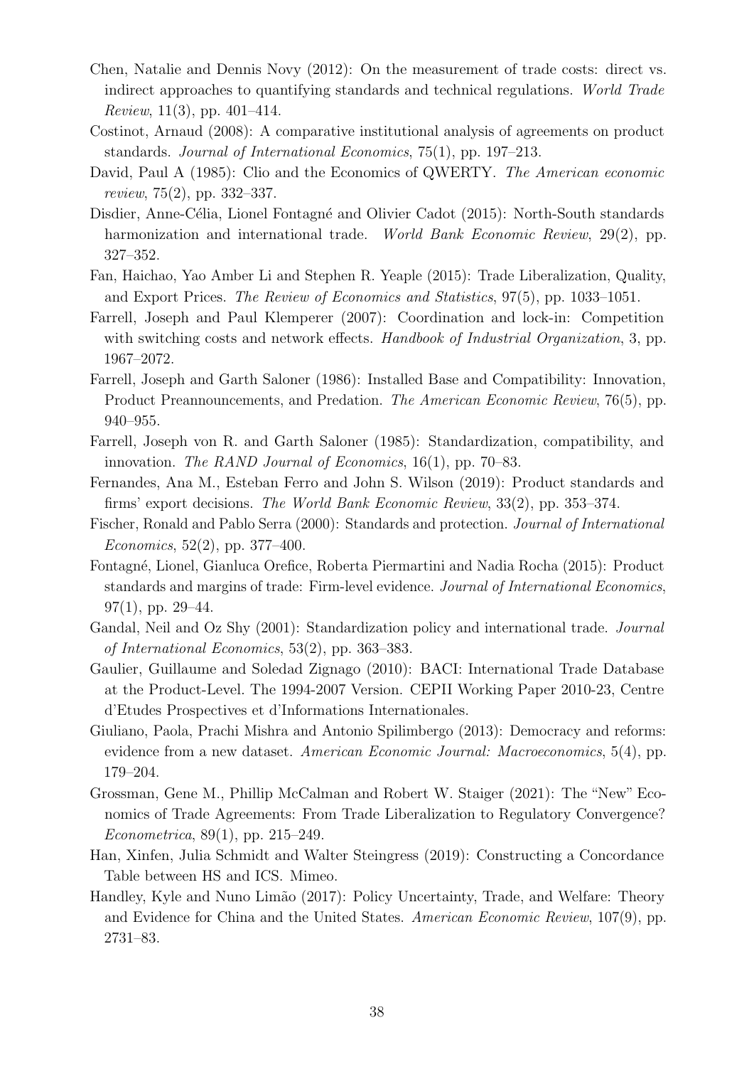Chen, Natalie and Dennis Novy (2012): On the measurement of trade costs: direct vs. indirect approaches to quantifying standards and technical regulations. *World Trade Review*, 11(3), pp. 401–414.

Costinot, Arnaud (2008): A comparative institutional analysis of agreements on product standards. *Journal of International Economics*, 75(1), pp. 197–213.

David, Paul A (1985): Clio and the Economics of QWERTY. *The American economic review*, 75(2), pp. 332–337.

Disdier, Anne-Célia, Lionel Fontagné and Olivier Cadot (2015): North-South standards harmonization and international trade. *World Bank Economic Review*, 29(2), pp. 327–352.

Fan, Haichao, Yao Amber Li and Stephen R. Yeaple (2015): Trade Liberalization, Quality, and Export Prices. *The Review of Economics and Statistics*, 97(5), pp. 1033–1051.

Farrell, Joseph and Paul Klemperer (2007): Coordination and lock-in: Competition with switching costs and network effects. *Handbook of Industrial Organization*, 3, pp. 1967–2072.

Farrell, Joseph and Garth Saloner (1986): Installed Base and Compatibility: Innovation, Product Preannouncements, and Predation. *The American Economic Review*, 76(5), pp. 940–955.

Farrell, Joseph von R. and Garth Saloner (1985): Standardization, compatibility, and innovation. *The RAND Journal of Economics*, 16(1), pp. 70–83.

Fernandes, Ana M., Esteban Ferro and John S. Wilson (2019): Product standards and firms' export decisions. *The World Bank Economic Review*, 33(2), pp. 353–374.

Fischer, Ronald and Pablo Serra (2000): Standards and protection. *Journal of International Economics*, 52(2), pp. 377–400.

Fontagné, Lionel, Gianluca Orefice, Roberta Piermartini and Nadia Rocha (2015): Product standards and margins of trade: Firm-level evidence. *Journal of International Economics*, 97(1), pp. 29–44.

Gandal, Neil and Oz Shy (2001): Standardization policy and international trade. *Journal of International Economics*, 53(2), pp. 363–383.

Gaulier, Guillaume and Soledad Zignago (2010): BACI: International Trade Database at the Product-Level. The 1994-2007 Version. CEPII Working Paper 2010-23, Centre d'Etudes Prospectives et d'Informations Internationales.

Giuliano, Paola, Prachi Mishra and Antonio Spilimbergo (2013): Democracy and reforms: evidence from a new dataset. *American Economic Journal: Macroeconomics*, 5(4), pp. 179–204.

Grossman, Gene M., Phillip McCalman and Robert W. Staiger (2021): The "New" Economics of Trade Agreements: From Trade Liberalization to Regulatory Convergence? *Econometrica*, 89(1), pp. 215–249.

Han, Xinfen, Julia Schmidt and Walter Steingress (2019): Constructing a Concordance Table between HS and ICS. Mimeo.

Handley, Kyle and Nuno Limão (2017): Policy Uncertainty, Trade, and Welfare: Theory and Evidence for China and the United States. *American Economic Review*, 107(9), pp. 2731–83.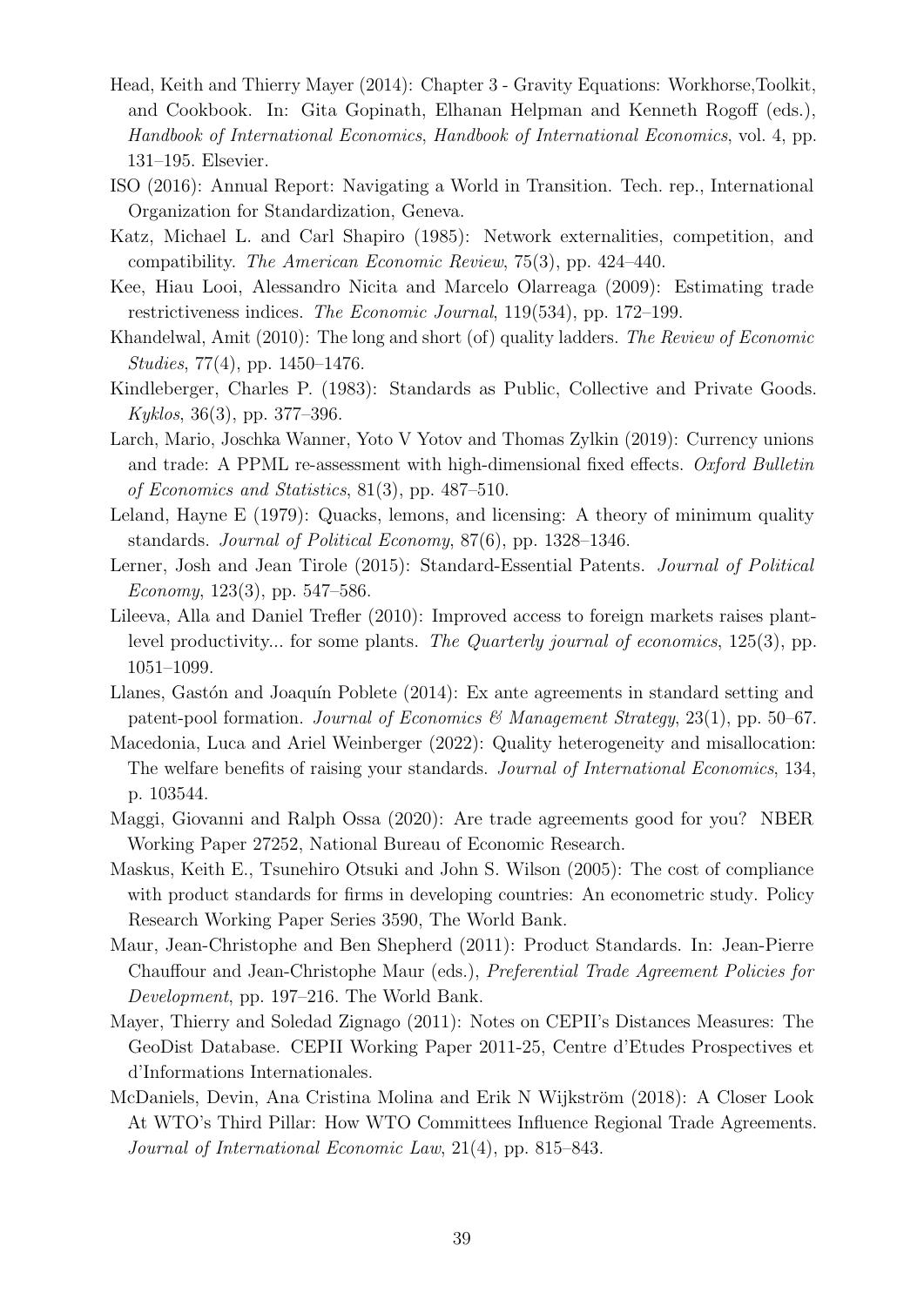Head, Keith and Thierry Mayer (2014): Chapter 3 - Gravity Equations: Workhorse,Toolkit, and Cookbook. In: Gita Gopinath, Elhanan Helpman and Kenneth Rogoff (eds.), *Handbook of International Economics*, *Handbook of International Economics*, vol. 4, pp. 131–195. Elsevier.

ISO (2016): Annual Report: Navigating a World in Transition. Tech. rep., International Organization for Standardization, Geneva.

Katz, Michael L. and Carl Shapiro (1985): Network externalities, competition, and compatibility. *The American Economic Review*, 75(3), pp. 424–440.

Kee, Hiau Looi, Alessandro Nicita and Marcelo Olarreaga (2009): Estimating trade restrictiveness indices. *The Economic Journal*, 119(534), pp. 172–199.

Khandelwal, Amit (2010): The long and short (of) quality ladders. *The Review of Economic Studies*, 77(4), pp. 1450–1476.

Kindleberger, Charles P. (1983): Standards as Public, Collective and Private Goods. *Kyklos*, 36(3), pp. 377–396.

Larch, Mario, Joschka Wanner, Yoto V Yotov and Thomas Zylkin (2019): Currency unions and trade: A PPML re-assessment with high-dimensional fixed effects. *Oxford Bulletin of Economics and Statistics*, 81(3), pp. 487–510.

Leland, Hayne E (1979): Quacks, lemons, and licensing: A theory of minimum quality standards. *Journal of Political Economy*, 87(6), pp. 1328–1346.

Lerner, Josh and Jean Tirole (2015): Standard-Essential Patents. *Journal of Political Economy*, 123(3), pp. 547–586.

Lileeva, Alla and Daniel Trefler (2010): Improved access to foreign markets raises plant-level productivity... for some plants. *The Quarterly journal of economics*, 125(3), pp. 1051–1099.

Llanes, Gastón and Joaquín Poblete (2014): Ex ante agreements in standard setting and patent-pool formation. *Journal of Economics & Management Strategy*, 23(1), pp. 50–67.

Macedonia, Luca and Ariel Weinberger (2022): Quality heterogeneity and misallocation: The welfare benefits of raising your standards. *Journal of International Economics*, 134, p. 103544.

Maggi, Giovanni and Ralph Ossa (2020): Are trade agreements good for you? NBER Working Paper 27252, National Bureau of Economic Research.

Maskus, Keith E., Tsunehiro Otsuki and John S. Wilson (2005): The cost of compliance with product standards for firms in developing countries: An econometric study. Policy Research Working Paper Series 3590, The World Bank.

Maur, Jean-Christophe and Ben Shepherd (2011): Product Standards. In: Jean-Pierre Chauffour and Jean-Christophe Maur (eds.), *Preferential Trade Agreement Policies for Development*, pp. 197–216. The World Bank.

Mayer, Thierry and Soledad Zignago (2011): Notes on CEPII's Distances Measures: The GeoDist Database. CEPII Working Paper 2011-25, Centre d'Etudes Prospectives et d'Informations Internationales.

McDaniels, Devin, Ana Cristina Molina and Erik N Wijkström (2018): A Closer Look At WTO's Third Pillar: How WTO Committees Influence Regional Trade Agreements. *Journal of International Economic Law*, 21(4), pp. 815–843.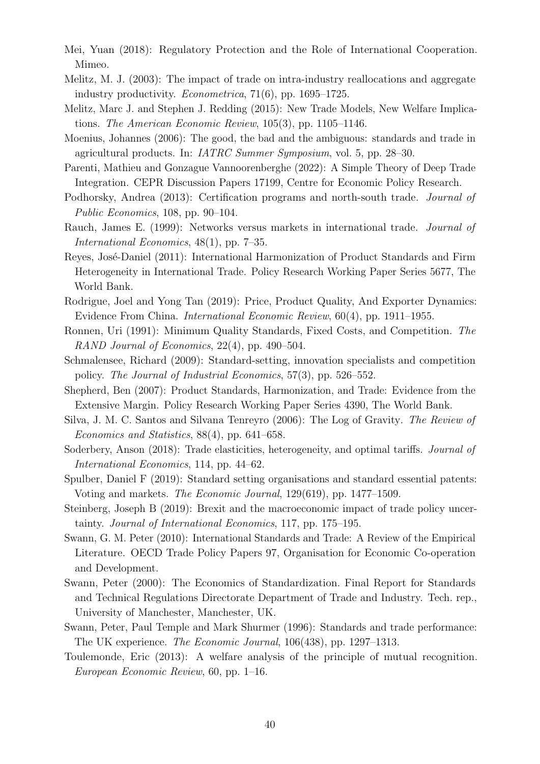Mei, Yuan (2018): Regulatory Protection and the Role of International Cooperation. Mimeo.

Melitz, M. J. (2003): The impact of trade on intra-industry reallocations and aggregate industry productivity. *Econometrica*, 71(6), pp. 1695–1725.

Melitz, Marc J. and Stephen J. Redding (2015): New Trade Models, New Welfare Implications. *The American Economic Review*, 105(3), pp. 1105–1146.

Moenius, Johannes (2006): The good, the bad and the ambiguous: standards and trade in agricultural products. In: *IATRC Summer Symposium*, vol. 5, pp. 28–30.

Parenti, Mathieu and Gonzague Vannoorenberghe (2022): A Simple Theory of Deep Trade Integration. CEPR Discussion Papers 17199, Centre for Economic Policy Research.

Podhorsky, Andrea (2013): Certification programs and north-south trade. *Journal of Public Economics*, 108, pp. 90–104.

Rauch, James E. (1999): Networks versus markets in international trade. *Journal of International Economics*, 48(1), pp. 7–35.

Reyes, José-Daniel (2011): International Harmonization of Product Standards and Firm Heterogeneity in International Trade. Policy Research Working Paper Series 5677, The World Bank.

Rodrigue, Joel and Yong Tan (2019): Price, Product Quality, And Exporter Dynamics: Evidence From China. *International Economic Review*, 60(4), pp. 1911–1955.

Ronnen, Uri (1991): Minimum Quality Standards, Fixed Costs, and Competition. *The RAND Journal of Economics*, 22(4), pp. 490–504.

Schmalensee, Richard (2009): Standard-setting, innovation specialists and competition policy. *The Journal of Industrial Economics*, 57(3), pp. 526–552.

Shepherd, Ben (2007): Product Standards, Harmonization, and Trade: Evidence from the Extensive Margin. Policy Research Working Paper Series 4390, The World Bank.

Silva, J. M. C. Santos and Silvana Tenreyro (2006): The Log of Gravity. *The Review of Economics and Statistics*, 88(4), pp. 641–658.

Soderbery, Anson (2018): Trade elasticities, heterogeneity, and optimal tariffs. *Journal of International Economics*, 114, pp. 44–62.

Spulber, Daniel F (2019): Standard setting organisations and standard essential patents: Voting and markets. *The Economic Journal*, 129(619), pp. 1477–1509.

Steinberg, Joseph B (2019): Brexit and the macroeconomic impact of trade policy uncertainty. *Journal of International Economics*, 117, pp. 175–195.

Swann, G. M. Peter (2010): International Standards and Trade: A Review of the Empirical Literature. OECD Trade Policy Papers 97, Organisation for Economic Co-operation and Development.

Swann, Peter (2000): The Economics of Standardization. Final Report for Standards and Technical Regulations Directorate Department of Trade and Industry. Tech. rep., University of Manchester, Manchester, UK.

Swann, Peter, Paul Temple and Mark Shurmer (1996): Standards and trade performance: The UK experience. *The Economic Journal*, 106(438), pp. 1297–1313.

Toulemonde, Eric (2013): A welfare analysis of the principle of mutual recognition. *European Economic Review*, 60, pp. 1–16.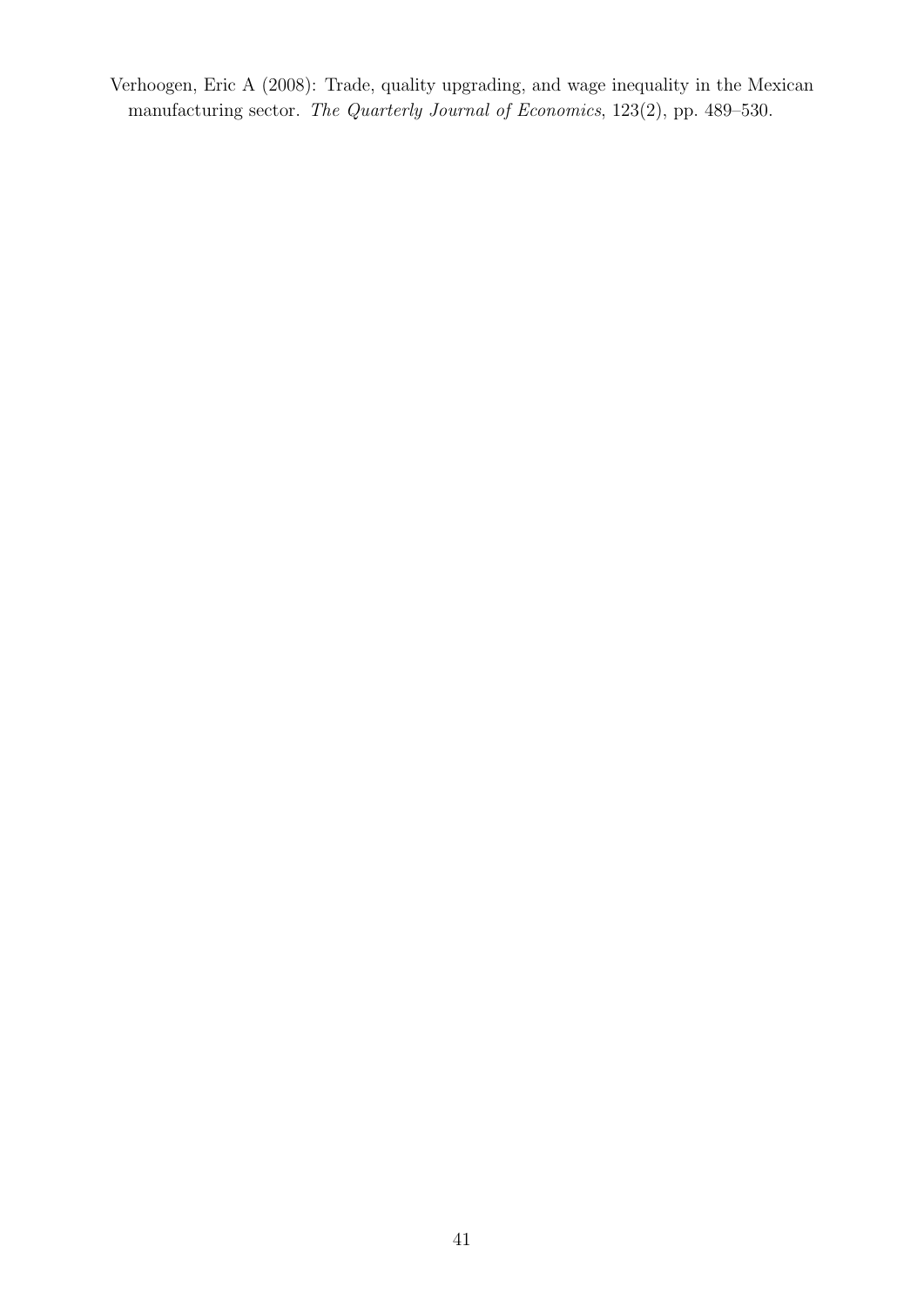Verhoogen, Eric A (2008): Trade, quality upgrading, and wage inequality in the Mexican manufacturing sector. *The Quarterly Journal of Economics*, 123(2), pp. 489–530.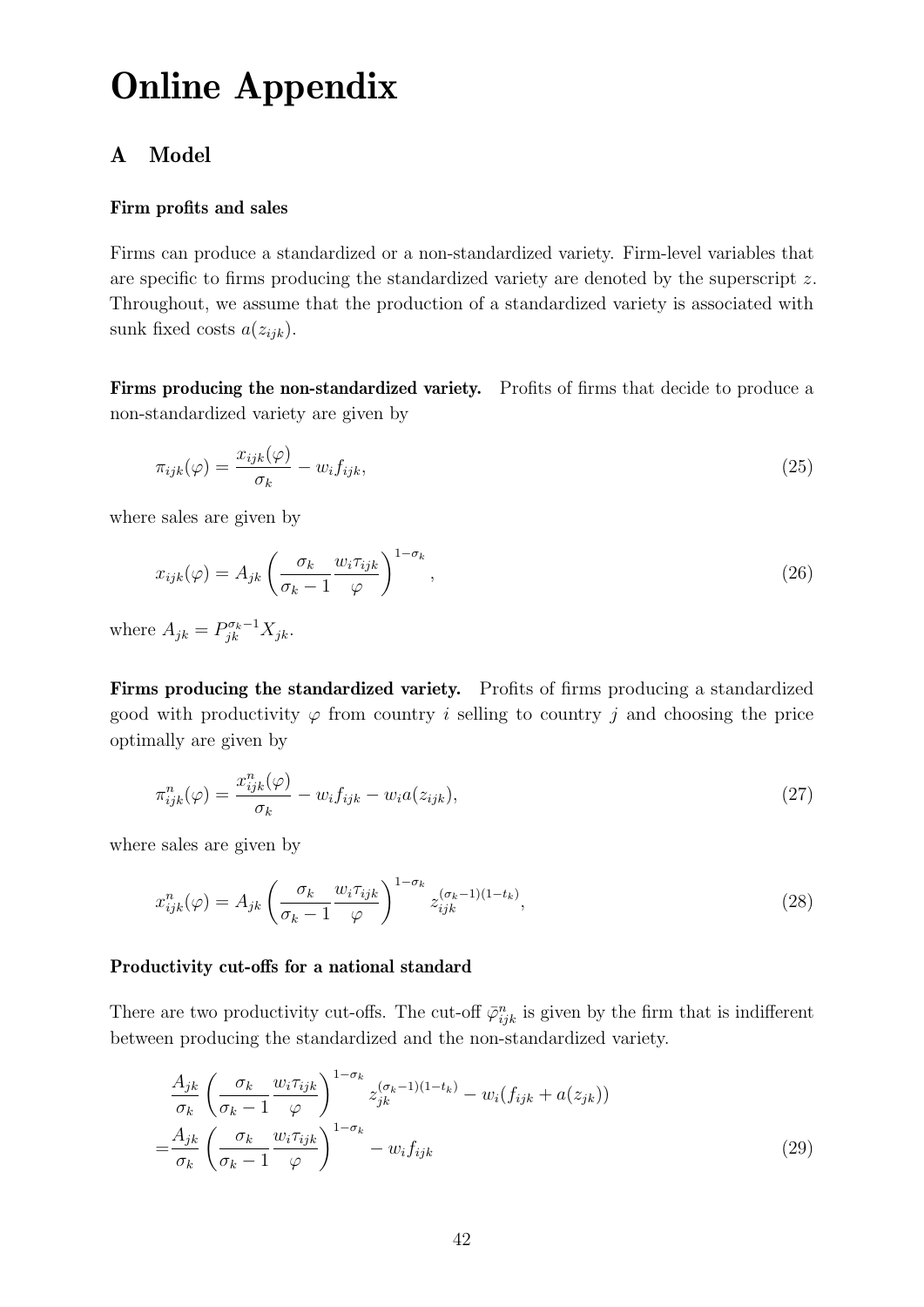# Online Appendix

## A Model

### Firm profits and sales

Firms can produce a standardized or a non-standardized variety. Firm-level variables that are specific to firms producing the standardized variety are denoted by the superscript $z$. Throughout, we assume that the production of a standardized variety is associated with sunk fixed costs $a(z_{ijk})$.

**Firms producing the non-standardized variety.** Profits of firms that decide to produce a non-standardized variety are given by

$$\pi_{ijk}(\varphi) = \frac{x_{ijk}(\varphi)}{\sigma_k} - w_i f_{ijk}, \tag{25}$$

where sales are given by

$$x_{ijk}(\varphi) = A_{jk} \left( \frac{\sigma_k}{\sigma_k - 1} \frac{w_i \tau_{ijk}}{\varphi} \right)^{1-\sigma_k}, \tag{26}$$

where $A_{jk} = P_{jk}^{\sigma_k - 1} X_{jk}$.

**Firms producing the standardized variety.** Profits of firms producing a standardized good with productivity $\varphi$ from country $i$ selling to country $j$ and choosing the price optimally are given by

$$\pi_{ijk}^{n}(\varphi) = \frac{x_{ijk}^{n}(\varphi)}{\sigma_k} - w_i f_{ijk} - w_i a(z_{ijk}), \tag{27}$$

where sales are given by

$$x_{ijk}^{n}(\varphi) = A_{jk} \left( \frac{\sigma_k}{\sigma_k - 1} \frac{w_i \tau_{ijk}}{\varphi} \right)^{1-\sigma_k} z_{ijk}^{(\sigma_k - 1)(1-t_k)}, \tag{28}$$

### Productivity cut-offs for a national standard

There are two productivity cut-offs. The cut-off $\bar{\varphi}_{ijk}^{n}$ is given by the firm that is indifferent between producing the standardized and the non-standardized variety.

$$\begin{aligned}
&\frac{A_{jk}}{\sigma_k} \left( \frac{\sigma_k}{\sigma_k - 1} \frac{w_i \tau_{ijk}}{\varphi} \right)^{1-\sigma_k} z_{jk}^{(\sigma_k - 1)(1-t_k)} - w_i (f_{ijk} + a(z_{jk})) \\
=&\frac{A_{jk}}{\sigma_k} \left( \frac{\sigma_k}{\sigma_k - 1} \frac{w_i \tau_{ijk}}{\varphi} \right)^{1-\sigma_k} - w_i f_{ijk}
\end{aligned} \tag{29}$$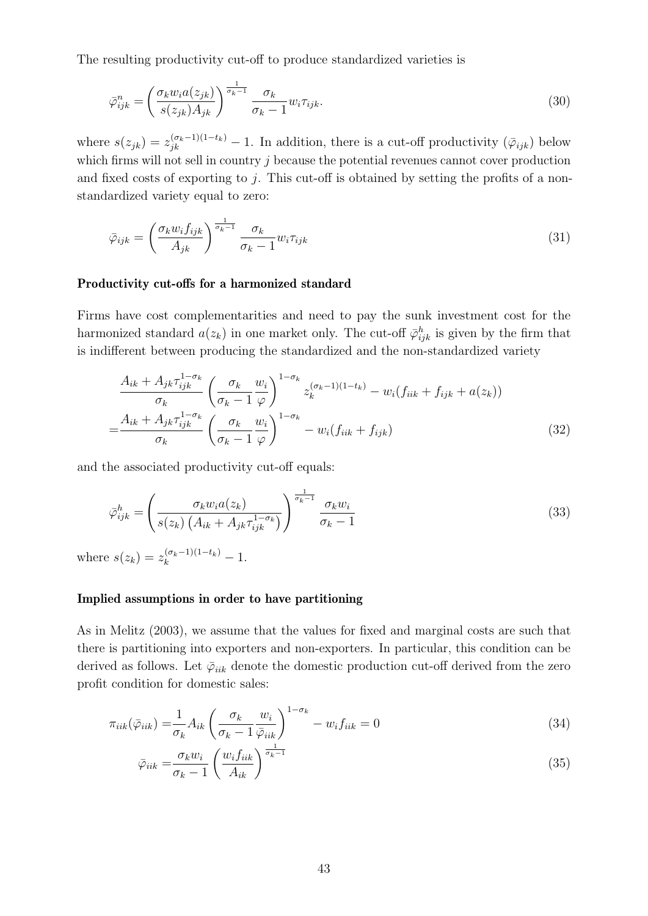The resulting productivity cut-off to produce standardized varieties is

$$\bar{\varphi}_{ijk}^{n} = \left( \frac{\sigma_k w_i a(z_{jk})}{s(z_{jk}) A_{jk}} \right)^{\frac{1}{\sigma_k - 1}} \frac{\sigma_k}{\sigma_k - 1} w_i \tau_{ijk}. \tag{30}$$

where $s(z_{jk}) = z_{jk}^{(\sigma_k - 1)(1-t_k)} - 1$. In addition, there is a cut-off productivity ($\bar{\varphi}_{ijk}$) below which firms will not sell in country $j$ because the potential revenues cannot cover production and fixed costs of exporting to $j$. This cut-off is obtained by setting the profits of a non-standardized variety equal to zero:

$$\bar{\varphi}_{ijk} = \left( \frac{\sigma_k w_i f_{ijk}}{A_{jk}} \right)^{\frac{1}{\sigma_k - 1}} \frac{\sigma_k}{\sigma_k - 1} w_i \tau_{ijk} \tag{31}$$

**Productivity cut-offs for a harmonized standard**

Firms have cost complementarities and need to pay the sunk investment cost for the harmonized standard $a(z_k)$ in one market only. The cut-off $\bar{\varphi}_{ijk}^{h}$ is given by the firm that is indifferent between producing the standardized and the non-standardized variety

$$\begin{aligned} &\frac{A_{ik} + A_{jk}\tau_{ijk}^{1-\sigma_k}}{\sigma_k} \left( \frac{\sigma_k}{\sigma_k - 1} \frac{w_i}{\varphi} \right)^{1-\sigma_k} z_k^{(\sigma_k - 1)(1-t_k)} - w_i(f_{iik} + f_{ijk} + a(z_k)) \\ =& \frac{A_{ik} + A_{jk}\tau_{ijk}^{1-\sigma_k}}{\sigma_k} \left( \frac{\sigma_k}{\sigma_k - 1} \frac{w_i}{\varphi} \right)^{1-\sigma_k} - w_i(f_{iik} + f_{ijk}) \end{aligned} \tag{32}$$

and the associated productivity cut-off equals:

$$\bar{\varphi}_{ijk}^{h} = \left( \frac{\sigma_k w_i a(z_k)}{s(z_k) \left( A_{ik} + A_{jk}\tau_{ijk}^{1-\sigma_k} \right)} \right)^{\frac{1}{\sigma_k - 1}} \frac{\sigma_k w_i}{\sigma_k - 1} \tag{33}$$

where $s(z_k) = z_k^{(\sigma_k - 1)(1-t_k)} - 1$.

**Implied assumptions in order to have partitioning**

As in Melitz (2003), we assume that the values for fixed and marginal costs are such that there is partitioning into exporters and non-exporters. In particular, this condition can be derived as follows. Let $\bar{\varphi}_{iik}$ denote the domestic production cut-off derived from the zero profit condition for domestic sales:

$$\pi_{iik}(\bar{\varphi}_{iik}) = \frac{1}{\sigma_k} A_{ik} \left( \frac{\sigma_k}{\sigma_k - 1} \frac{w_i}{\bar{\varphi}_{iik}} \right)^{1-\sigma_k} - w_i f_{iik} = 0 \tag{34}$$

$$\bar{\varphi}_{iik} = \frac{\sigma_k w_i}{\sigma_k - 1} \left( \frac{w_i f_{iik}}{A_{ik}} \right)^{\frac{1}{\sigma_k - 1}} \tag{35}$$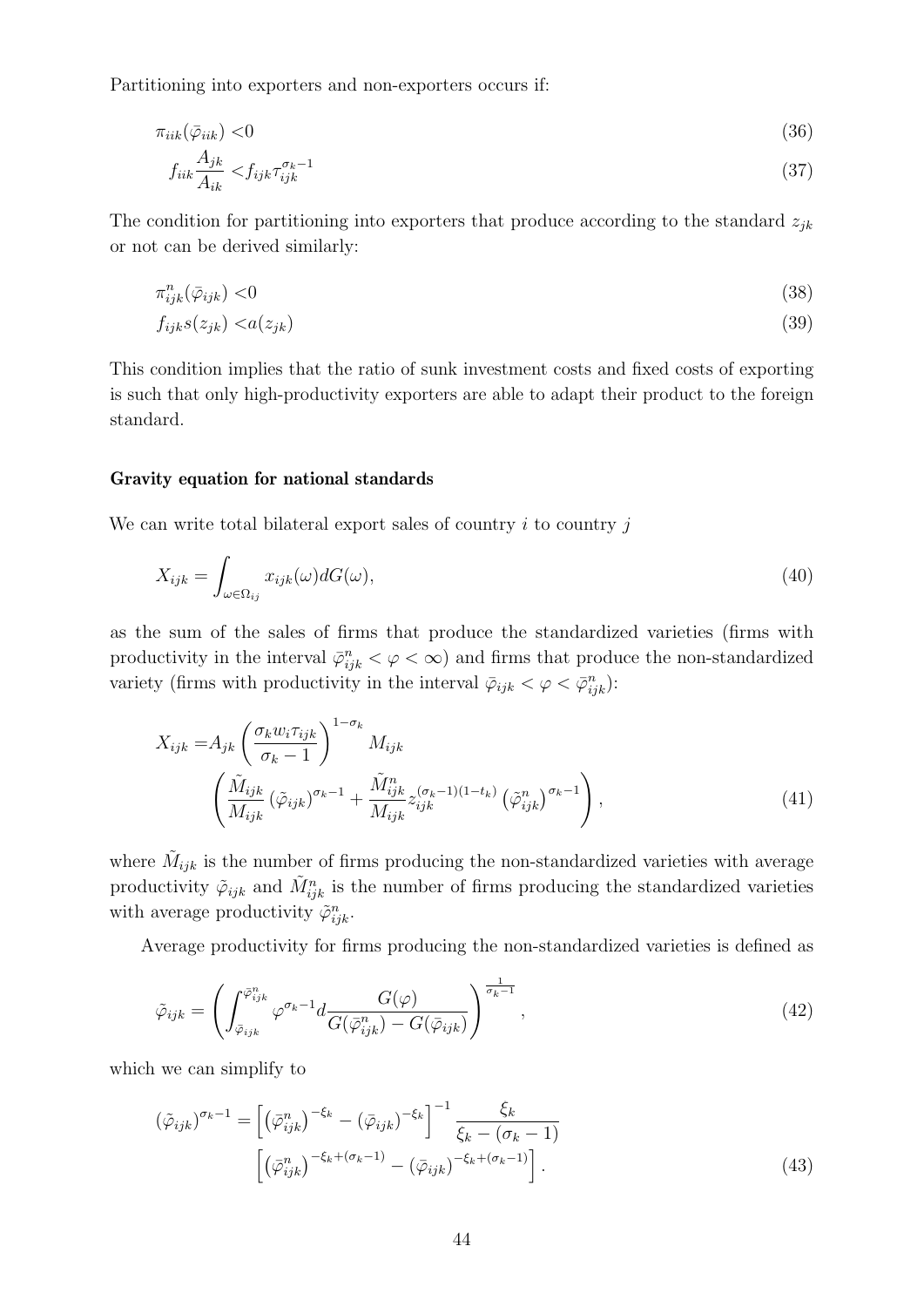Partitioning into exporters and non-exporters occurs if:

$$\pi_{iik}(\bar{\varphi}_{iik}) < 0 \tag{36}$$

$$f_{iik}\frac{A_{jk}}{A_{ik}} < f_{ijk}\tau_{ijk}^{\sigma_k - 1} \tag{37}$$

The condition for partitioning into exporters that produce according to the standard $z_{jk}$ or not can be derived similarly:

$$\pi_{ijk}^{n}(\bar{\varphi}_{ijk}) < 0 \tag{38}$$

$$f_{ijk}s(z_{jk}) < a(z_{jk}) \tag{39}$$

This condition implies that the ratio of sunk investment costs and fixed costs of exporting is such that only high-productivity exporters are able to adapt their product to the foreign standard.

**Gravity equation for national standards**

We can write total bilateral export sales of country $i$ to country $j$

$$X_{ijk} = \int_{\omega \in \Omega_{ij}} x_{ijk}(\omega) dG(\omega), \tag{40}$$

as the sum of the sales of firms that produce the standardized varieties (firms with productivity in the interval $\bar{\varphi}_{ijk}^{n} < \varphi < \infty$) and firms that produce the non-standardized variety (firms with productivity in the interval $\bar{\varphi}_{ijk} < \varphi < \bar{\varphi}_{ijk}^{n}$):

$$X_{ijk} = A_{jk}\left(\frac{\sigma_k w_i \tau_{ijk}}{\sigma_k - 1}\right)^{1-\sigma_k} M_{ijk} \left(\frac{\tilde{M}_{ijk}}{M_{ijk}}\left(\tilde{\varphi}_{ijk}\right)^{\sigma_k - 1} + \frac{\tilde{M}_{ijk}^{n}}{M_{ijk}} z_{ijk}^{(\sigma_k - 1)(1 - t_k)}\left(\tilde{\varphi}_{ijk}^{n}\right)^{\sigma_k - 1}\right), \tag{41}$$

where $\tilde{M}_{ijk}$ is the number of firms producing the non-standardized varieties with average productivity $\tilde{\varphi}_{ijk}$ and $\tilde{M}_{ijk}^{n}$ is the number of firms producing the standardized varieties with average productivity $\tilde{\varphi}_{ijk}^{n}$.

Average productivity for firms producing the non-standardized varieties is defined as

$$\tilde{\varphi}_{ijk} = \left(\int_{\bar{\varphi}_{ijk}}^{\bar{\varphi}_{ijk}^{n}} \varphi^{\sigma_k - 1} d\frac{G(\varphi)}{G(\bar{\varphi}_{ijk}^{n}) - G(\bar{\varphi}_{ijk})}\right)^{\frac{1}{\sigma_k - 1}}, \tag{42}$$

which we can simplify to

$$\left(\tilde{\varphi}_{ijk}\right)^{\sigma_k - 1} = \left[\left(\bar{\varphi}_{ijk}^{n}\right)^{-\xi_k} - \left(\bar{\varphi}_{ijk}\right)^{-\xi_k}\right]^{-1} \frac{\xi_k}{\xi_k - (\sigma_k - 1)} \left[\left(\bar{\varphi}_{ijk}^{n}\right)^{-\xi_k + (\sigma_k - 1)} - \left(\bar{\varphi}_{ijk}\right)^{-\xi_k + (\sigma_k - 1)}\right]. \tag{43}$$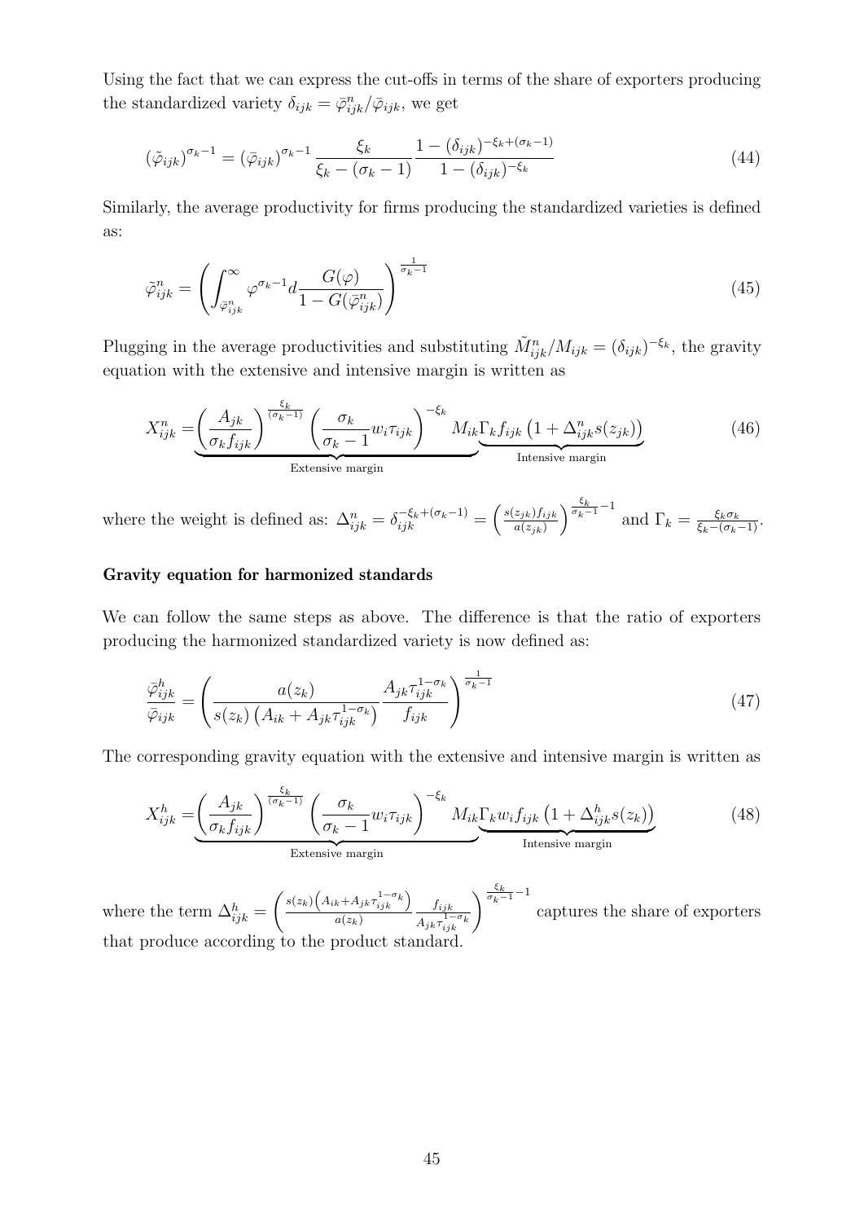Using the fact that we can express the cut-offs in terms of the share of exporters producing the standardized variety $\delta_{ijk} = \bar{\varphi}^n_{ijk}/\bar{\varphi}_{ijk}$, we get

$$(\tilde{\varphi}_{ijk})^{\sigma_k - 1} = (\bar{\varphi}_{ijk})^{\sigma_k - 1} \frac{\xi_k}{\xi_k - (\sigma_k - 1)} \frac{1 - (\delta_{ijk})^{-\xi_k + (\sigma_k - 1)}}{1 - (\delta_{ijk})^{-\xi_k}} \tag{44}$$

Similarly, the average productivity for firms producing the standardized varieties is defined as:

$$\tilde{\varphi}^n_{ijk} = \left( \int_{\bar{\varphi}^n_{ijk}}^{\infty} \varphi^{\sigma_k - 1} d\frac{G(\varphi)}{1 - G(\bar{\varphi}^n_{ijk})} \right)^{\frac{1}{\sigma_k - 1}} \tag{45}$$

Plugging in the average productivities and substituting $\tilde{M}^n_{ijk}/M_{ijk} = (\delta_{ijk})^{-\xi_k}$, the gravity equation with the extensive and intensive margin is written as

$$X^n_{ijk} = \underbrace{\left( \frac{A_{jk}}{\sigma_k f_{ijk}} \right)^{\frac{\xi_k}{(\sigma_k - 1)}} \left( \frac{\sigma_k}{\sigma_k - 1} w_i \tau_{ijk} \right)^{-\xi_k} M_{ik}}_{\text{Extensive margin}} \underbrace{\Gamma_k f_{ijk} \left( 1 + \Delta^n_{ijk} s(z_{jk}) \right)}_{\text{Intensive margin}} \tag{46}$$

where the weight is defined as: $\Delta^n_{ijk} = \delta_{ijk}^{-\xi_k + (\sigma_k - 1)} = \left( \frac{s(z_{jk}) f_{ijk}}{a(z_{jk})} \right)^{\frac{\xi_k}{\sigma_k - 1} - 1}$ and $\Gamma_k = \frac{\xi_k \sigma_k}{\xi_k - (\sigma_k - 1)}$.

**Gravity equation for harmonized standards**

We can follow the same steps as above. The difference is that the ratio of exporters producing the harmonized standardized variety is now defined as:

$$\frac{\bar{\varphi}^h_{ijk}}{\bar{\varphi}_{ijk}} = \left( \frac{a(z_k)}{s(z_k) \left( A_{ik} + A_{jk} \tau_{ijk}^{1 - \sigma_k} \right)} \frac{A_{jk} \tau_{ijk}^{1 - \sigma_k}}{f_{ijk}} \right)^{\frac{1}{\sigma_k - 1}} \tag{47}$$

The corresponding gravity equation with the extensive and intensive margin is written as

$$X^h_{ijk} = \underbrace{\left( \frac{A_{jk}}{\sigma_k f_{ijk}} \right)^{\frac{\xi_k}{(\sigma_k - 1)}} \left( \frac{\sigma_k}{\sigma_k - 1} w_i \tau_{ijk} \right)^{-\xi_k} M_{ik}}_{\text{Extensive margin}} \underbrace{\Gamma_k w_i f_{ijk} \left( 1 + \Delta^h_{ijk} s(z_k) \right)}_{\text{Intensive margin}} \tag{48}$$

where the term $\Delta^h_{ijk} = \left( \frac{s(z_k) \left( A_{ik} + A_{jk} \tau_{ijk}^{1 - \sigma_k} \right)}{a(z_k)} \frac{f_{ijk}}{A_{jk} \tau_{ijk}^{1 - \sigma_k}} \right)^{\frac{\xi_k}{\sigma_k - 1} - 1}$ captures the share of exporters that produce according to the product standard.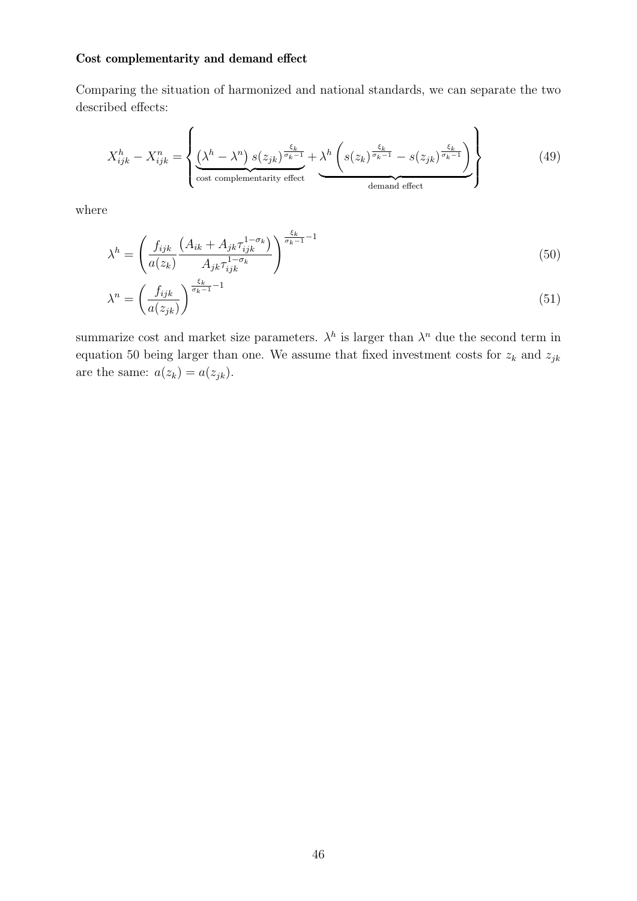### Cost complementarity and demand effect

Comparing the situation of harmonized and national standards, we can separate the two described effects:

$$X_{ijk}^h - X_{ijk}^n = \left\{ \underbrace{\left(\lambda^h - \lambda^n\right) s(z_{jk})^{\frac{\xi_k}{\sigma_k - 1}}}_{\text{cost complementarity effect}} + \underbrace{\lambda^h \left( s(z_k)^{\frac{\xi_k}{\sigma_k - 1}} - s(z_{jk})^{\frac{\xi_k}{\sigma_k - 1}} \right)}_{\text{demand effect}} \right\} \tag{49}$$

where

$$\lambda^h = \left( \frac{f_{ijk}}{a(z_k)} \frac{\left(A_{ik} + A_{jk} \tau_{ijk}^{1-\sigma_k}\right)}{A_{jk} \tau_{ijk}^{1-\sigma_k}} \right)^{\frac{\xi_k}{\sigma_k - 1} - 1} \tag{50}$$

$$\lambda^n = \left( \frac{f_{ijk}}{a(z_{jk})} \right)^{\frac{\xi_k}{\sigma_k - 1} - 1} \tag{51}$$

summarize cost and market size parameters. $\lambda^h$ is larger than $\lambda^n$ due the second term in equation 50 being larger than one. We assume that fixed investment costs for $z_k$ and $z_{jk}$ are the same: $a(z_k) = a(z_{jk})$.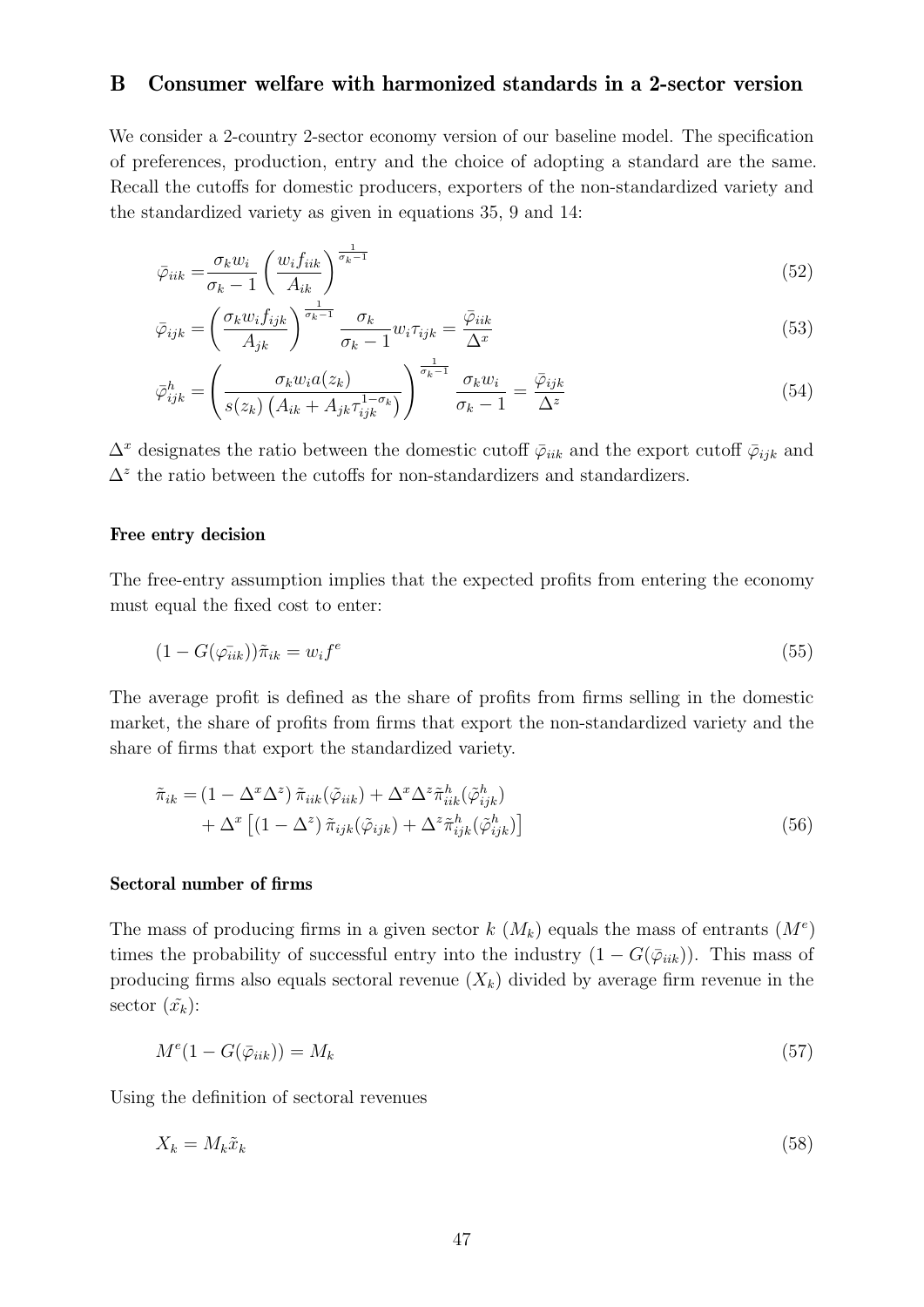## B Consumer welfare with harmonized standards in a 2-sector version

We consider a 2-country 2-sector economy version of our baseline model. The specification of preferences, production, entry and the choice of adopting a standard are the same. Recall the cutoffs for domestic producers, exporters of the non-standardized variety and the standardized variety as given in equations 35, 9 and 14:

$$\bar{\varphi}_{iik} = \frac{\sigma_k w_i}{\sigma_k - 1} \left( \frac{w_i f_{iik}}{A_{ik}} \right)^{\frac{1}{\sigma_k - 1}} \tag{52}$$

$$\bar{\varphi}_{ijk} = \left( \frac{\sigma_k w_i f_{ijk}}{A_{jk}} \right)^{\frac{1}{\sigma_k - 1}} \frac{\sigma_k}{\sigma_k - 1} w_i \tau_{ijk} = \frac{\bar{\varphi}_{iik}}{\Delta^x} \tag{53}$$

$$\bar{\varphi}^h_{ijk} = \left( \frac{\sigma_k w_i a(z_k)}{s(z_k) \left( A_{ik} + A_{jk} \tau_{ijk}^{1-\sigma_k} \right)} \right)^{\frac{1}{\sigma_k - 1}} \frac{\sigma_k w_i}{\sigma_k - 1} = \frac{\bar{\varphi}_{ijk}}{\Delta^z} \tag{54}$$

$\Delta^x$ designates the ratio between the domestic cutoff $\bar{\varphi}_{iik}$ and the export cutoff $\bar{\varphi}_{ijk}$ and $\Delta^z$ the ratio between the cutoffs for non-standardizers and standardizers.

#### Free entry decision

The free-entry assumption implies that the expected profits from entering the economy must equal the fixed cost to enter:

$$(1 - G(\bar{\varphi_{iik}}))\tilde{\pi}_{ik} = w_i f^e \tag{55}$$

The average profit is defined as the share of profits from firms selling in the domestic market, the share of profits from firms that export the non-standardized variety and the share of firms that export the standardized variety.

$$\begin{aligned} \tilde{\pi}_{ik} = & \left(1 - \Delta^x \Delta^z\right) \tilde{\pi}_{iik}(\tilde{\varphi}_{iik}) + \Delta^x \Delta^z \tilde{\pi}^h_{iik}(\tilde{\varphi}^h_{ijk}) \\ & + \Delta^x \left[ \left(1 - \Delta^z\right) \tilde{\pi}_{ijk}(\tilde{\varphi}_{ijk}) + \Delta^z \tilde{\pi}^h_{ijk}(\tilde{\varphi}^h_{ijk}) \right] \end{aligned} \tag{56}$$

#### Sectoral number of firms

The mass of producing firms in a given sector $k$ ($M_k$) equals the mass of entrants ($M^e$) times the probability of successful entry into the industry $(1 - G(\bar{\varphi}_{iik}))$. This mass of producing firms also equals sectoral revenue ($X_k$) divided by average firm revenue in the sector ($\tilde{x_k}$):

$$M^e(1 - G(\bar{\varphi}_{iik})) = M_k \tag{57}$$

Using the definition of sectoral revenues

$$X_k = M_k \tilde{x}_k \tag{58}$$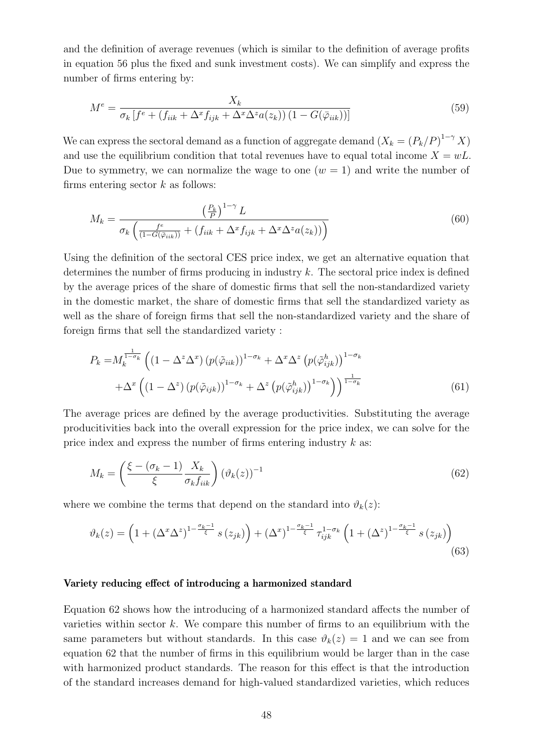and the definition of average revenues (which is similar to the definition of average profits in equation 56 plus the fixed and sunk investment costs). We can simplify and express the number of firms entering by:

$$M^e = \frac{X_k}{\sigma_k \left[ f^e + \left( f_{iik} + \Delta^x f_{ijk} + \Delta^x \Delta^z a(z_k) \right) \left( 1 - G(\bar{\varphi}_{iik}) \right) \right]} \tag{59}$$

We can express the sectoral demand as a function of aggregate demand ($X_k = (P_k/P)^{1-\gamma} X$) and use the equilibrium condition that total revenues have to equal total income $X = wL$. Due to symmetry, we can normalize the wage to one ($w = 1$) and write the number of firms entering sector $k$ as follows:

$$M_k = \frac{\left(\frac{P_k}{P}\right)^{1-\gamma} L}{\sigma_k \left( \frac{f^e}{(1-G(\bar{\varphi}_{iik}))} + \left( f_{iik} + \Delta^x f_{ijk} + \Delta^x \Delta^z a(z_k) \right) \right)} \tag{60}$$

Using the definition of the sectoral CES price index, we get an alternative equation that determines the number of firms producing in industry $k$. The sectoral price index is defined by the average prices of the share of domestic firms that sell the non-standardized variety in the domestic market, the share of domestic firms that sell the standardized variety as well as the share of foreign firms that sell the non-standardized variety and the share of foreign firms that sell the standardized variety :

$$\begin{aligned} P_k = & M_k^{\frac{1}{1-\sigma_k}} \left( \left(1 - \Delta^z \Delta^x\right) \left(p(\tilde{\varphi}_{iik})\right)^{1-\sigma_k} + \Delta^x \Delta^z \left(p(\tilde{\varphi}^h_{ijk})\right)^{1-\sigma_k} \right. \\ & \left. + \Delta^x \left( \left(1 - \Delta^z\right) \left(p(\tilde{\varphi}_{ijk})\right)^{1-\sigma_k} + \Delta^z \left(p(\tilde{\varphi}^h_{ijk})\right)^{1-\sigma_k} \right) \right)^{\frac{1}{1-\sigma_k}} \end{aligned} \tag{61}$$

The average prices are defined by the average productivities. Substituting the average producitivities back into the overall expression for the price index, we can solve for the price index and express the number of firms entering industry $k$ as:

$$M_k = \left( \frac{\xi - (\sigma_k - 1)}{\xi} \frac{X_k}{\sigma_k f_{iik}} \right) \left(\vartheta_k(z)\right)^{-1} \tag{62}$$

where we combine the terms that depend on the standard into $\vartheta_k(z)$:

$$\vartheta_k(z) = \left( 1 + \left(\Delta^x \Delta^z\right)^{1-\frac{\sigma_k-1}{\xi}} s\left(z_{jk}\right) \right) + \left(\Delta^x\right)^{1-\frac{\sigma_k-1}{\xi}} \tau_{ijk}^{1-\sigma_k} \left( 1 + \left(\Delta^z\right)^{1-\frac{\sigma_k-1}{\xi}} s\left(z_{jk}\right) \right) \tag{63}$$

**Variety reducing effect of introducing a harmonized standard**

Equation 62 shows how the introducing of a harmonized standard affects the number of varieties within sector $k$. We compare this number of firms to an equilibrium with the same parameters but without standards. In this case $\vartheta_k(z) = 1$ and we can see from equation 62 that the number of firms in this equilibrium would be larger than in the case with harmonized product standards. The reason for this effect is that the introduction of the standard increases demand for high-valued standardized varieties, which reduces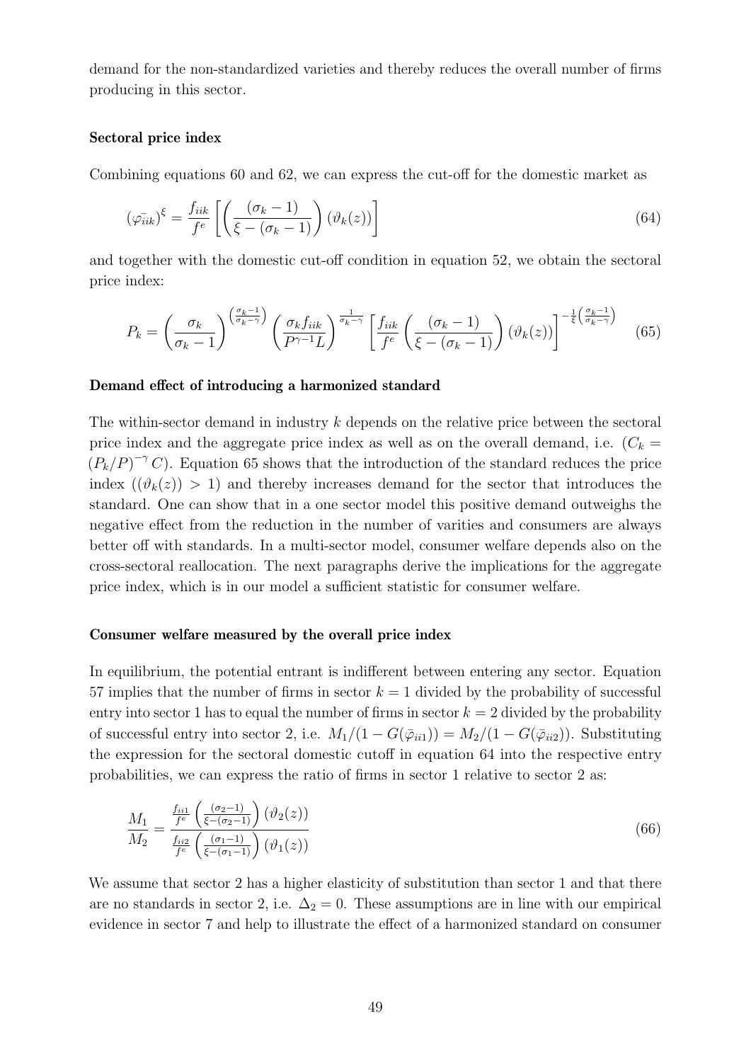demand for the non-standardized varieties and thereby reduces the overall number of firms producing in this sector.

**Sectoral price index**

Combining equations 60 and 62, we can express the cut-off for the domestic market as

$$(\bar{\varphi_{iik}})^{\xi} = \frac{f_{iik}}{f^e}\left[\left(\frac{(\sigma_k-1)}{\xi-(\sigma_k-1)}\right)(\vartheta_k(z))\right] \tag{64}$$

and together with the domestic cut-off condition in equation 52, we obtain the sectoral price index:

$$P_k = \left(\frac{\sigma_k}{\sigma_k-1}\right)^{\left(\frac{\sigma_k-1}{\sigma_k-\gamma}\right)}\left(\frac{\sigma_k f_{iik}}{P^{\gamma-1}L}\right)^{\frac{1}{\sigma_k-\gamma}}\left[\frac{f_{iik}}{f^e}\left(\frac{(\sigma_k-1)}{\xi-(\sigma_k-1)}\right)(\vartheta_k(z))\right]^{-\frac{1}{\xi}\left(\frac{\sigma_k-1}{\sigma_k-\gamma}\right)} \tag{65}$$

**Demand effect of introducing a harmonized standard**

The within-sector demand in industry $k$ depends on the relative price between the sectoral price index and the aggregate price index as well as on the overall demand, i.e. ($C_k = (P_k/P)^{-\gamma}C$). Equation 65 shows that the introduction of the standard reduces the price index $((\vartheta_k(z)) > 1)$ and thereby increases demand for the sector that introduces the standard. One can show that in a one sector model this positive demand outweighs the negative effect from the reduction in the number of varities and consumers are always better off with standards. In a multi-sector model, consumer welfare depends also on the cross-sectoral reallocation. The next paragraphs derive the implications for the aggregate price index, which is in our model a sufficient statistic for consumer welfare.

**Consumer welfare measured by the overall price index**

In equilibrium, the potential entrant is indifferent between entering any sector. Equation 57 implies that the number of firms in sector $k = 1$ divided by the probability of successful entry into sector 1 has to equal the number of firms in sector $k = 2$ divided by the probability of successful entry into sector 2, i.e. $M_1/(1-G(\bar{\varphi}_{ii1})) = M_2/(1-G(\bar{\varphi}_{ii2}))$. Substituting the expression for the sectoral domestic cutoff in equation 64 into the respective entry probabilities, we can express the ratio of firms in sector 1 relative to sector 2 as:

$$\frac{M_1}{M_2} = \frac{\frac{f_{ii1}}{f^e}\left(\frac{(\sigma_2-1)}{\xi-(\sigma_2-1)}\right)(\vartheta_2(z))}{\frac{f_{ii2}}{f^e}\left(\frac{(\sigma_1-1)}{\xi-(\sigma_1-1)}\right)(\vartheta_1(z))} \tag{66}$$

We assume that sector 2 has a higher elasticity of substitution than sector 1 and that there are no standards in sector 2, i.e. $\Delta_2 = 0$. These assumptions are in line with our empirical evidence in sector 7 and help to illustrate the effect of a harmonized standard on consumer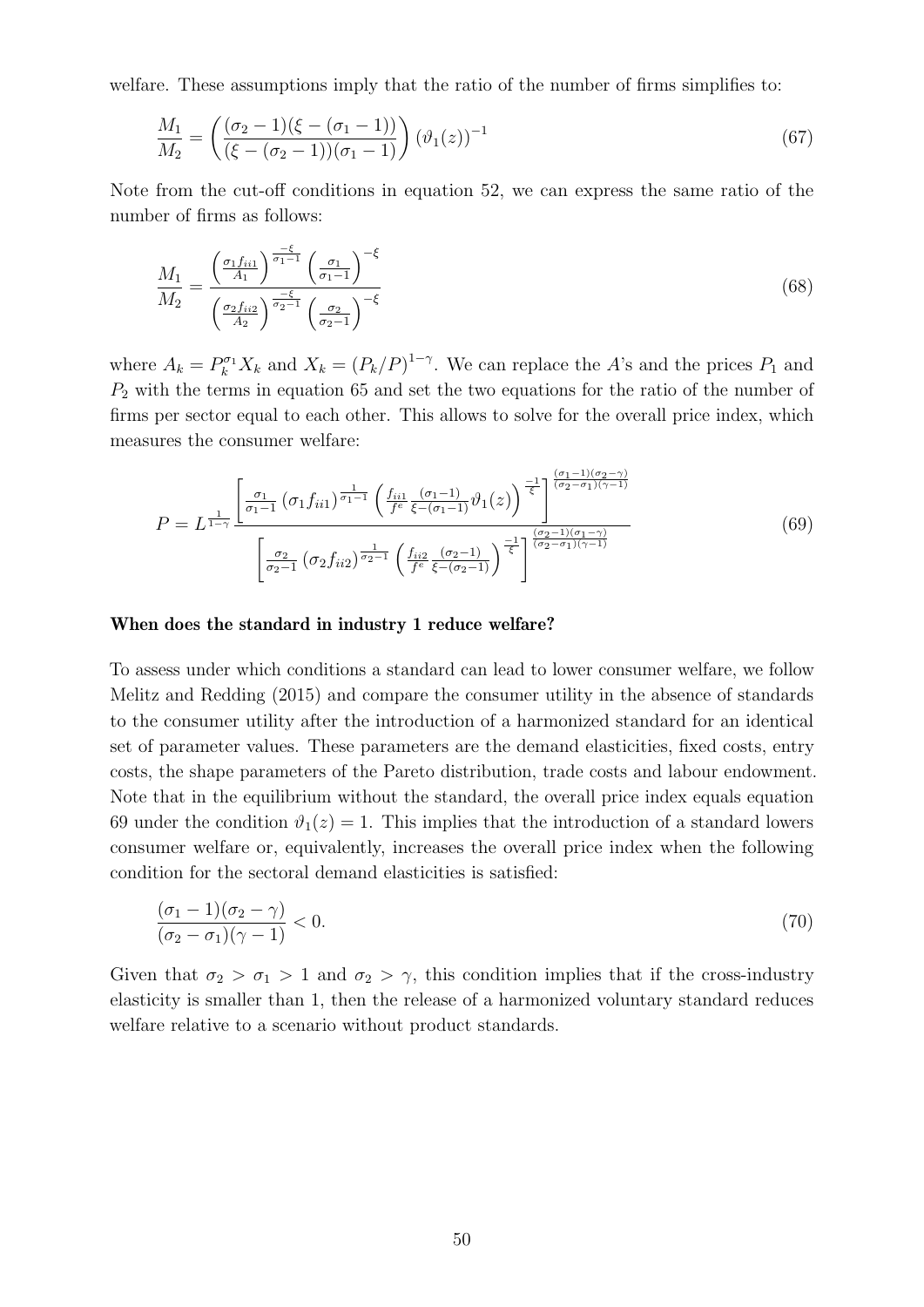welfare. These assumptions imply that the ratio of the number of firms simplifies to:

$$\frac{M_1}{M_2} = \left( \frac{(\sigma_2 - 1)(\xi - (\sigma_1 - 1))}{(\xi - (\sigma_2 - 1))(\sigma_1 - 1)} \right) (\vartheta_1(z))^{-1} \tag{67}$$

Note from the cut-off conditions in equation 52, we can express the same ratio of the number of firms as follows:

$$\frac{M_1}{M_2} = \frac{\left( \frac{\sigma_1 f_{ii1}}{A_1} \right)^{\frac{-\xi}{\sigma_1 - 1}} \left( \frac{\sigma_1}{\sigma_1 - 1} \right)^{-\xi}}{\left( \frac{\sigma_2 f_{ii2}}{A_2} \right)^{\frac{-\xi}{\sigma_2 - 1}} \left( \frac{\sigma_2}{\sigma_2 - 1} \right)^{-\xi}} \tag{68}$$

where $A_k = P_k^{\sigma_1} X_k$ and $X_k = (P_k/P)^{1-\gamma}$. We can replace the $A$'s and the prices $P_1$ and $P_2$ with the terms in equation 65 and set the two equations for the ratio of the number of firms per sector equal to each other. This allows to solve for the overall price index, which measures the consumer welfare:

$$P = L^{\frac{1}{1-\gamma}} \frac{\left[ \frac{\sigma_1}{\sigma_1 - 1} (\sigma_1 f_{ii1})^{\frac{1}{\sigma_1 - 1}} \left( \frac{f_{ii1}}{f^e} \frac{(\sigma_1 - 1)}{\xi - (\sigma_1 - 1)} \vartheta_1(z) \right)^{\frac{-1}{\xi}} \right]^{\frac{(\sigma_1 - 1)(\sigma_2 - \gamma)}{(\sigma_2 - \sigma_1)(\gamma - 1)}}}{\left[ \frac{\sigma_2}{\sigma_2 - 1} (\sigma_2 f_{ii2})^{\frac{1}{\sigma_2 - 1}} \left( \frac{f_{ii2}}{f^e} \frac{(\sigma_2 - 1)}{\xi - (\sigma_2 - 1)} \right)^{\frac{-1}{\xi}} \right]^{\frac{(\sigma_2 - 1)(\sigma_1 - \gamma)}{(\sigma_2 - \sigma_1)(\gamma - 1)}}} \tag{69}$$

**When does the standard in industry 1 reduce welfare?**

To assess under which conditions a standard can lead to lower consumer welfare, we follow Melitz and Redding (2015) and compare the consumer utility in the absence of standards to the consumer utility after the introduction of a harmonized standard for an identical set of parameter values. These parameters are the demand elasticities, fixed costs, entry costs, the shape parameters of the Pareto distribution, trade costs and labour endowment. Note that in the equilibrium without the standard, the overall price index equals equation 69 under the condition $\vartheta_1(z) = 1$. This implies that the introduction of a standard lowers consumer welfare or, equivalently, increases the overall price index when the following condition for the sectoral demand elasticities is satisfied:

$$\frac{(\sigma_1 - 1)(\sigma_2 - \gamma)}{(\sigma_2 - \sigma_1)(\gamma - 1)} < 0. \tag{70}$$

Given that $\sigma_2 > \sigma_1 > 1$ and $\sigma_2 > \gamma$, this condition implies that if the cross-industry elasticity is smaller than 1, then the release of a harmonized voluntary standard reduces welfare relative to a scenario without product standards.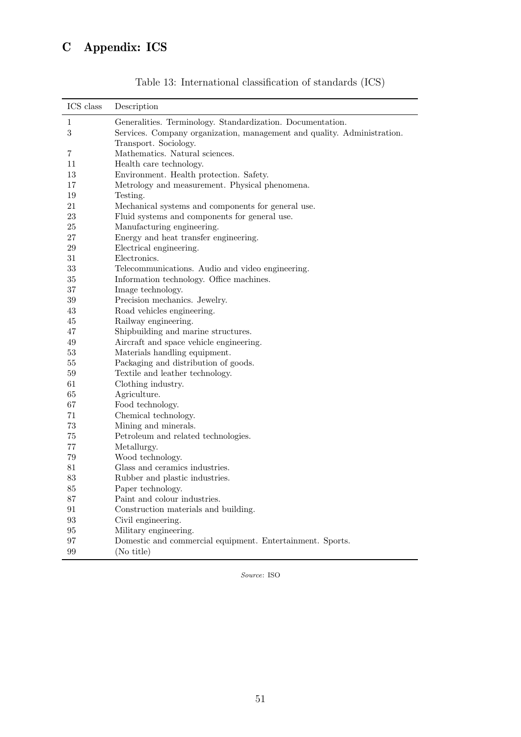# C Appendix: ICS

Table 13: International classification of standards (ICS)

| ICS class | Description |
|---|---|
| 1 | Generalities. Terminology. Standardization. Documentation. |
| 3 | Services. Company organization, management and quality. Administration. Transport. Sociology. |
| 7 | Mathematics. Natural sciences. |
| 11 | Health care technology. |
| 13 | Environment. Health protection. Safety. |
| 17 | Metrology and measurement. Physical phenomena. |
| 19 | Testing. |
| 21 | Mechanical systems and components for general use. |
| 23 | Fluid systems and components for general use. |
| 25 | Manufacturing engineering. |
| 27 | Energy and heat transfer engineering. |
| 29 | Electrical engineering. |
| 31 | Electronics. |
| 33 | Telecommunications. Audio and video engineering. |
| 35 | Information technology. Office machines. |
| 37 | Image technology. |
| 39 | Precision mechanics. Jewelry. |
| 43 | Road vehicles engineering. |
| 45 | Railway engineering. |
| 47 | Shipbuilding and marine structures. |
| 49 | Aircraft and space vehicle engineering. |
| 53 | Materials handling equipment. |
| 55 | Packaging and distribution of goods. |
| 59 | Textile and leather technology. |
| 61 | Clothing industry. |
| 65 | Agriculture. |
| 67 | Food technology. |
| 71 | Chemical technology. |
| 73 | Mining and minerals. |
| 75 | Petroleum and related technologies. |
| 77 | Metallurgy. |
| 79 | Wood technology. |
| 81 | Glass and ceramics industries. |
| 83 | Rubber and plastic industries. |
| 85 | Paper technology. |
| 87 | Paint and colour industries. |
| 91 | Construction materials and building. |
| 93 | Civil engineering. |
| 95 | Military engineering. |
| 97 | Domestic and commercial equipment. Entertainment. Sports. |
| 99 | (No title) |

*Source*: ISO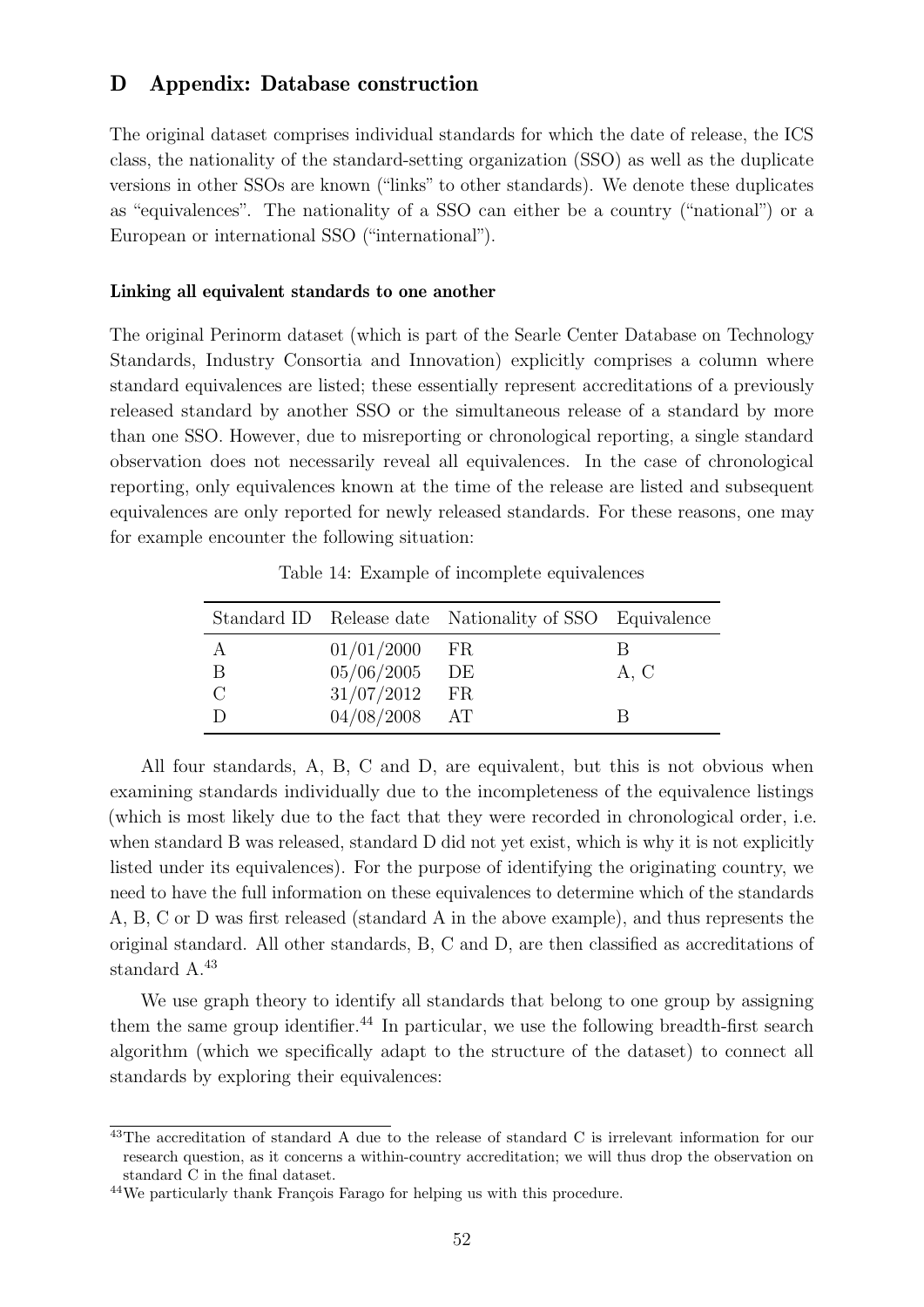# D Appendix: Database construction

The original dataset comprises individual standards for which the date of release, the ICS class, the nationality of the standard-setting organization (SSO) as well as the duplicate versions in other SSOs are known ("links" to other standards). We denote these duplicates as "equivalences". The nationality of a SSO can either be a country ("national") or a European or international SSO ("international").

**Linking all equivalent standards to one another**

The original Perinorm dataset (which is part of the Searle Center Database on Technology Standards, Industry Consortia and Innovation) explicitly comprises a column where standard equivalences are listed; these essentially represent accreditations of a previously released standard by another SSO or the simultaneous release of a standard by more than one SSO. However, due to misreporting or chronological reporting, a single standard observation does not necessarily reveal all equivalences. In the case of chronological reporting, only equivalences known at the time of the release are listed and subsequent equivalences are only reported for newly released standards. For these reasons, one may for example encounter the following situation:

Table 14: Example of incomplete equivalences

| Standard ID | Release date | Nationality of SSO | Equivalence |
|---|---|---|---|
| A | 01/01/2000 | FR | B |
| B | 05/06/2005 | DE | A, C |
| C | 31/07/2012 | FR | |
| D | 04/08/2008 | AT | B |

All four standards, A, B, C and D, are equivalent, but this is not obvious when examining standards individually due to the incompleteness of the equivalence listings (which is most likely due to the fact that they were recorded in chronological order, i.e. when standard B was released, standard D did not yet exist, which is why it is not explicitly listed under its equivalences). For the purpose of identifying the originating country, we need to have the full information on these equivalences to determine which of the standards A, B, C or D was first released (standard A in the above example), and thus represents the original standard. All other standards, B, C and D, are then classified as accreditations of standard A.[43]

We use graph theory to identify all standards that belong to one group by assigning them the same group identifier.[44] In particular, we use the following breadth-first search algorithm (which we specifically adapt to the structure of the dataset) to connect all standards by exploring their equivalences:

[43] The accreditation of standard A due to the release of standard C is irrelevant information for our research question, as it concerns a within-country accreditation; we will thus drop the observation on standard C in the final dataset.

[44] We particularly thank François Farago for helping us with this procedure.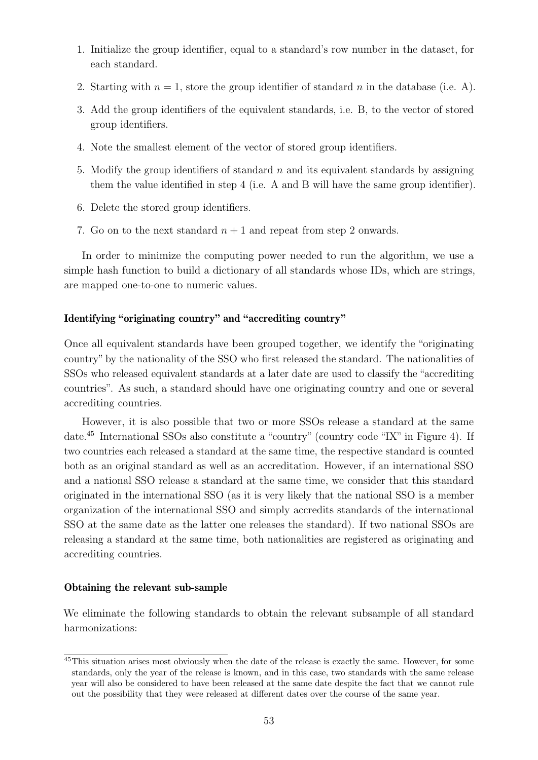1. Initialize the group identifier, equal to a standard's row number in the dataset, for each standard.
2. Starting with $n = 1$, store the group identifier of standard $n$ in the database (i.e. A).
3. Add the group identifiers of the equivalent standards, i.e. B, to the vector of stored group identifiers.
4. Note the smallest element of the vector of stored group identifiers.
5. Modify the group identifiers of standard $n$ and its equivalent standards by assigning them the value identified in step 4 (i.e. A and B will have the same group identifier).
6. Delete the stored group identifiers.
7. Go on to the next standard $n + 1$ and repeat from step 2 onwards.

In order to minimize the computing power needed to run the algorithm, we use a simple hash function to build a dictionary of all standards whose IDs, which are strings, are mapped one-to-one to numeric values.

### Identifying "originating country" and "accrediting country"

Once all equivalent standards have been grouped together, we identify the "originating country" by the nationality of the SSO who first released the standard. The nationalities of SSOs who released equivalent standards at a later date are used to classify the "accrediting countries". As such, a standard should have one originating country and one or several accrediting countries.

However, it is also possible that two or more SSOs release a standard at the same date.[45] International SSOs also constitute a "country" (country code "IX" in Figure 4). If two countries each released a standard at the same time, the respective standard is counted both as an original standard as well as an accreditation. However, if an international SSO and a national SSO release a standard at the same time, we consider that this standard originated in the international SSO (as it is very likely that the national SSO is a member organization of the international SSO and simply accredits standards of the international SSO at the same date as the latter one releases the standard). If two national SSOs are releasing a standard at the same time, both nationalities are registered as originating and accrediting countries.

### Obtaining the relevant sub-sample

We eliminate the following standards to obtain the relevant subsample of all standard harmonizations:

[45] This situation arises most obviously when the date of the release is exactly the same. However, for some standards, only the year of the release is known, and in this case, two standards with the same release year will also be considered to have been released at the same date despite the fact that we cannot rule out the possibility that they were released at different dates over the course of the same year.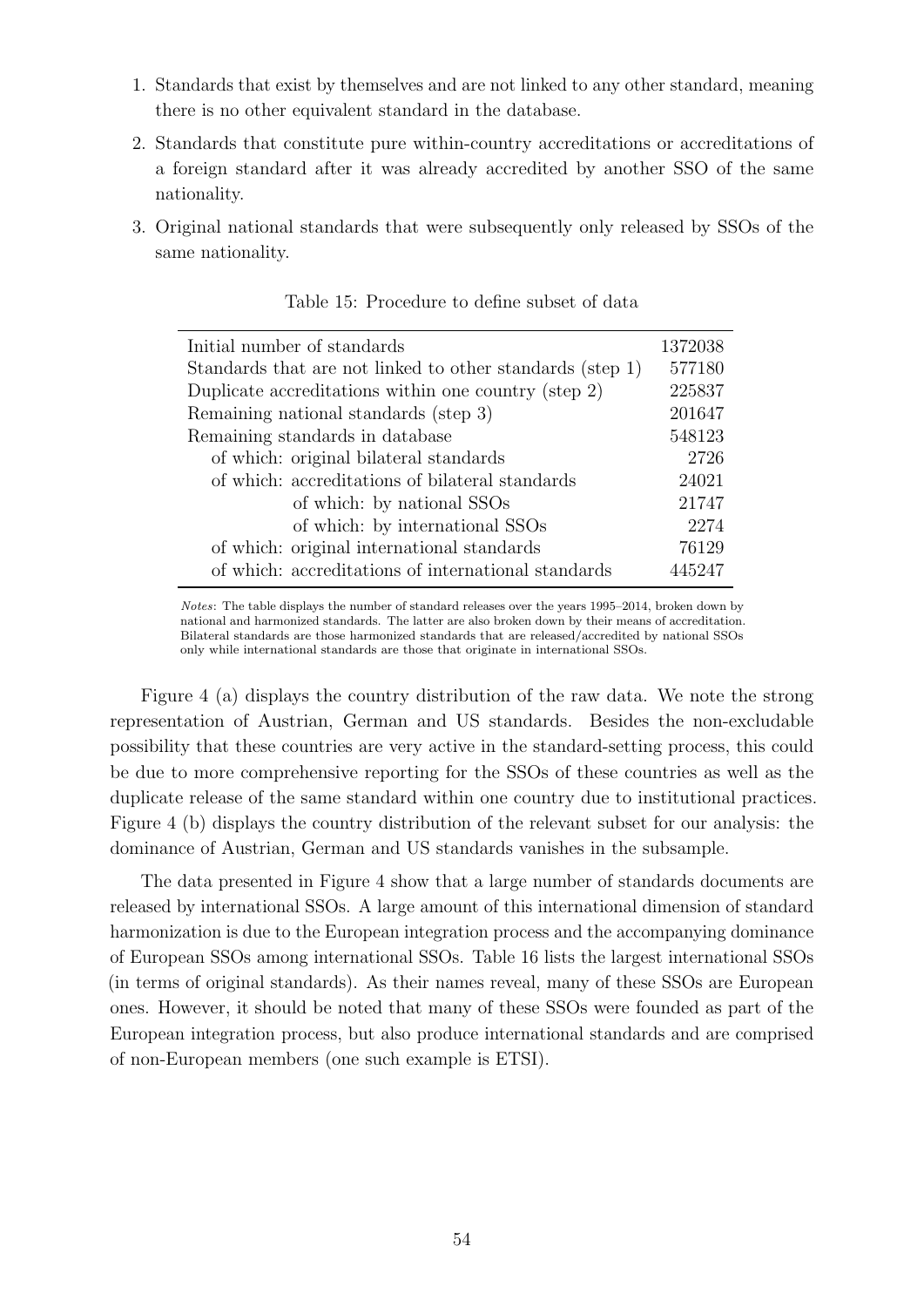1. Standards that exist by themselves and are not linked to any other standard, meaning there is no other equivalent standard in the database.
2. Standards that constitute pure within-country accreditations or accreditations of a foreign standard after it was already accredited by another SSO of the same nationality.
3. Original national standards that were subsequently only released by SSOs of the same nationality.

Table 15: Procedure to define subset of data

| | |
|---|---|
| Initial number of standards | 1372038 |
| Standards that are not linked to other standards (step 1) | 577180 |
| Duplicate accreditations within one country (step 2) | 225837 |
| Remaining national standards (step 3) | 201647 |
| Remaining standards in database | 548123 |
| of which: original bilateral standards | 2726 |
| of which: accreditations of bilateral standards | 24021 |
| of which: by national SSOs | 21747 |
| of which: by international SSOs | 2274 |
| of which: original international standards | 76129 |
| of which: accreditations of international standards | 445247 |

*Notes*: The table displays the number of standard releases over the years 1995–2014, broken down by national and harmonized standards. The latter are also broken down by their means of accreditation. Bilateral standards are those harmonized standards that are released/accredited by national SSOs only while international standards are those that originate in international SSOs.

Figure 4 (a) displays the country distribution of the raw data. We note the strong representation of Austrian, German and US standards. Besides the non-excludable possibility that these countries are very active in the standard-setting process, this could be due to more comprehensive reporting for the SSOs of these countries as well as the duplicate release of the same standard within one country due to institutional practices. Figure 4 (b) displays the country distribution of the relevant subset for our analysis: the dominance of Austrian, German and US standards vanishes in the subsample.

The data presented in Figure 4 show that a large number of standards documents are released by international SSOs. A large amount of this international dimension of standard harmonization is due to the European integration process and the accompanying dominance of European SSOs among international SSOs. Table 16 lists the largest international SSOs (in terms of original standards). As their names reveal, many of these SSOs are European ones. However, it should be noted that many of these SSOs were founded as part of the European integration process, but also produce international standards and are comprised of non-European members (one such example is ETSI).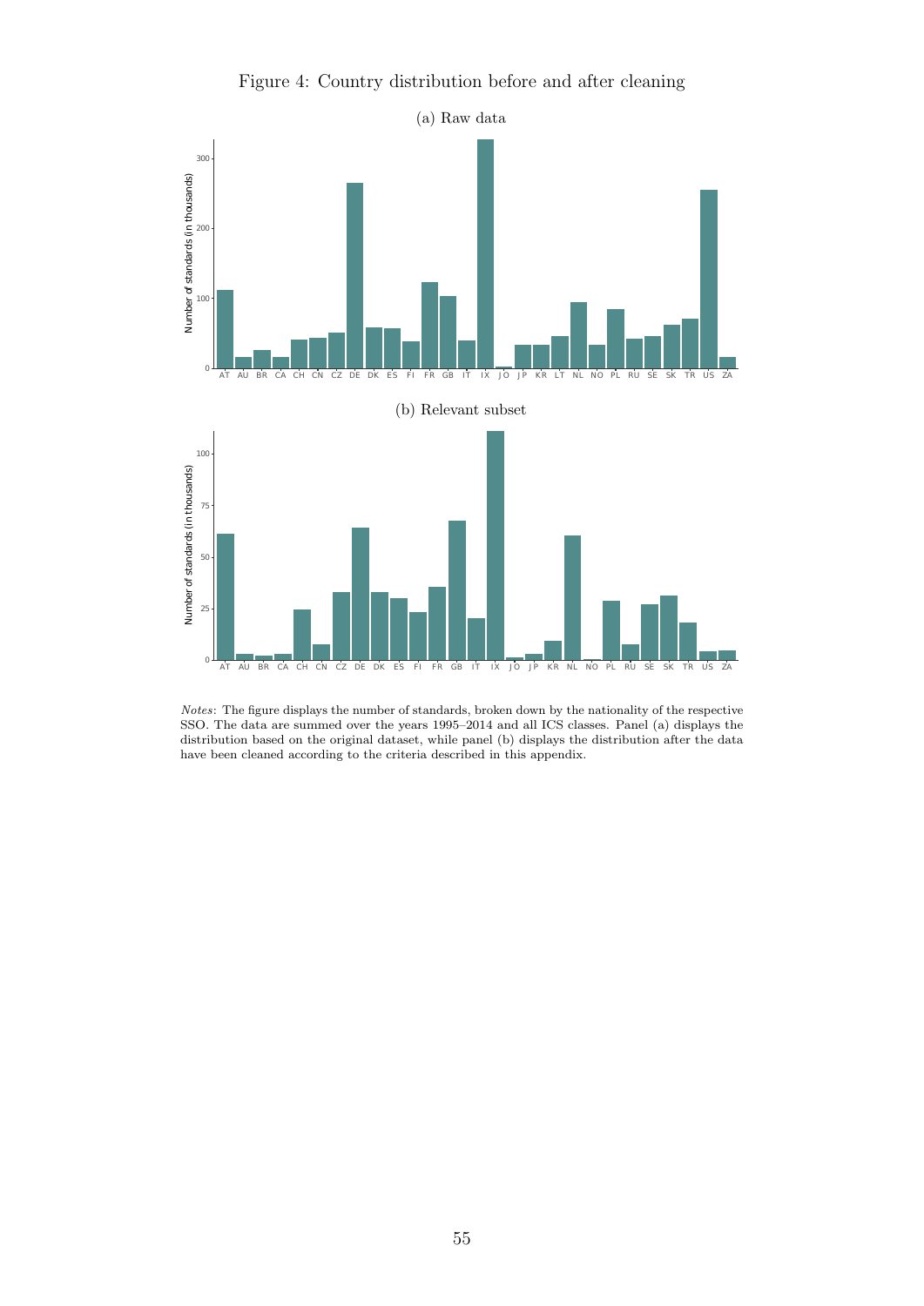Figure 4: Country distribution before and after cleaning

(a) Raw data

(b) Relevant subset

*Notes*: The figure displays the number of standards, broken down by the nationality of the respective SSO. The data are summed over the years 1995–2014 and all ICS classes. Panel (a) displays the distribution based on the original dataset, while panel (b) displays the distribution after the data have been cleaned according to the criteria described in this appendix.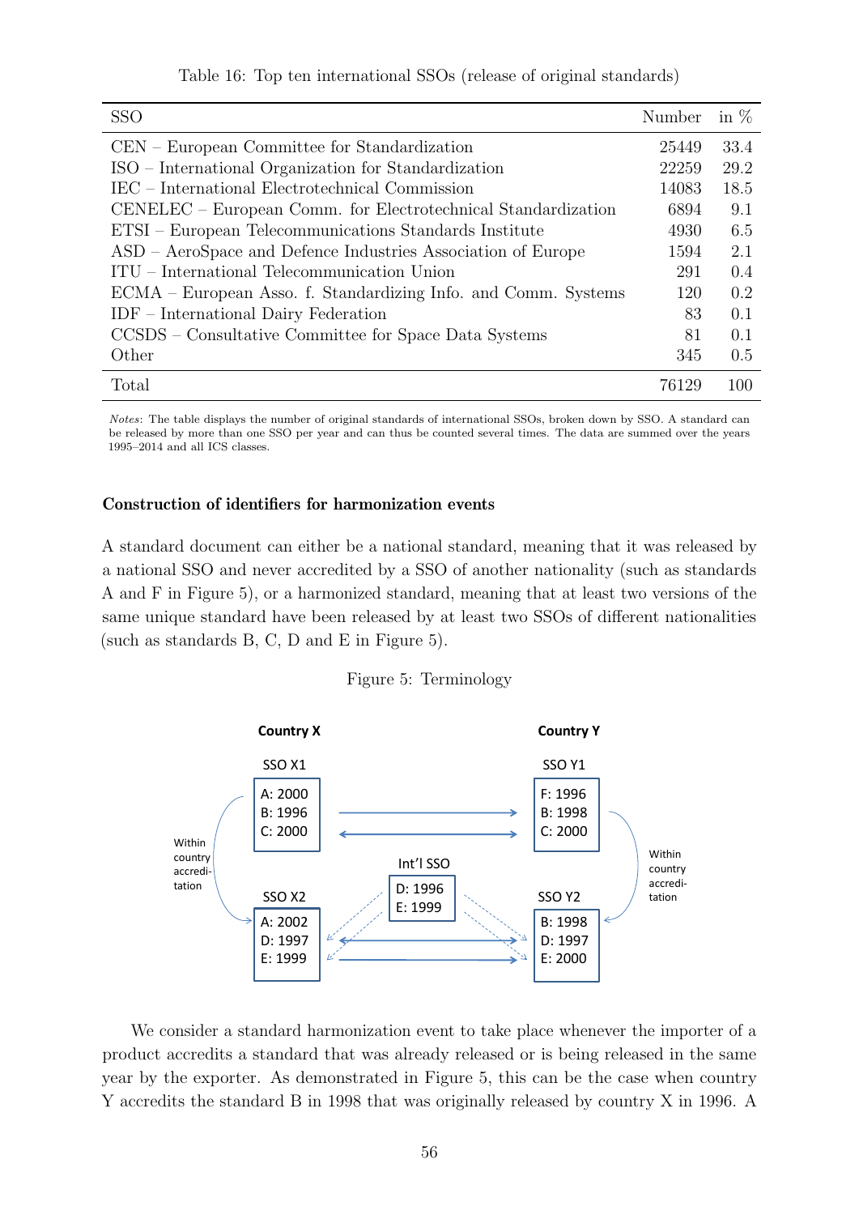Table 16: Top ten international SSOs (release of original standards)

| SSO | Number | in % |
|---|---|---|
| CEN – European Committee for Standardization | 25449 | 33.4 |
| ISO – International Organization for Standardization | 22259 | 29.2 |
| IEC – International Electrotechnical Commission | 14083 | 18.5 |
| CENELEC – European Comm. for Electrotechnical Standardization | 6894 | 9.1 |
| ETSI – European Telecommunications Standards Institute | 4930 | 6.5 |
| ASD – AeroSpace and Defence Industries Association of Europe | 1594 | 2.1 |
| ITU – International Telecommunication Union | 291 | 0.4 |
| ECMA – European Asso. f. Standardizing Info. and Comm. Systems | 120 | 0.2 |
| IDF – International Dairy Federation | 83 | 0.1 |
| CCSDS – Consultative Committee for Space Data Systems | 81 | 0.1 |
| Other | 345 | 0.5 |
| Total | 76129 | 100 |

*Notes*: The table displays the number of original standards of international SSOs, broken down by SSO. A standard can be released by more than one SSO per year and can thus be counted several times. The data are summed over the years 1995–2014 and all ICS classes.

**Construction of identifiers for harmonization events**

A standard document can either be a national standard, meaning that it was released by a national SSO and never accredited by a SSO of another nationality (such as standards A and F in Figure 5), or a harmonized standard, meaning that at least two versions of the same unique standard have been released by at least two SSOs of different nationalities (such as standards B, C, D and E in Figure 5).

Figure 5: Terminology

Country X

SSO X1: A: 2000, B: 1996, C: 2000

SSO X2: A: 2002, D: 1997, E: 1999

Int'l SSO: D: 1996, E: 1999

Country Y

SSO Y1: F: 1996, B: 1998, C: 2000

SSO Y2: B: 1998, D: 1997, E: 2000

Within country accreditation

We consider a standard harmonization event to take place whenever the importer of a product accredits a standard that was already released or is being released in the same year by the exporter. As demonstrated in Figure 5, this can be the case when country Y accredits the standard B in 1998 that was originally released by country X in 1996. A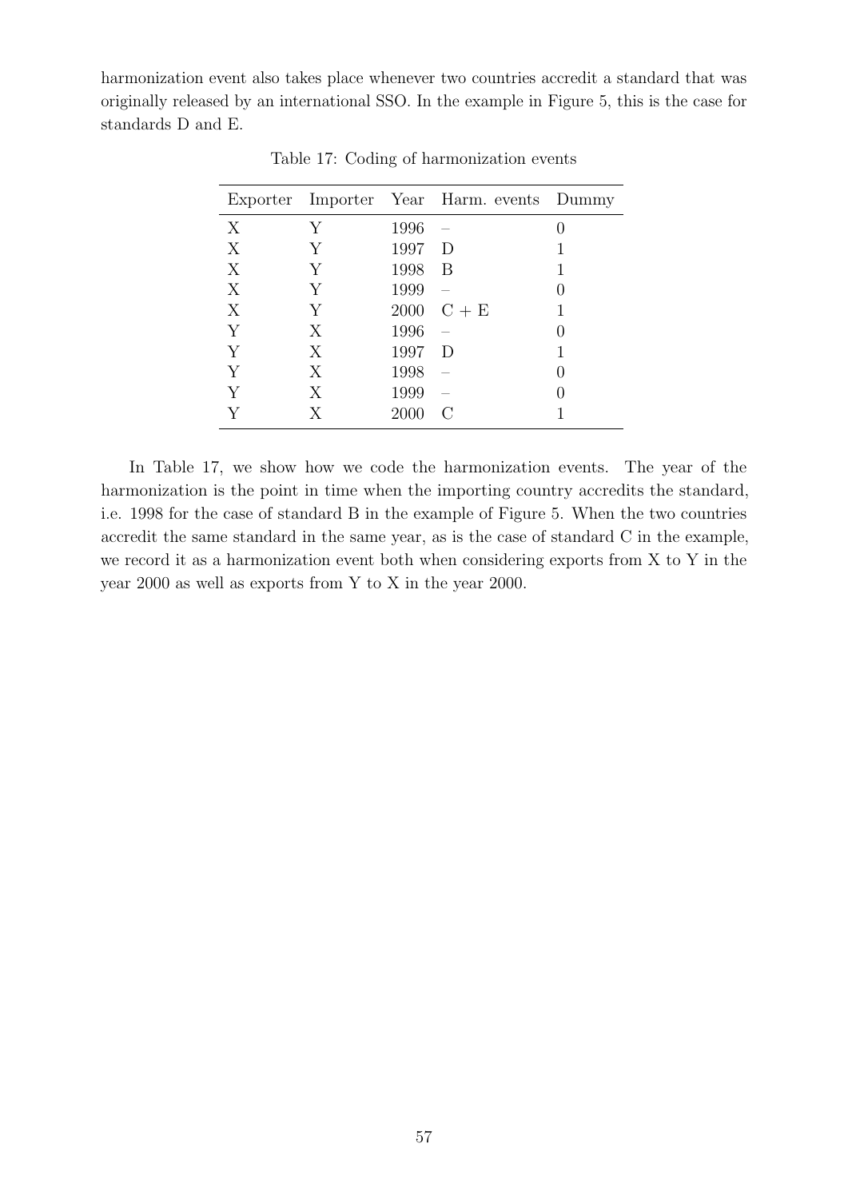harmonization event also takes place whenever two countries accredit a standard that was originally released by an international SSO. In the example in Figure 5, this is the case for standards D and E.

Table 17: Coding of harmonization events

| Exporter | Importer | Year | Harm. events | Dummy |
|---|---|---|---|---|
| X | Y | 1996 | – | 0 |
| X | Y | 1997 | D | 1 |
| X | Y | 1998 | B | 1 |
| X | Y | 1999 | – | 0 |
| X | Y | 2000 | C + E | 1 |
| Y | X | 1996 | – | 0 |
| Y | X | 1997 | D | 1 |
| Y | X | 1998 | – | 0 |
| Y | X | 1999 | – | 0 |
| Y | X | 2000 | C | 1 |

In Table 17, we show how we code the harmonization events. The year of the harmonization is the point in time when the importing country accredits the standard, i.e. 1998 for the case of standard B in the example of Figure 5. When the two countries accredit the same standard in the same year, as is the case of standard C in the example, we record it as a harmonization event both when considering exports from X to Y in the year 2000 as well as exports from Y to X in the year 2000.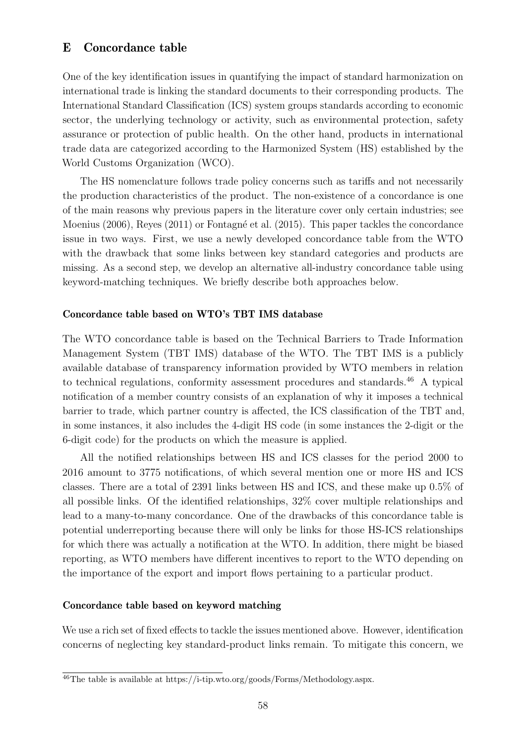## E Concordance table

One of the key identification issues in quantifying the impact of standard harmonization on international trade is linking the standard documents to their corresponding products. The International Standard Classification (ICS) system groups standards according to economic sector, the underlying technology or activity, such as environmental protection, safety assurance or protection of public health. On the other hand, products in international trade data are categorized according to the Harmonized System (HS) established by the World Customs Organization (WCO).

The HS nomenclature follows trade policy concerns such as tariffs and not necessarily the production characteristics of the product. The non-existence of a concordance is one of the main reasons why previous papers in the literature cover only certain industries; see Moenius (2006), Reyes (2011) or Fontagné et al. (2015). This paper tackles the concordance issue in two ways. First, we use a newly developed concordance table from the WTO with the drawback that some links between key standard categories and products are missing. As a second step, we develop an alternative all-industry concordance table using keyword-matching techniques. We briefly describe both approaches below.

#### Concordance table based on WTO's TBT IMS database

The WTO concordance table is based on the Technical Barriers to Trade Information Management System (TBT IMS) database of the WTO. The TBT IMS is a publicly available database of transparency information provided by WTO members in relation to technical regulations, conformity assessment procedures and standards.[46] A typical notification of a member country consists of an explanation of why it imposes a technical barrier to trade, which partner country is affected, the ICS classification of the TBT and, in some instances, it also includes the 4-digit HS code (in some instances the 2-digit or the 6-digit code) for the products on which the measure is applied.

All the notified relationships between HS and ICS classes for the period 2000 to 2016 amount to 3775 notifications, of which several mention one or more HS and ICS classes. There are a total of 2391 links between HS and ICS, and these make up 0.5% of all possible links. Of the identified relationships, 32% cover multiple relationships and lead to a many-to-many concordance. One of the drawbacks of this concordance table is potential underreporting because there will only be links for those HS-ICS relationships for which there was actually a notification at the WTO. In addition, there might be biased reporting, as WTO members have different incentives to report to the WTO depending on the importance of the export and import flows pertaining to a particular product.

#### Concordance table based on keyword matching

We use a rich set of fixed effects to tackle the issues mentioned above. However, identification concerns of neglecting key standard-product links remain. To mitigate this concern, we

[46] The table is available at https://i-tip.wto.org/goods/Forms/Methodology.aspx.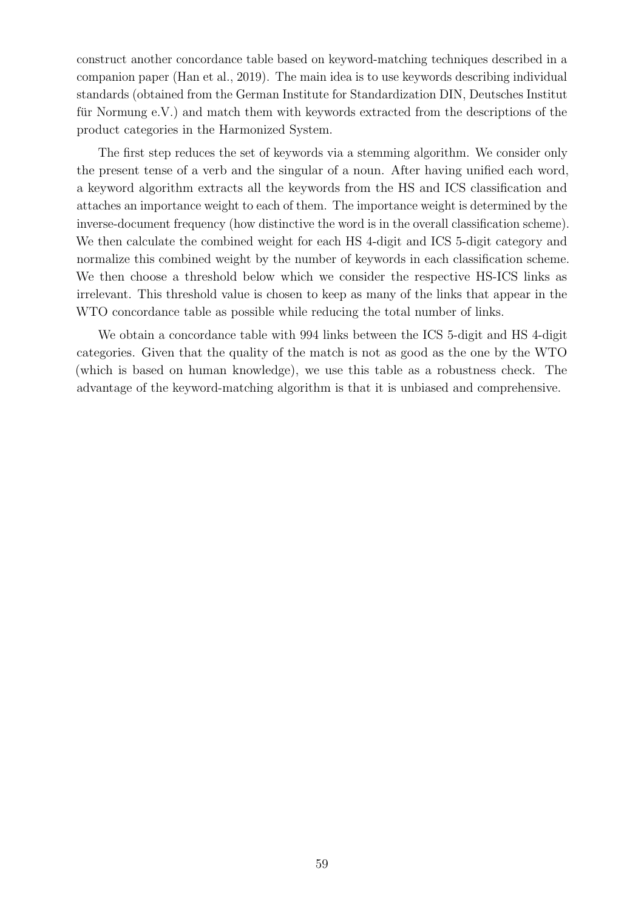construct another concordance table based on keyword-matching techniques described in a companion paper (Han et al., 2019). The main idea is to use keywords describing individual standards (obtained from the German Institute for Standardization DIN, Deutsches Institut für Normung e.V.) and match them with keywords extracted from the descriptions of the product categories in the Harmonized System.

The first step reduces the set of keywords via a stemming algorithm. We consider only the present tense of a verb and the singular of a noun. After having unified each word, a keyword algorithm extracts all the keywords from the HS and ICS classification and attaches an importance weight to each of them. The importance weight is determined by the inverse-document frequency (how distinctive the word is in the overall classification scheme). We then calculate the combined weight for each HS 4-digit and ICS 5-digit category and normalize this combined weight by the number of keywords in each classification scheme. We then choose a threshold below which we consider the respective HS-ICS links as irrelevant. This threshold value is chosen to keep as many of the links that appear in the WTO concordance table as possible while reducing the total number of links.

We obtain a concordance table with 994 links between the ICS 5-digit and HS 4-digit categories. Given that the quality of the match is not as good as the one by the WTO (which is based on human knowledge), we use this table as a robustness check. The advantage of the keyword-matching algorithm is that it is unbiased and comprehensive.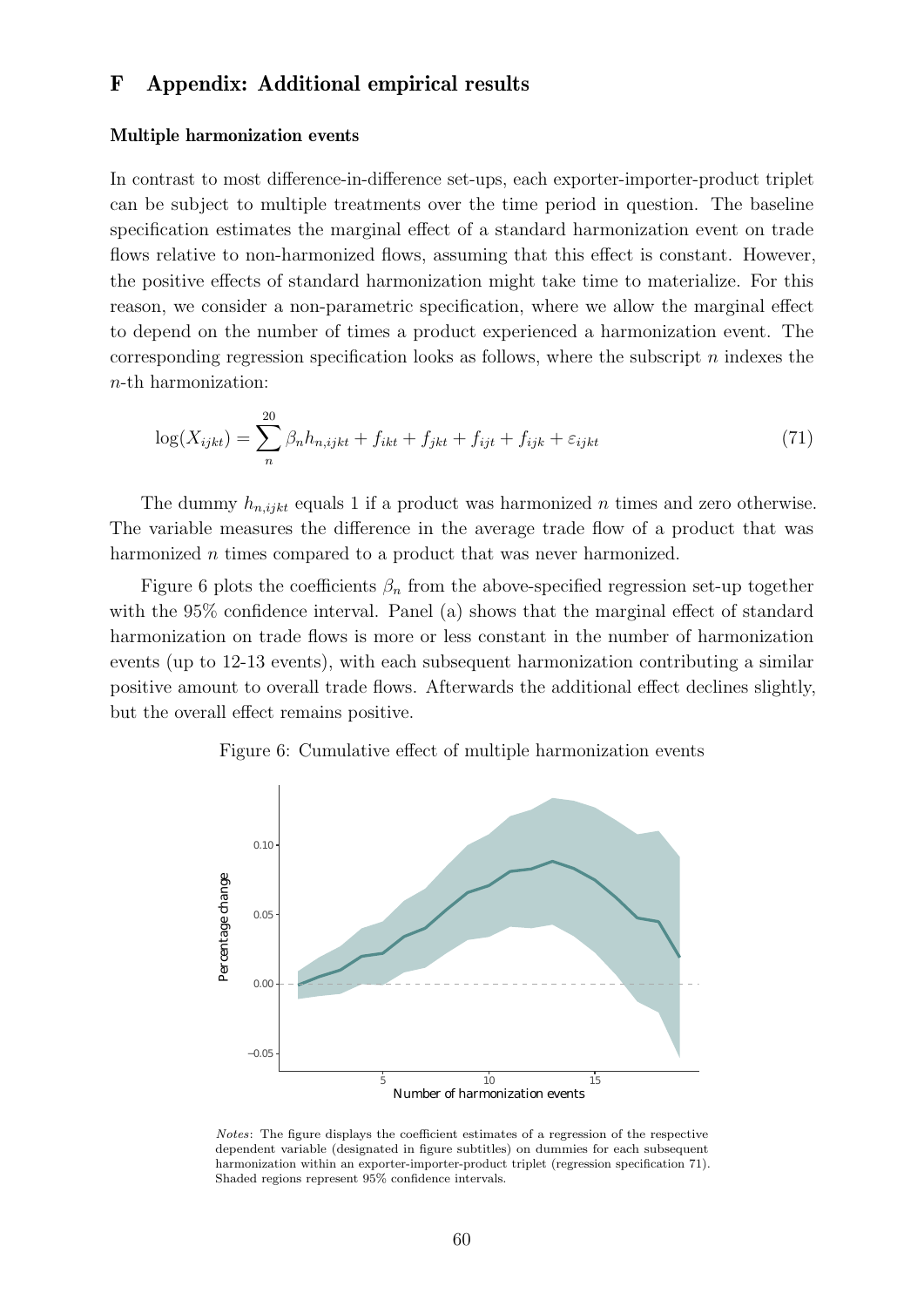# F Appendix: Additional empirical results

### Multiple harmonization events

In contrast to most difference-in-difference set-ups, each exporter-importer-product triplet can be subject to multiple treatments over the time period in question. The baseline specification estimates the marginal effect of a standard harmonization event on trade flows relative to non-harmonized flows, assuming that this effect is constant. However, the positive effects of standard harmonization might take time to materialize. For this reason, we consider a non-parametric specification, where we allow the marginal effect to depend on the number of times a product experienced a harmonization event. The corresponding regression specification looks as follows, where the subscript $n$ indexes the $n$-th harmonization:

$$\log(X_{ijkt}) = \sum_{n}^{20} \beta_n h_{n,ijkt} + f_{ikt} + f_{jkt} + f_{ijt} + f_{ijk} + \varepsilon_{ijkt} \tag{71}$$

The dummy $h_{n,ijkt}$ equals 1 if a product was harmonized $n$ times and zero otherwise. The variable measures the difference in the average trade flow of a product that was harmonized $n$ times compared to a product that was never harmonized.

Figure 6 plots the coefficients $\beta_n$ from the above-specified regression set-up together with the 95% confidence interval. Panel (a) shows that the marginal effect of standard harmonization on trade flows is more or less constant in the number of harmonization events (up to 12-13 events), with each subsequent harmonization contributing a similar positive amount to overall trade flows. Afterwards the additional effect declines slightly, but the overall effect remains positive.

Figure 6: Cumulative effect of multiple harmonization events

*Notes*: The figure displays the coefficient estimates of a regression of the respective dependent variable (designated in figure subtitles) on dummies for each subsequent harmonization within an exporter-importer-product triplet (regression specification 71). Shaded regions represent 95% confidence intervals.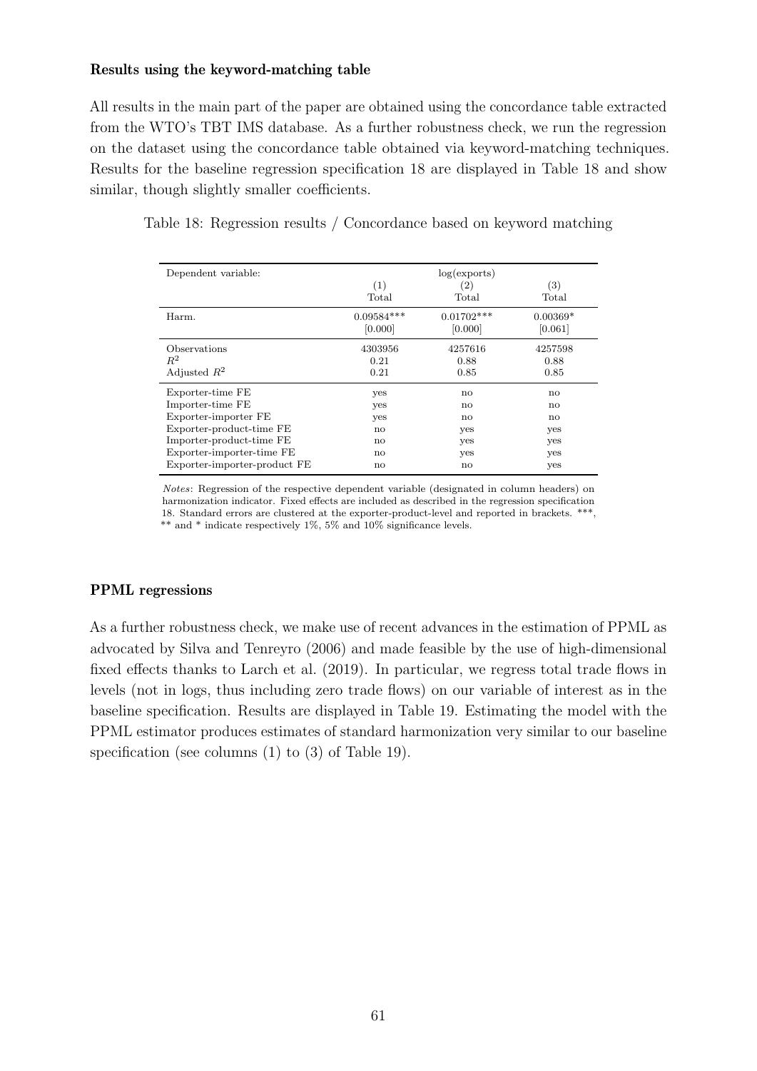**Results using the keyword-matching table**

All results in the main part of the paper are obtained using the concordance table extracted from the WTO's TBT IMS database. As a further robustness check, we run the regression on the dataset using the concordance table obtained via keyword-matching techniques. Results for the baseline regression specification 18 are displayed in Table 18 and show similar, though slightly smaller coefficients.

Table 18: Regression results / Concordance based on keyword matching

| Dependent variable: | log(exports) | | |
|---|---|---|---|
| | (1) | (2) | (3) |
| | Total | Total | Total |
| Harm. | 0.09584*** | 0.01702*** | 0.00369* |
| | [0.000] | [0.000] | [0.061] |
| Observations | 4303956 | 4257616 | 4257598 |
| $R^2$ | 0.21 | 0.88 | 0.88 |
| Adjusted $R^2$ | 0.21 | 0.85 | 0.85 |
| Exporter-time FE | yes | no | no |
| Importer-time FE | yes | no | no |
| Exporter-importer FE | yes | no | no |
| Exporter-product-time FE | no | yes | yes |
| Importer-product-time FE | no | yes | yes |
| Exporter-importer-time FE | no | yes | yes |
| Exporter-importer-product FE | no | no | yes |

*Notes*: Regression of the respective dependent variable (designated in column headers) on harmonization indicator. Fixed effects are included as described in the regression specification 18. Standard errors are clustered at the exporter-product-level and reported in brackets. ***, ** and * indicate respectively 1%, 5% and 10% significance levels.

**PPML regressions**

As a further robustness check, we make use of recent advances in the estimation of PPML as advocated by Silva and Tenreyro (2006) and made feasible by the use of high-dimensional fixed effects thanks to Larch et al. (2019). In particular, we regress total trade flows in levels (not in logs, thus including zero trade flows) on our variable of interest as in the baseline specification. Results are displayed in Table 19. Estimating the model with the PPML estimator produces estimates of standard harmonization very similar to our baseline specification (see columns (1) to (3) of Table 19).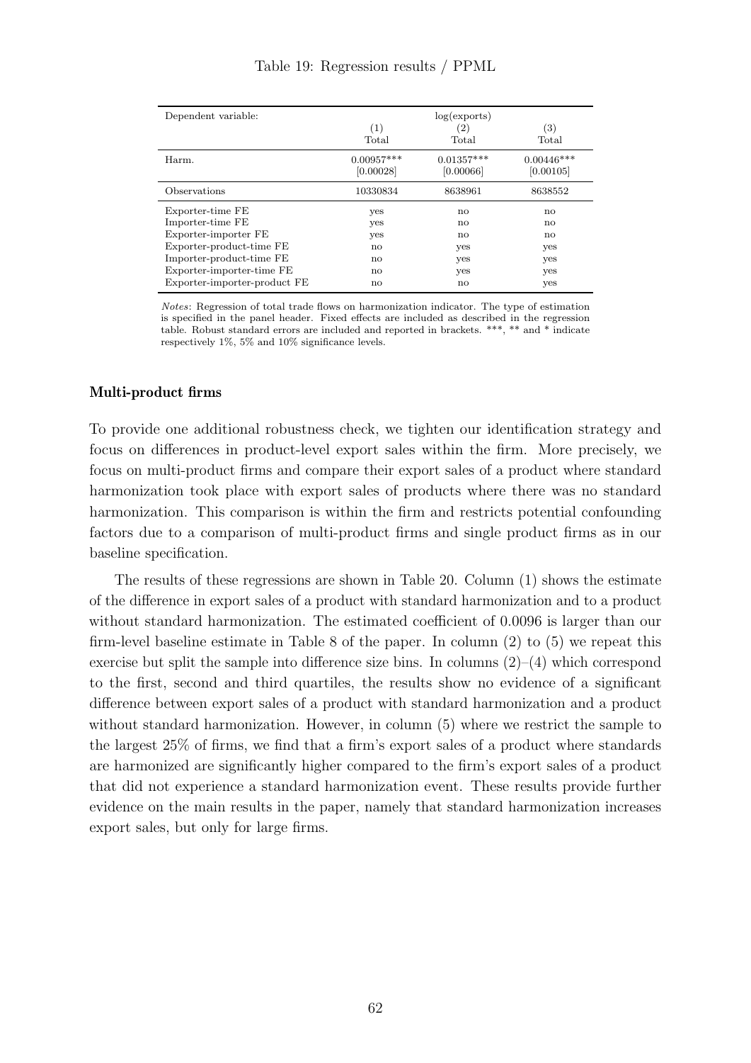Table 19: Regression results / PPML

| Dependent variable: | log(exports) | | |
|---|---|---|---|
| | (1) | (2) | (3) |
| | Total | Total | Total |
| Harm. | 0.00957*** | 0.01357*** | 0.00446*** |
| | [0.00028] | [0.00066] | [0.00105] |
| Observations | 10330834 | 8638961 | 8638552 |
| Exporter-time FE | yes | no | no |
| Importer-time FE | yes | no | no |
| Exporter-importer FE | yes | no | no |
| Exporter-product-time FE | no | yes | yes |
| Importer-product-time FE | no | yes | yes |
| Exporter-importer-time FE | no | yes | yes |
| Exporter-importer-product FE | no | no | yes |

*Notes*: Regression of total trade flows on harmonization indicator. The type of estimation is specified in the panel header. Fixed effects are included as described in the regression table. Robust standard errors are included and reported in brackets. ***, ** and * indicate respectively 1%, 5% and 10% significance levels.

**Multi-product firms**

To provide one additional robustness check, we tighten our identification strategy and focus on differences in product-level export sales within the firm. More precisely, we focus on multi-product firms and compare their export sales of a product where standard harmonization took place with export sales of products where there was no standard harmonization. This comparison is within the firm and restricts potential confounding factors due to a comparison of multi-product firms and single product firms as in our baseline specification.

The results of these regressions are shown in Table 20. Column (1) shows the estimate of the difference in export sales of a product with standard harmonization and to a product without standard harmonization. The estimated coefficient of 0.0096 is larger than our firm-level baseline estimate in Table 8 of the paper. In column (2) to (5) we repeat this exercise but split the sample into difference size bins. In columns (2)–(4) which correspond to the first, second and third quartiles, the results show no evidence of a significant difference between export sales of a product with standard harmonization and a product without standard harmonization. However, in column (5) where we restrict the sample to the largest 25% of firms, we find that a firm's export sales of a product where standards are harmonized are significantly higher compared to the firm's export sales of a product that did not experience a standard harmonization event. These results provide further evidence on the main results in the paper, namely that standard harmonization increases export sales, but only for large firms.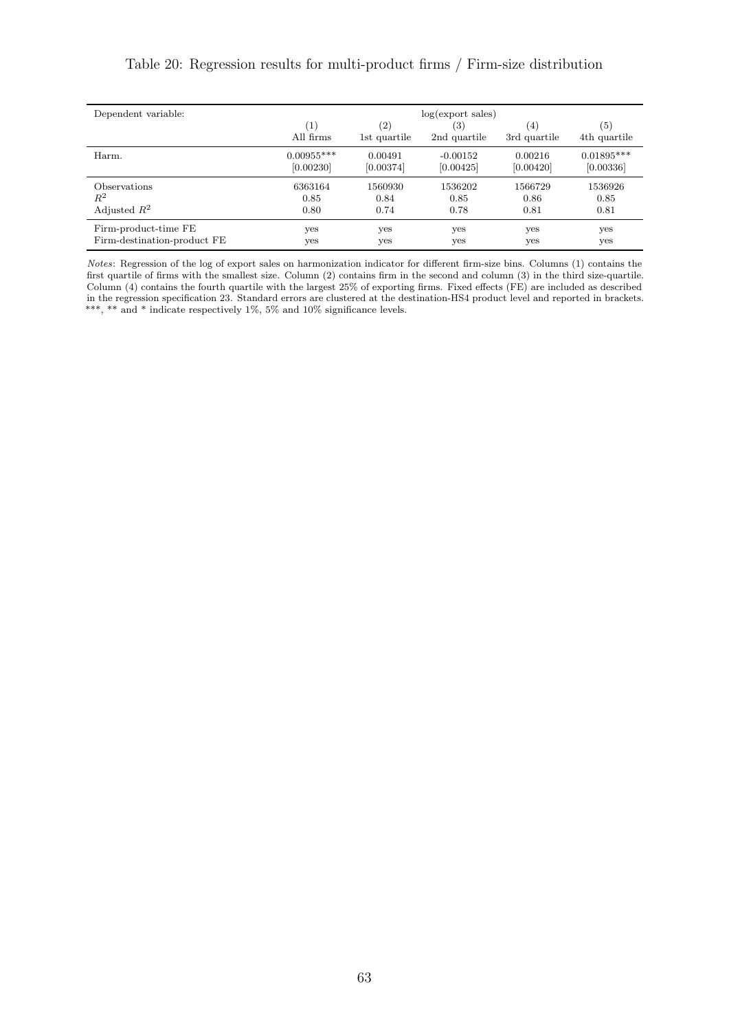Table 20: Regression results for multi-product firms / Firm-size distribution

| Dependent variable: | log(export sales) | | | | |
|---|---|---|---|---|---|
| | (1) | (2) | (3) | (4) | (5) |
| | All firms | 1st quartile | 2nd quartile | 3rd quartile | 4th quartile |
| Harm. | 0.00955*** | 0.00491 | -0.00152 | 0.00216 | 0.01895*** |
| | [0.00230] | [0.00374] | [0.00425] | [0.00420] | [0.00336] |
| Observations | 6363164 | 1560930 | 1536202 | 1566729 | 1536926 |
| $R^2$ | 0.85 | 0.84 | 0.85 | 0.86 | 0.85 |
| Adjusted $R^2$ | 0.80 | 0.74 | 0.78 | 0.81 | 0.81 |
| Firm-product-time FE | yes | yes | yes | yes | yes |
| Firm-destination-product FE | yes | yes | yes | yes | yes |

*Notes*: Regression of the log of export sales on harmonization indicator for different firm-size bins. Columns (1) contains the first quartile of firms with the smallest size. Column (2) contains firm in the second and column (3) in the third size-quartile. Column (4) contains the fourth quartile with the largest 25% of exporting firms. Fixed effects (FE) are included as described in the regression specification 23. Standard errors are clustered at the destination-HS4 product level and reported in brackets. ***, ** and * indicate respectively 1%, 5% and 10% significance levels.